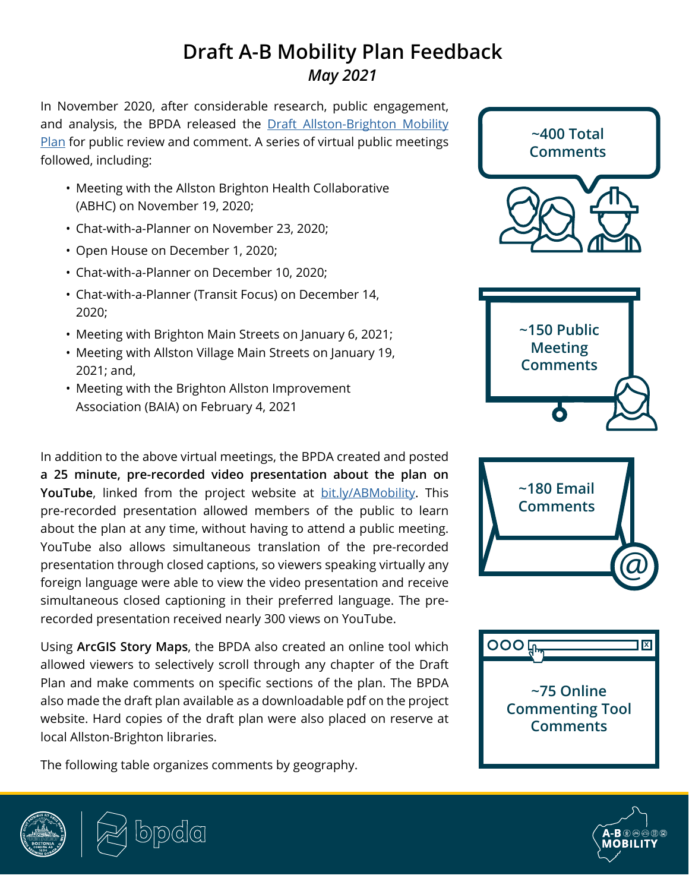# Draft A-B Mobility Plan Feedback

*May 2021*

In November 2020, after considerable research, public engagement, and analysis, the BPDA released the Draft Allston-Brighton Mobility Plan for public review and comment. A series of virtual public meetings followed, including:

- Meeting with the Allston Brighton Health Collaborative (ABHC) on November 19, 2020;
- Chat-with-a-Planner on November 23, 2020;
- Open House on December 1, 2020;
- Chat-with-a-Planner on December 10, 2020;
- Chat-with-a-Planner (Transit Focus) on December 14, 2020;
- Meeting with Brighton Main Streets on January 6, 2021;
- Meeting with Allston Village Main Streets on January 19, 2021; and,
- Meeting with the Brighton Allston Improvement Association (BAIA) on February 4, 2021

In addition to the above virtual meetings, the BPDA created and posted **a 25 minute, pre-recorded video presentation about the plan on YouTube**, linked from the project website at bit.ly/ABMobility. This pre-recorded presentation allowed members of the public to learn about the plan at any time, without having to attend a public meeting. YouTube also allows simultaneous translation of the pre-recorded presentation through closed captions, so viewers speaking virtually any foreign language were able to view the video presentation and receive simultaneous closed captioning in their preferred language. The pre-recorded presentation received nearly 300 views on YouTube.

Using **ArcGIS Story Maps**, the BPDA also created an online tool which allowed viewers to selectively scroll through any chapter of the Draft Plan and make comments on specific sections of the plan. The BPDA also made the draft plan available as a downloadable pdf on the project website. Hard copies of the draft plan were also placed on reserve at local Allston-Brighton libraries.

The following table organizes comments by geography.

**~400 Total Comments**

**~150 Public Meeting Comments**

**~180 Email Comments**

**~75 Online Commenting Tool Comments**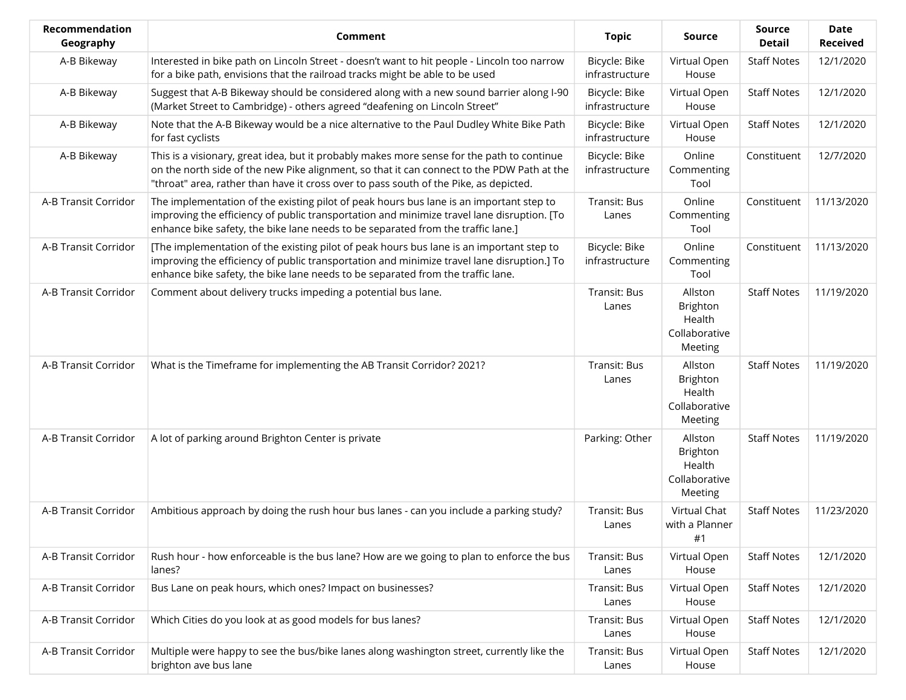| Recommendation Geography | Comment | Topic | Source | Source Detail | Date Received |
|---|---|---|---|---|---|
| A-B Bikeway | Interested in bike path on Lincoln Street - doesn't want to hit people - Lincoln too narrow for a bike path, envisions that the railroad tracks might be able to be used | Bicycle: Bike infrastructure | Virtual Open House | Staff Notes | 12/1/2020 |
| A-B Bikeway | Suggest that A-B Bikeway should be considered along with a new sound barrier along I-90 (Market Street to Cambridge) - others agreed "deafening on Lincoln Street" | Bicycle: Bike infrastructure | Virtual Open House | Staff Notes | 12/1/2020 |
| A-B Bikeway | Note that the A-B Bikeway would be a nice alternative to the Paul Dudley White Bike Path for fast cyclists | Bicycle: Bike infrastructure | Virtual Open House | Staff Notes | 12/1/2020 |
| A-B Bikeway | This is a visionary, great idea, but it probably makes more sense for the path to continue on the north side of the new Pike alignment, so that it can connect to the PDW Path at the "throat" area, rather than have it cross over to pass south of the Pike, as depicted. | Bicycle: Bike infrastructure | Online Commenting Tool | Constituent | 12/7/2020 |
| A-B Transit Corridor | The implementation of the existing pilot of peak hours bus lane is an important step to improving the efficiency of public transportation and minimize travel lane disruption. [To enhance bike safety, the bike lane needs to be separated from the traffic lane.] | Transit: Bus Lanes | Online Commenting Tool | Constituent | 11/13/2020 |
| A-B Transit Corridor | [The implementation of the existing pilot of peak hours bus lane is an important step to improving the efficiency of public transportation and minimize travel lane disruption.] To enhance bike safety, the bike lane needs to be separated from the traffic lane. | Bicycle: Bike infrastructure | Online Commenting Tool | Constituent | 11/13/2020 |
| A-B Transit Corridor | Comment about delivery trucks impeding a potential bus lane. | Transit: Bus Lanes | Allston Brighton Health Collaborative Meeting | Staff Notes | 11/19/2020 |
| A-B Transit Corridor | What is the Timeframe for implementing the AB Transit Corridor? 2021? | Transit: Bus Lanes | Allston Brighton Health Collaborative Meeting | Staff Notes | 11/19/2020 |
| A-B Transit Corridor | A lot of parking around Brighton Center is private | Parking: Other | Allston Brighton Health Collaborative Meeting | Staff Notes | 11/19/2020 |
| A-B Transit Corridor | Ambitious approach by doing the rush hour bus lanes - can you include a parking study? | Transit: Bus Lanes | Virtual Chat with a Planner #1 | Staff Notes | 11/23/2020 |
| A-B Transit Corridor | Rush hour - how enforceable is the bus lane? How are we going to plan to enforce the bus lanes? | Transit: Bus Lanes | Virtual Open House | Staff Notes | 12/1/2020 |
| A-B Transit Corridor | Bus Lane on peak hours, which ones? Impact on businesses? | Transit: Bus Lanes | Virtual Open House | Staff Notes | 12/1/2020 |
| A-B Transit Corridor | Which Cities do you look at as good models for bus lanes? | Transit: Bus Lanes | Virtual Open House | Staff Notes | 12/1/2020 |
| A-B Transit Corridor | Multiple were happy to see the bus/bike lanes along washington street, currently like the brighton ave bus lane | Transit: Bus Lanes | Virtual Open House | Staff Notes | 12/1/2020 |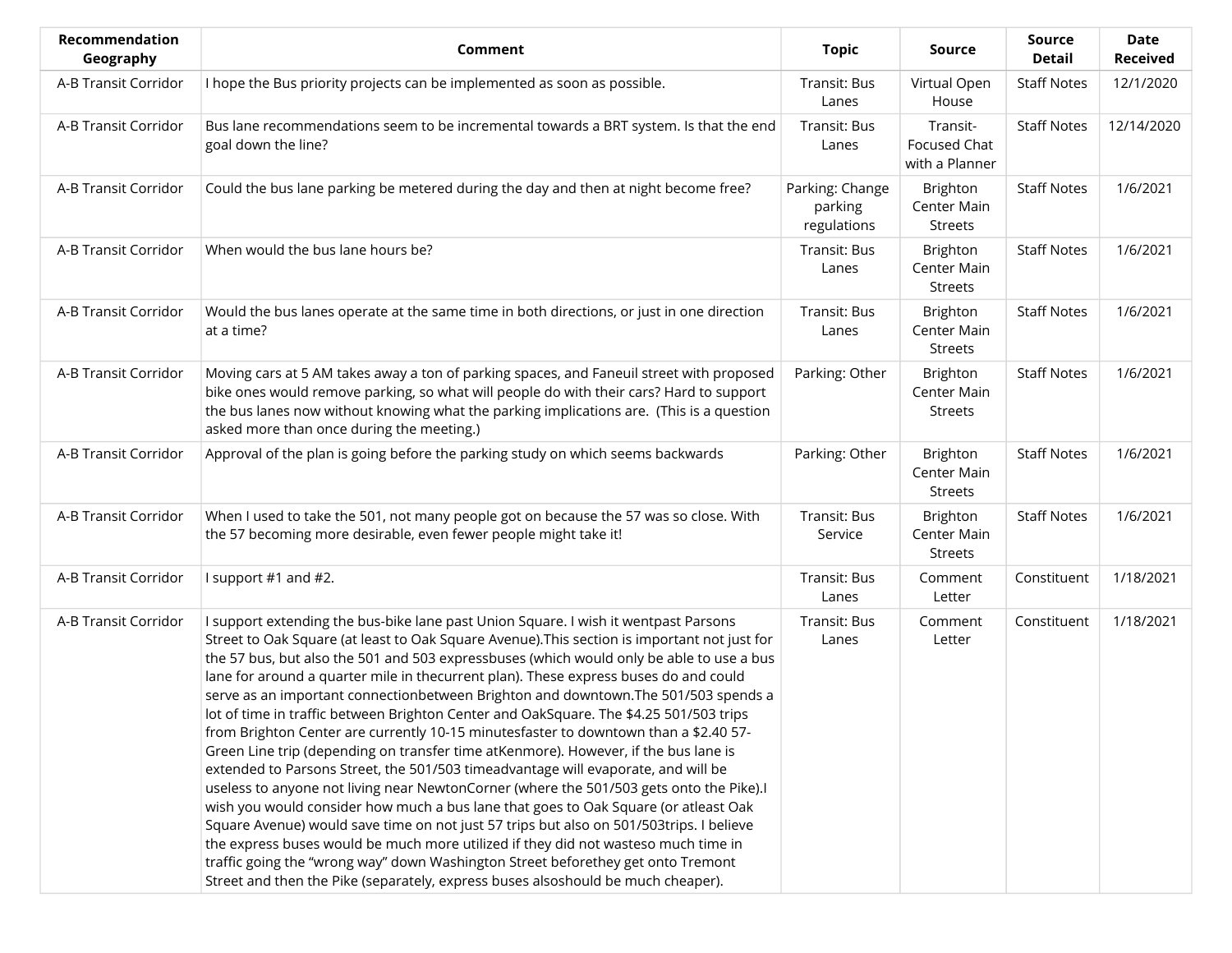| Recommendation Geography | Comment | Topic | Source | Source Detail | Date Received |
|---|---|---|---|---|---|
| A-B Transit Corridor | I hope the Bus priority projects can be implemented as soon as possible. | Transit: Bus Lanes | Virtual Open House | Staff Notes | 12/1/2020 |
| A-B Transit Corridor | Bus lane recommendations seem to be incremental towards a BRT system. Is that the end goal down the line? | Transit: Bus Lanes | Transit-Focused Chat with a Planner | Staff Notes | 12/14/2020 |
| A-B Transit Corridor | Could the bus lane parking be metered during the day and then at night become free? | Parking: Change parking regulations | Brighton Center Main Streets | Staff Notes | 1/6/2021 |
| A-B Transit Corridor | When would the bus lane hours be? | Transit: Bus Lanes | Brighton Center Main Streets | Staff Notes | 1/6/2021 |
| A-B Transit Corridor | Would the bus lanes operate at the same time in both directions, or just in one direction at a time? | Transit: Bus Lanes | Brighton Center Main Streets | Staff Notes | 1/6/2021 |
| A-B Transit Corridor | Moving cars at 5 AM takes away a ton of parking spaces, and Faneuil street with proposed bike ones would remove parking, so what will people do with their cars? Hard to support the bus lanes now without knowing what the parking implications are. (This is a question asked more than once during the meeting.) | Parking: Other | Brighton Center Main Streets | Staff Notes | 1/6/2021 |
| A-B Transit Corridor | Approval of the plan is going before the parking study on which seems backwards | Parking: Other | Brighton Center Main Streets | Staff Notes | 1/6/2021 |
| A-B Transit Corridor | When I used to take the 501, not many people got on because the 57 was so close. With the 57 becoming more desirable, even fewer people might take it! | Transit: Bus Service | Brighton Center Main Streets | Staff Notes | 1/6/2021 |
| A-B Transit Corridor | I support #1 and #2. | Transit: Bus Lanes | Comment Letter | Constituent | 1/18/2021 |
| A-B Transit Corridor | I support extending the bus-bike lane past Union Square. I wish it wentpast Parsons Street to Oak Square (at least to Oak Square Avenue).This section is important not just for the 57 bus, but also the 501 and 503 expressbuses (which would only be able to use a bus lane for around a quarter mile in thecurrent plan). These express buses do and could serve as an important connectionbetween Brighton and downtown.The 501/503 spends a lot of time in traffic between Brighton Center and OakSquare. The $4.25 501/503 trips from Brighton Center are currently 10-15 minutesfaster to downtown than a $2.40 57-Green Line trip (depending on transfer time atKenmore). However, if the bus lane is extended to Parsons Street, the 501/503 timeadvantage will evaporate, and will be useless to anyone not living near NewtonCorner (where the 501/503 gets onto the Pike).I wish you would consider how much a bus lane that goes to Oak Square (or atleast Oak Square Avenue) would save time on not just 57 trips but also on 501/503trips. I believe the express buses would be much more utilized if they did not wasteso much time in traffic going the "wrong way" down Washington Street beforethey get onto Tremont Street and then the Pike (separately, express buses alsoshould be much cheaper). | Transit: Bus Lanes | Comment Letter | Constituent | 1/18/2021 |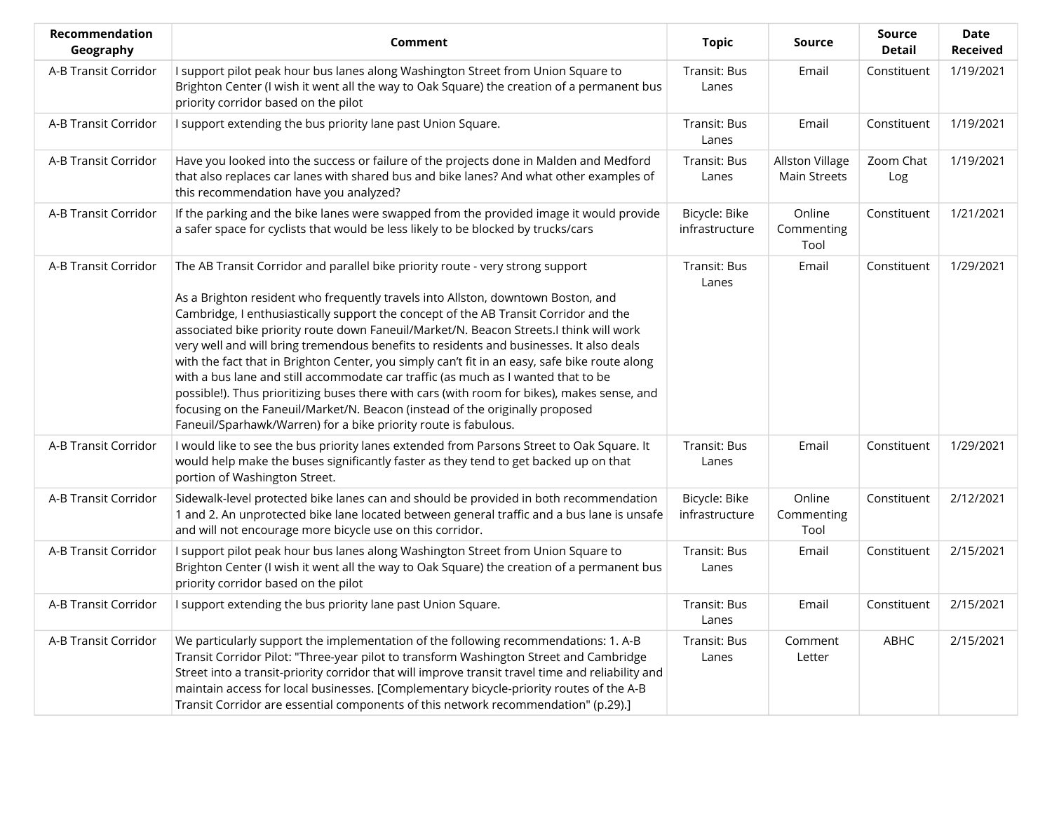| Recommendation Geography | Comment | Topic | Source | Source Detail | Date Received |
|---|---|---|---|---|---|
| A-B Transit Corridor | I support pilot peak hour bus lanes along Washington Street from Union Square to Brighton Center (I wish it went all the way to Oak Square) the creation of a permanent bus priority corridor based on the pilot | Transit: Bus Lanes | Email | Constituent | 1/19/2021 |
| A-B Transit Corridor | I support extending the bus priority lane past Union Square. | Transit: Bus Lanes | Email | Constituent | 1/19/2021 |
| A-B Transit Corridor | Have you looked into the success or failure of the projects done in Malden and Medford that also replaces car lanes with shared bus and bike lanes? And what other examples of this recommendation have you analyzed? | Transit: Bus Lanes | Allston Village Main Streets | Zoom Chat Log | 1/19/2021 |
| A-B Transit Corridor | If the parking and the bike lanes were swapped from the provided image it would provide a safer space for cyclists that would be less likely to be blocked by trucks/cars | Bicycle: Bike infrastructure | Online Commenting Tool | Constituent | 1/21/2021 |
| A-B Transit Corridor | The AB Transit Corridor and parallel bike priority route - very strong support<br><br>As a Brighton resident who frequently travels into Allston, downtown Boston, and Cambridge, I enthusiastically support the concept of the AB Transit Corridor and the associated bike priority route down Faneuil/Market/N. Beacon Streets.I think will work very well and will bring tremendous benefits to residents and businesses. It also deals with the fact that in Brighton Center, you simply can't fit in an easy, safe bike route along with a bus lane and still accommodate car traffic (as much as I wanted that to be possible!). Thus prioritizing buses there with cars (with room for bikes), makes sense, and focusing on the Faneuil/Market/N. Beacon (instead of the originally proposed Faneuil/Sparhawk/Warren) for a bike priority route is fabulous. | Transit: Bus Lanes | Email | Constituent | 1/29/2021 |
| A-B Transit Corridor | I would like to see the bus priority lanes extended from Parsons Street to Oak Square. It would help make the buses significantly faster as they tend to get backed up on that portion of Washington Street. | Transit: Bus Lanes | Email | Constituent | 1/29/2021 |
| A-B Transit Corridor | Sidewalk-level protected bike lanes can and should be provided in both recommendation 1 and 2. An unprotected bike lane located between general traffic and a bus lane is unsafe and will not encourage more bicycle use on this corridor. | Bicycle: Bike infrastructure | Online Commenting Tool | Constituent | 2/12/2021 |
| A-B Transit Corridor | I support pilot peak hour bus lanes along Washington Street from Union Square to Brighton Center (I wish it went all the way to Oak Square) the creation of a permanent bus priority corridor based on the pilot | Transit: Bus Lanes | Email | Constituent | 2/15/2021 |
| A-B Transit Corridor | I support extending the bus priority lane past Union Square. | Transit: Bus Lanes | Email | Constituent | 2/15/2021 |
| A-B Transit Corridor | We particularly support the implementation of the following recommendations: 1. A-B Transit Corridor Pilot: "Three-year pilot to transform Washington Street and Cambridge Street into a transit-priority corridor that will improve transit travel time and reliability and maintain access for local businesses. [Complementary bicycle-priority routes of the A-B Transit Corridor are essential components of this network recommendation" (p.29).] | Transit: Bus Lanes | Comment Letter | ABHC | 2/15/2021 |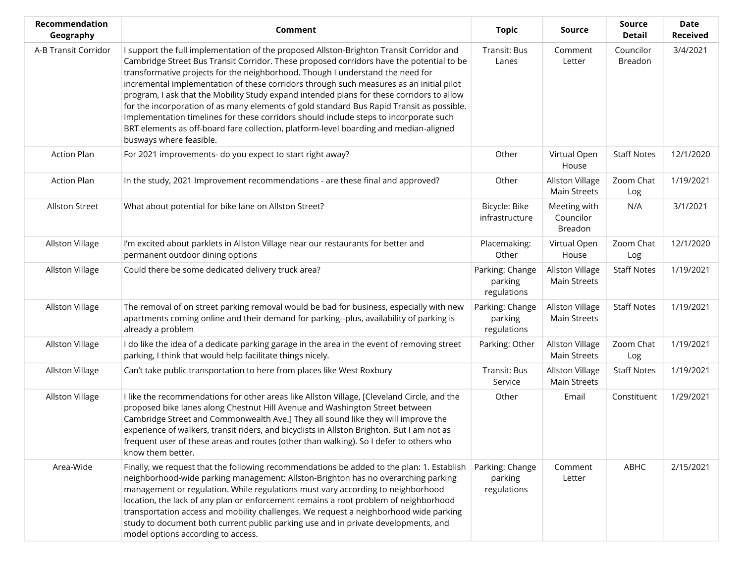| Recommendation Geography | Comment | Topic | Source | Source Detail | Date Received |
|---|---|---|---|---|---|
| A-B Transit Corridor | I support the full implementation of the proposed Allston-Brighton Transit Corridor and Cambridge Street Bus Transit Corridor. These proposed corridors have the potential to be transformative projects for the neighborhood. Though I understand the need for incremental implementation of these corridors through such measures as an initial pilot program, I ask that the Mobility Study expand intended plans for these corridors to allow for the incorporation of as many elements of gold standard Bus Rapid Transit as possible. Implementation timelines for these corridors should include steps to incorporate such BRT elements as off-board fare collection, platform-level boarding and median-aligned busways where feasible. | Transit: Bus Lanes | Comment Letter | Councilor Breadon | 3/4/2021 |
| Action Plan | For 2021 improvements- do you expect to start right away? | Other | Virtual Open House | Staff Notes | 12/1/2020 |
| Action Plan | In the study, 2021 Improvement recommendations - are these final and approved? | Other | Allston Village Main Streets | Zoom Chat Log | 1/19/2021 |
| Allston Street | What about potential for bike lane on Allston Street? | Bicycle: Bike infrastructure | Meeting with Councilor Breadon | N/A | 3/1/2021 |
| Allston Village | I'm excited about parklets in Allston Village near our restaurants for better and permanent outdoor dining options | Placemaking: Other | Virtual Open House | Zoom Chat Log | 12/1/2020 |
| Allston Village | Could there be some dedicated delivery truck area? | Parking: Change parking regulations | Allston Village Main Streets | Staff Notes | 1/19/2021 |
| Allston Village | The removal of on street parking removal would be bad for business, especially with new apartments coming online and their demand for parking--plus, availability of parking is already a problem | Parking: Change parking regulations | Allston Village Main Streets | Staff Notes | 1/19/2021 |
| Allston Village | I do like the idea of a dedicate parking garage in the area in the event of removing street parking, I think that would help facilitate things nicely. | Parking: Other | Allston Village Main Streets | Zoom Chat Log | 1/19/2021 |
| Allston Village | Can't take public transportation to here from places like West Roxbury | Transit: Bus Service | Allston Village Main Streets | Staff Notes | 1/19/2021 |
| Allston Village | I like the recommendations for other areas like Allston Village, [Cleveland Circle, and the proposed bike lanes along Chestnut Hill Avenue and Washington Street between Cambridge Street and Commonwealth Ave.] They all sound like they will improve the experience of walkers, transit riders, and bicyclists in Allston Brighton. But I am not as frequent user of these areas and routes (other than walking). So I defer to others who know them better. | Other | Email | Constituent | 1/29/2021 |
| Area-Wide | Finally, we request that the following recommendations be added to the plan: 1. Establish neighborhood-wide parking management: Allston-Brighton has no overarching parking management or regulation. While regulations must vary according to neighborhood location, the lack of any plan or enforcement remains a root problem of neighborhood transportation access and mobility challenges. We request a neighborhood wide parking study to document both current public parking use and in private developments, and model options according to access. | Parking: Change parking regulations | Comment Letter | ABHC | 2/15/2021 |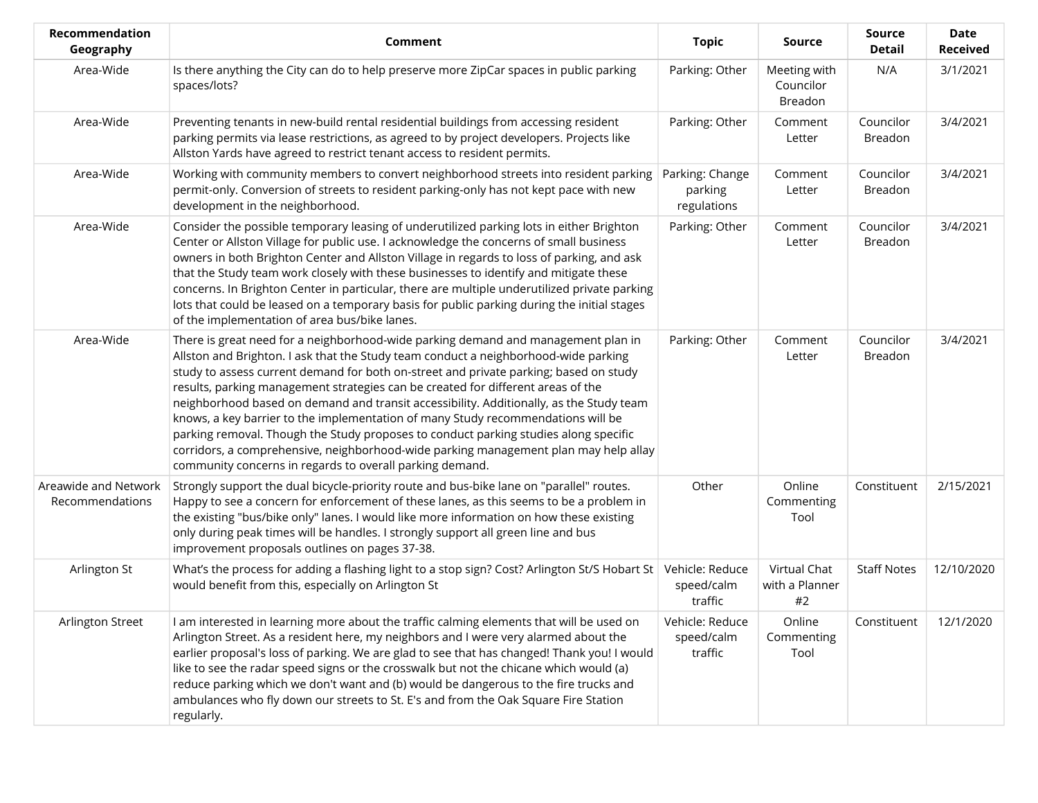| Recommendation Geography | Comment | Topic | Source | Source Detail | Date Received |
|---|---|---|---|---|---|
| Area-Wide | Is there anything the City can do to help preserve more ZipCar spaces in public parking spaces/lots? | Parking: Other | Meeting with Councilor Breadon | N/A | 3/1/2021 |
| Area-Wide | Preventing tenants in new-build rental residential buildings from accessing resident parking permits via lease restrictions, as agreed to by project developers. Projects like Allston Yards have agreed to restrict tenant access to resident permits. | Parking: Other | Comment Letter | Councilor Breadon | 3/4/2021 |
| Area-Wide | Working with community members to convert neighborhood streets into resident parking permit-only. Conversion of streets to resident parking-only has not kept pace with new development in the neighborhood. | Parking: Change parking regulations | Comment Letter | Councilor Breadon | 3/4/2021 |
| Area-Wide | Consider the possible temporary leasing of underutilized parking lots in either Brighton Center or Allston Village for public use. I acknowledge the concerns of small business owners in both Brighton Center and Allston Village in regards to loss of parking, and ask that the Study team work closely with these businesses to identify and mitigate these concerns. In Brighton Center in particular, there are multiple underutilized private parking lots that could be leased on a temporary basis for public parking during the initial stages of the implementation of area bus/bike lanes. | Parking: Other | Comment Letter | Councilor Breadon | 3/4/2021 |
| Area-Wide | There is great need for a neighborhood-wide parking demand and management plan in Allston and Brighton. I ask that the Study team conduct a neighborhood-wide parking study to assess current demand for both on-street and private parking; based on study results, parking management strategies can be created for different areas of the neighborhood based on demand and transit accessibility. Additionally, as the Study team knows, a key barrier to the implementation of many Study recommendations will be parking removal. Though the Study proposes to conduct parking studies along specific corridors, a comprehensive, neighborhood-wide parking management plan may help allay community concerns in regards to overall parking demand. | Parking: Other | Comment Letter | Councilor Breadon | 3/4/2021 |
| Areawide and Network Recommendations | Strongly support the dual bicycle-priority route and bus-bike lane on "parallel" routes. Happy to see a concern for enforcement of these lanes, as this seems to be a problem in the existing "bus/bike only" lanes. I would like more information on how these existing only during peak times will be handles. I strongly support all green line and bus improvement proposals outlines on pages 37-38. | Other | Online Commenting Tool | Constituent | 2/15/2021 |
| Arlington St | What's the process for adding a flashing light to a stop sign? Cost? Arlington St/S Hobart St would benefit from this, especially on Arlington St | Vehicle: Reduce speed/calm traffic | Virtual Chat with a Planner #2 | Staff Notes | 12/10/2020 |
| Arlington Street | I am interested in learning more about the traffic calming elements that will be used on Arlington Street. As a resident here, my neighbors and I were very alarmed about the earlier proposal's loss of parking. We are glad to see that has changed! Thank you! I would like to see the radar speed signs or the crosswalk but not the chicane which would (a) reduce parking which we don't want and (b) would be dangerous to the fire trucks and ambulances who fly down our streets to St. E's and from the Oak Square Fire Station regularly. | Vehicle: Reduce speed/calm traffic | Online Commenting Tool | Constituent | 12/1/2020 |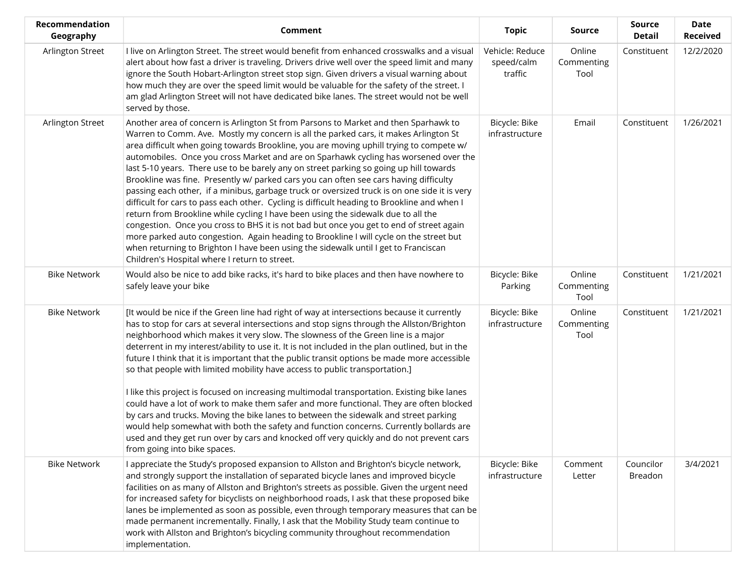| Recommendation Geography | Comment | Topic | Source | Source Detail | Date Received |
|---|---|---|---|---|---|
| Arlington Street | I live on Arlington Street. The street would benefit from enhanced crosswalks and a visual alert about how fast a driver is traveling. Drivers drive well over the speed limit and many ignore the South Hobart-Arlington street stop sign. Given drivers a visual warning about how much they are over the speed limit would be valuable for the safety of the street. I am glad Arlington Street will not have dedicated bike lanes. The street would not be well served by those. | Vehicle: Reduce speed/calm traffic | Online Commenting Tool | Constituent | 12/2/2020 |
| Arlington Street | Another area of concern is Arlington St from Parsons to Market and then Sparhawk to Warren to Comm. Ave. Mostly my concern is all the parked cars, it makes Arlington St area difficult when going towards Brookline, you are moving uphill trying to compete w/ automobiles. Once you cross Market and are on Sparhawk cycling has worsened over the last 5-10 years. There use to be barely any on street parking so going up hill towards Brookline was fine. Presently w/ parked cars you can often see cars having difficulty passing each other, if a minibus, garbage truck or oversized truck is on one side it is very difficult for cars to pass each other. Cycling is difficult heading to Brookline and when I return from Brookline while cycling I have been using the sidewalk due to all the congestion. Once you cross to BHS it is not bad but once you get to end of street again more parked auto congestion. Again heading to Brookline I will cycle on the street but when returning to Brighton I have been using the sidewalk until I get to Franciscan Children's Hospital where I return to street. | Bicycle: Bike infrastructure | Email | Constituent | 1/26/2021 |
| Bike Network | Would also be nice to add bike racks, it's hard to bike places and then have nowhere to safely leave your bike | Bicycle: Bike Parking | Online Commenting Tool | Constituent | 1/21/2021 |
| Bike Network | [It would be nice if the Green line had right of way at intersections because it currently has to stop for cars at several intersections and stop signs through the Allston/Brighton neighborhood which makes it very slow. The slowness of the Green line is a major deterrent in my interest/ability to use it. It is not included in the plan outlined, but in the future I think that it is important that the public transit options be made more accessible so that people with limited mobility have access to public transportation.]<br><br>I like this project is focused on increasing multimodal transportation. Existing bike lanes could have a lot of work to make them safer and more functional. They are often blocked by cars and trucks. Moving the bike lanes to between the sidewalk and street parking would help somewhat with both the safety and function concerns. Currently bollards are used and they get run over by cars and knocked off very quickly and do not prevent cars from going into bike spaces. | Bicycle: Bike infrastructure | Online Commenting Tool | Constituent | 1/21/2021 |
| Bike Network | I appreciate the Study's proposed expansion to Allston and Brighton's bicycle network, and strongly support the installation of separated bicycle lanes and improved bicycle facilities on as many of Allston and Brighton's streets as possible. Given the urgent need for increased safety for bicyclists on neighborhood roads, I ask that these proposed bike lanes be implemented as soon as possible, even through temporary measures that can be made permanent incrementally. Finally, I ask that the Mobility Study team continue to work with Allston and Brighton's bicycling community throughout recommendation implementation. | Bicycle: Bike infrastructure | Comment Letter | Councilor Breadon | 3/4/2021 |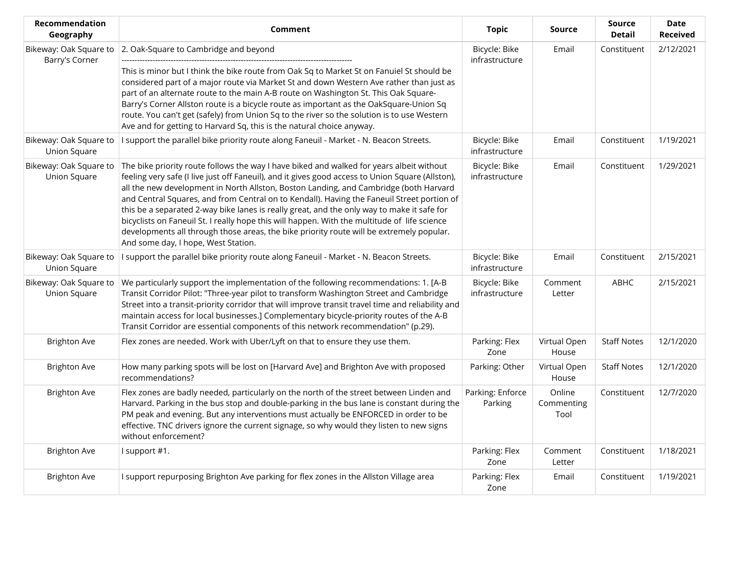| Recommendation Geography | Comment | Topic | Source | Source Detail | Date Received |
| --- | --- | --- | --- | --- | --- |
| Bikeway: Oak Square to Barry's Corner | 2. Oak-Square to Cambridge and beyond ------------------------------------------------------------------------------------------ This is minor but I think the bike route from Oak Sq to Market St on Fanuiel St should be considered part of a major route via Market St and down Western Ave rather than just as part of an alternate route to the main A-B route on Washington St. This Oak Square-Barry's Corner Allston route is a bicycle route as important as the OakSquare-Union Sq route. You can't get (safely) from Union Sq to the river so the solution is to use Western Ave and for getting to Harvard Sq, this is the natural choice anyway. | Bicycle: Bike infrastructure | Email | Constituent | 2/12/2021 |
| Bikeway: Oak Square to Union Square | I support the parallel bike priority route along Faneuil - Market - N. Beacon Streets. | Bicycle: Bike infrastructure | Email | Constituent | 1/19/2021 |
| Bikeway: Oak Square to Union Square | The bike priority route follows the way I have biked and walked for years albeit without feeling very safe (I live just off Faneuil), and it gives good access to Union Square (Allston), all the new development in North Allston, Boston Landing, and Cambridge (both Harvard and Central Squares, and from Central on to Kendall). Having the Faneuil Street portion of this be a separated 2-way bike lanes is really great, and the only way to make it safe for bicyclists on Faneuil St. I really hope this will happen. With the multitude of life science developments all through those areas, the bike priority route will be extremely popular. And some day, I hope, West Station. | Bicycle: Bike infrastructure | Email | Constituent | 1/29/2021 |
| Bikeway: Oak Square to Union Square | I support the parallel bike priority route along Faneuil - Market - N. Beacon Streets. | Bicycle: Bike infrastructure | Email | Constituent | 2/15/2021 |
| Bikeway: Oak Square to Union Square | We particularly support the implementation of the following recommendations: 1. [A-B Transit Corridor Pilot: "Three-year pilot to transform Washington Street and Cambridge Street into a transit-priority corridor that will improve transit travel time and reliability and maintain access for local businesses.] Complementary bicycle-priority routes of the A-B Transit Corridor are essential components of this network recommendation" (p.29). | Bicycle: Bike infrastructure | Comment Letter | ABHC | 2/15/2021 |
| Brighton Ave | Flex zones are needed. Work with Uber/Lyft on that to ensure they use them. | Parking: Flex Zone | Virtual Open House | Staff Notes | 12/1/2020 |
| Brighton Ave | How many parking spots will be lost on [Harvard Ave] and Brighton Ave with proposed recommendations? | Parking: Other | Virtual Open House | Staff Notes | 12/1/2020 |
| Brighton Ave | Flex zones are badly needed, particularly on the north of the street between Linden and Harvard. Parking in the bus stop and double-parking in the bus lane is constant during the PM peak and evening. But any interventions must actually be ENFORCED in order to be effective. TNC drivers ignore the current signage, so why would they listen to new signs without enforcement? | Parking: Enforce Parking | Online Commenting Tool | Constituent | 12/7/2020 |
| Brighton Ave | I support #1. | Parking: Flex Zone | Comment Letter | Constituent | 1/18/2021 |
| Brighton Ave | I support repurposing Brighton Ave parking for flex zones in the Allston Village area | Parking: Flex Zone | Email | Constituent | 1/19/2021 |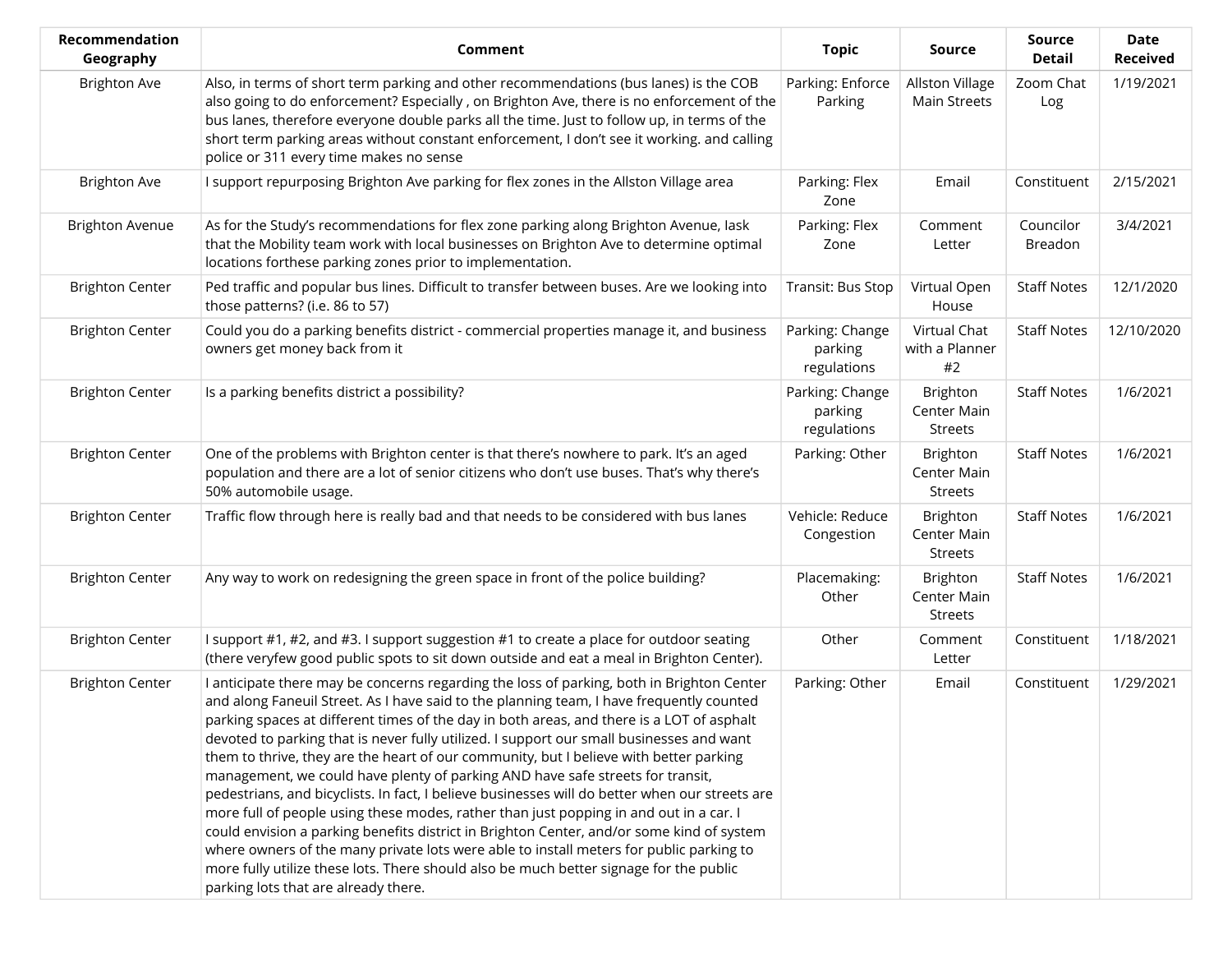| Recommendation Geography | Comment | Topic | Source | Source Detail | Date Received |
|---|---|---|---|---|---|
| Brighton Ave | Also, in terms of short term parking and other recommendations (bus lanes) is the COB also going to do enforcement? Especially , on Brighton Ave, there is no enforcement of the bus lanes, therefore everyone double parks all the time. Just to follow up, in terms of the short term parking areas without constant enforcement, I don't see it working. and calling police or 311 every time makes no sense | Parking: Enforce Parking | Allston Village Main Streets | Zoom Chat Log | 1/19/2021 |
| Brighton Ave | I support repurposing Brighton Ave parking for flex zones in the Allston Village area | Parking: Flex Zone | Email | Constituent | 2/15/2021 |
| Brighton Avenue | As for the Study's recommendations for flex zone parking along Brighton Avenue, Iask that the Mobility team work with local businesses on Brighton Ave to determine optimal locations forthese parking zones prior to implementation. | Parking: Flex Zone | Comment Letter | Councilor Breadon | 3/4/2021 |
| Brighton Center | Ped traffic and popular bus lines. Difficult to transfer between buses. Are we looking into those patterns? (i.e. 86 to 57) | Transit: Bus Stop | Virtual Open House | Staff Notes | 12/1/2020 |
| Brighton Center | Could you do a parking benefits district - commercial properties manage it, and business owners get money back from it | Parking: Change parking regulations | Virtual Chat with a Planner #2 | Staff Notes | 12/10/2020 |
| Brighton Center | Is a parking benefits district a possibility? | Parking: Change parking regulations | Brighton Center Main Streets | Staff Notes | 1/6/2021 |
| Brighton Center | One of the problems with Brighton center is that there's nowhere to park. It's an aged population and there are a lot of senior citizens who don't use buses. That's why there's 50% automobile usage. | Parking: Other | Brighton Center Main Streets | Staff Notes | 1/6/2021 |
| Brighton Center | Traffic flow through here is really bad and that needs to be considered with bus lanes | Vehicle: Reduce Congestion | Brighton Center Main Streets | Staff Notes | 1/6/2021 |
| Brighton Center | Any way to work on redesigning the green space in front of the police building? | Placemaking: Other | Brighton Center Main Streets | Staff Notes | 1/6/2021 |
| Brighton Center | I support #1, #2, and #3. I support suggestion #1 to create a place for outdoor seating (there veryfew good public spots to sit down outside and eat a meal in Brighton Center). | Other | Comment Letter | Constituent | 1/18/2021 |
| Brighton Center | I anticipate there may be concerns regarding the loss of parking, both in Brighton Center and along Faneuil Street. As I have said to the planning team, I have frequently counted parking spaces at different times of the day in both areas, and there is a LOT of asphalt devoted to parking that is never fully utilized. I support our small businesses and want them to thrive, they are the heart of our community, but I believe with better parking management, we could have plenty of parking AND have safe streets for transit, pedestrians, and bicyclists. In fact, I believe businesses will do better when our streets are more full of people using these modes, rather than just popping in and out in a car. I could envision a parking benefits district in Brighton Center, and/or some kind of system where owners of the many private lots were able to install meters for public parking to more fully utilize these lots. There should also be much better signage for the public parking lots that are already there. | Parking: Other | Email | Constituent | 1/29/2021 |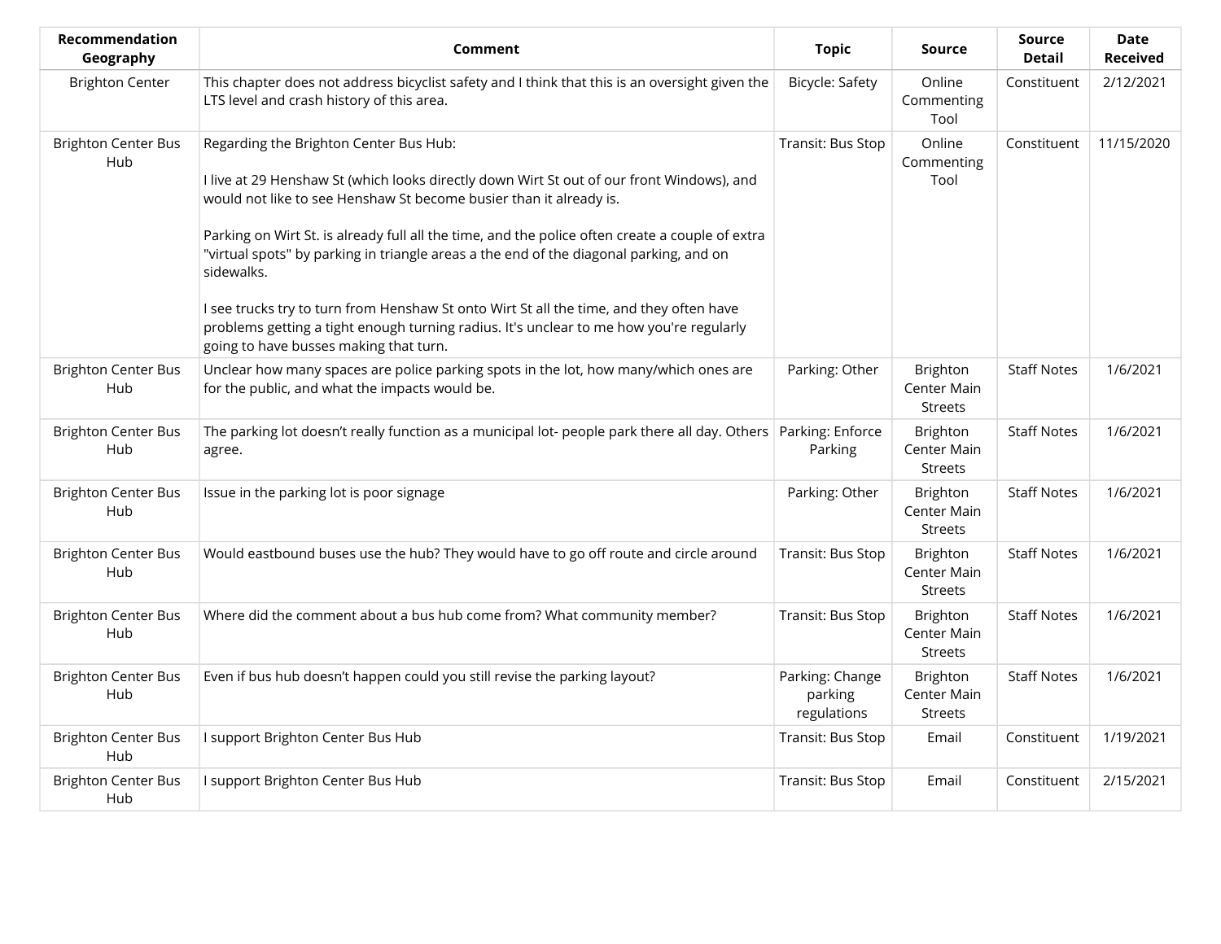| Recommendation Geography | Comment | Topic | Source | Source Detail | Date Received |
|---|---|---|---|---|---|
| Brighton Center | This chapter does not address bicyclist safety and I think that this is an oversight given the LTS level and crash history of this area. | Bicycle: Safety | Online Commenting Tool | Constituent | 2/12/2021 |
| Brighton Center Bus Hub | Regarding the Brighton Center Bus Hub:<br><br>I live at 29 Henshaw St (which looks directly down Wirt St out of our front Windows), and would not like to see Henshaw St become busier than it already is.<br><br>Parking on Wirt St. is already full all the time, and the police often create a couple of extra "virtual spots" by parking in triangle areas a the end of the diagonal parking, and on sidewalks.<br><br>I see trucks try to turn from Henshaw St onto Wirt St all the time, and they often have problems getting a tight enough turning radius. It's unclear to me how you're regularly going to have busses making that turn. | Transit: Bus Stop | Online Commenting Tool | Constituent | 11/15/2020 |
| Brighton Center Bus Hub | Unclear how many spaces are police parking spots in the lot, how many/which ones are for the public, and what the impacts would be. | Parking: Other | Brighton Center Main Streets | Staff Notes | 1/6/2021 |
| Brighton Center Bus Hub | The parking lot doesn't really function as a municipal lot- people park there all day. Others agree. | Parking: Enforce Parking | Brighton Center Main Streets | Staff Notes | 1/6/2021 |
| Brighton Center Bus Hub | Issue in the parking lot is poor signage | Parking: Other | Brighton Center Main Streets | Staff Notes | 1/6/2021 |
| Brighton Center Bus Hub | Would eastbound buses use the hub? They would have to go off route and circle around | Transit: Bus Stop | Brighton Center Main Streets | Staff Notes | 1/6/2021 |
| Brighton Center Bus Hub | Where did the comment about a bus hub come from? What community member? | Transit: Bus Stop | Brighton Center Main Streets | Staff Notes | 1/6/2021 |
| Brighton Center Bus Hub | Even if bus hub doesn't happen could you still revise the parking layout? | Parking: Change parking regulations | Brighton Center Main Streets | Staff Notes | 1/6/2021 |
| Brighton Center Bus Hub | I support Brighton Center Bus Hub | Transit: Bus Stop | Email | Constituent | 1/19/2021 |
| Brighton Center Bus Hub | I support Brighton Center Bus Hub | Transit: Bus Stop | Email | Constituent | 2/15/2021 |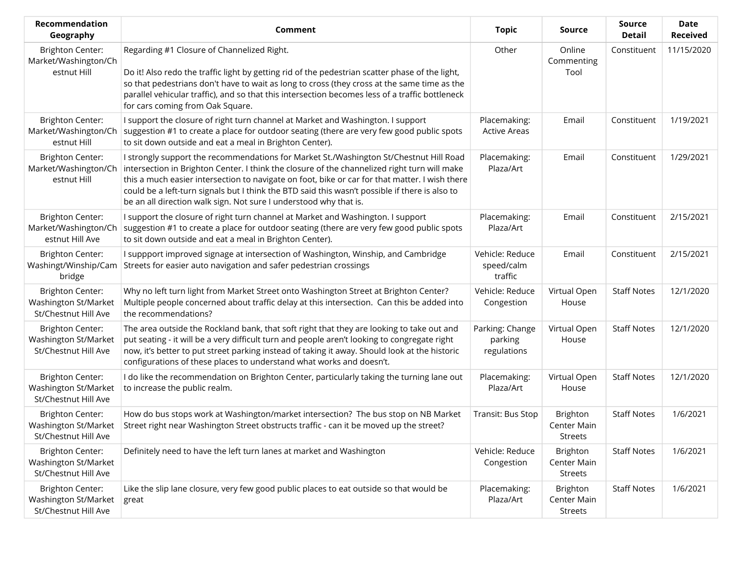| Recommendation Geography | Comment | Topic | Source | Source Detail | Date Received |
|---|---|---|---|---|---|
| Brighton Center: Market/Washington/Chestnut Hill | Regarding #1 Closure of Channelized Right.<br><br>Do it! Also redo the traffic light by getting rid of the pedestrian scatter phase of the light, so that pedestrians don't have to wait as long to cross (they cross at the same time as the parallel vehicular traffic), and so that this intersection becomes less of a traffic bottleneck for cars coming from Oak Square. | Other | Online Commenting Tool | Constituent | 11/15/2020 |
| Brighton Center: Market/Washington/Chestnut Hill | I support the closure of right turn channel at Market and Washington. I support suggestion #1 to create a place for outdoor seating (there are very few good public spots to sit down outside and eat a meal in Brighton Center). | Placemaking: Active Areas | Email | Constituent | 1/19/2021 |
| Brighton Center: Market/Washington/Chestnut Hill | I strongly support the recommendations for Market St./Washington St/Chestnut Hill Road intersection in Brighton Center. I think the closure of the channelized right turn will make this a much easier intersection to navigate on foot, bike or car for that matter. I wish there could be a left-turn signals but I think the BTD said this wasn't possible if there is also to be an all direction walk sign. Not sure I understood why that is. | Placemaking: Plaza/Art | Email | Constituent | 1/29/2021 |
| Brighton Center: Market/Washington/Chestnut Hill Ave | I support the closure of right turn channel at Market and Washington. I support suggestion #1 to create a place for outdoor seating (there are very few good public spots to sit down outside and eat a meal in Brighton Center). | Placemaking: Plaza/Art | Email | Constituent | 2/15/2021 |
| Brighton Center: Washingt/Winship/Cambridge | I suppport improved signage at intersection of Washington, Winship, and Cambridge Streets for easier auto navigation and safer pedestrian crossings | Vehicle: Reduce speed/calm traffic | Email | Constituent | 2/15/2021 |
| Brighton Center: Washington St/Market St/Chestnut Hill Ave | Why no left turn light from Market Street onto Washington Street at Brighton Center? Multiple people concerned about traffic delay at this intersection. Can this be added into the recommendations? | Vehicle: Reduce Congestion | Virtual Open House | Staff Notes | 12/1/2020 |
| Brighton Center: Washington St/Market St/Chestnut Hill Ave | The area outside the Rockland bank, that soft right that they are looking to take out and put seating - it will be a very difficult turn and people aren't looking to congregate right now, it's better to put street parking instead of taking it away. Should look at the historic configurations of these places to understand what works and doesn't. | Parking: Change parking regulations | Virtual Open House | Staff Notes | 12/1/2020 |
| Brighton Center: Washington St/Market St/Chestnut Hill Ave | I do like the recommendation on Brighton Center, particularly taking the turning lane out to increase the public realm. | Placemaking: Plaza/Art | Virtual Open House | Staff Notes | 12/1/2020 |
| Brighton Center: Washington St/Market St/Chestnut Hill Ave | How do bus stops work at Washington/market intersection? The bus stop on NB Market Street right near Washington Street obstructs traffic - can it be moved up the street? | Transit: Bus Stop | Brighton Center Main Streets | Staff Notes | 1/6/2021 |
| Brighton Center: Washington St/Market St/Chestnut Hill Ave | Definitely need to have the left turn lanes at market and Washington | Vehicle: Reduce Congestion | Brighton Center Main Streets | Staff Notes | 1/6/2021 |
| Brighton Center: Washington St/Market St/Chestnut Hill Ave | Like the slip lane closure, very few good public places to eat outside so that would be great | Placemaking: Plaza/Art | Brighton Center Main Streets | Staff Notes | 1/6/2021 |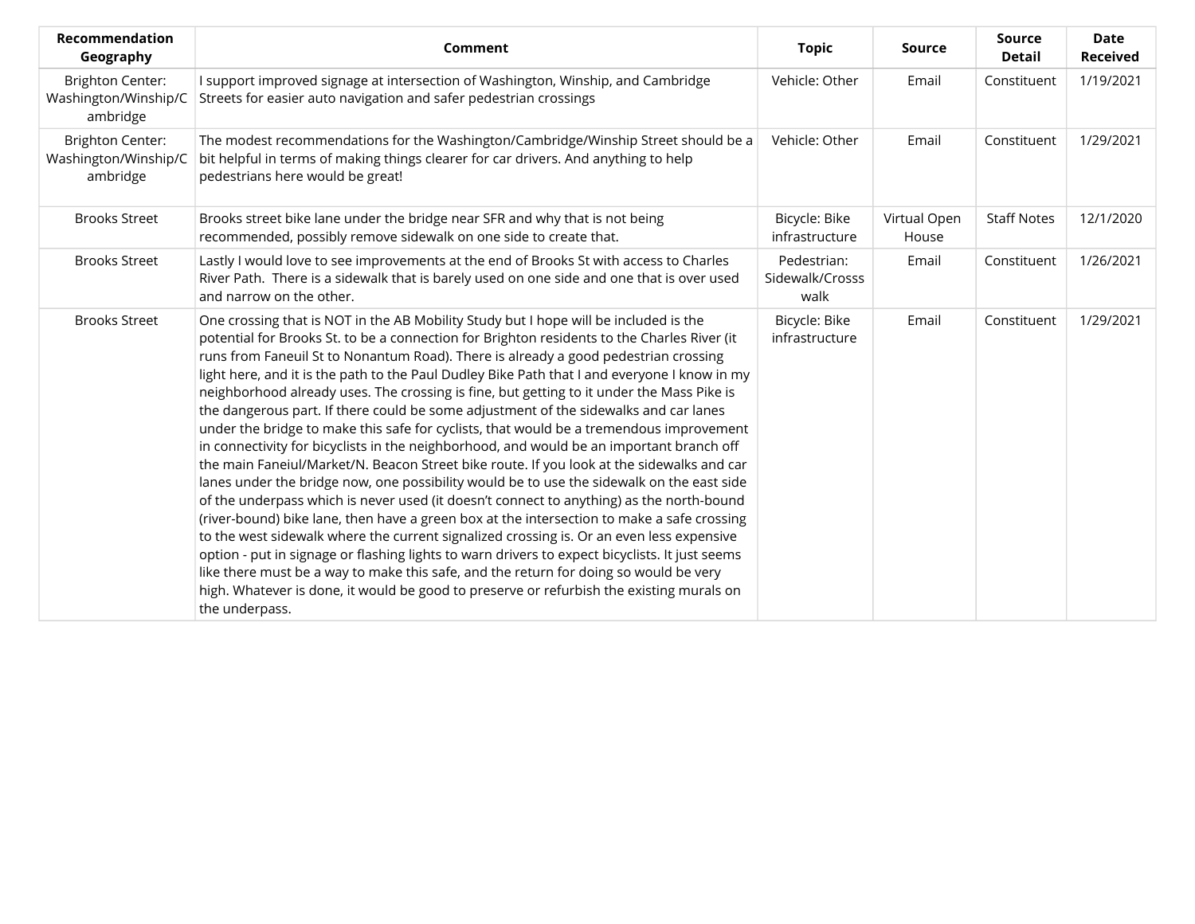| Recommendation Geography | Comment | Topic | Source | Source Detail | Date Received |
|---|---|---|---|---|---|
| Brighton Center: Washington/Winship/Cambridge | I support improved signage at intersection of Washington, Winship, and Cambridge Streets for easier auto navigation and safer pedestrian crossings | Vehicle: Other | Email | Constituent | 1/19/2021 |
| Brighton Center: Washington/Winship/Cambridge | The modest recommendations for the Washington/Cambridge/Winship Street should be a bit helpful in terms of making things clearer for car drivers. And anything to help pedestrians here would be great! | Vehicle: Other | Email | Constituent | 1/29/2021 |
| Brooks Street | Brooks street bike lane under the bridge near SFR and why that is not being recommended, possibly remove sidewalk on one side to create that. | Bicycle: Bike infrastructure | Virtual Open House | Staff Notes | 12/1/2020 |
| Brooks Street | Lastly I would love to see improvements at the end of Brooks St with access to Charles River Path. There is a sidewalk that is barely used on one side and one that is over used and narrow on the other. | Pedestrian: Sidewalk/Crosss walk | Email | Constituent | 1/26/2021 |
| Brooks Street | One crossing that is NOT in the AB Mobility Study but I hope will be included is the potential for Brooks St. to be a connection for Brighton residents to the Charles River (it runs from Faneuil St to Nonantum Road). There is already a good pedestrian crossing light here, and it is the path to the Paul Dudley Bike Path that I and everyone I know in my neighborhood already uses. The crossing is fine, but getting to it under the Mass Pike is the dangerous part. If there could be some adjustment of the sidewalks and car lanes under the bridge to make this safe for cyclists, that would be a tremendous improvement in connectivity for bicyclists in the neighborhood, and would be an important branch off the main Faneiul/Market/N. Beacon Street bike route. If you look at the sidewalks and car lanes under the bridge now, one possibility would be to use the sidewalk on the east side of the underpass which is never used (it doesn't connect to anything) as the north-bound (river-bound) bike lane, then have a green box at the intersection to make a safe crossing to the west sidewalk where the current signalized crossing is. Or an even less expensive option - put in signage or flashing lights to warn drivers to expect bicyclists. It just seems like there must be a way to make this safe, and the return for doing so would be very high. Whatever is done, it would be good to preserve or refurbish the existing murals on the underpass. | Bicycle: Bike infrastructure | Email | Constituent | 1/29/2021 |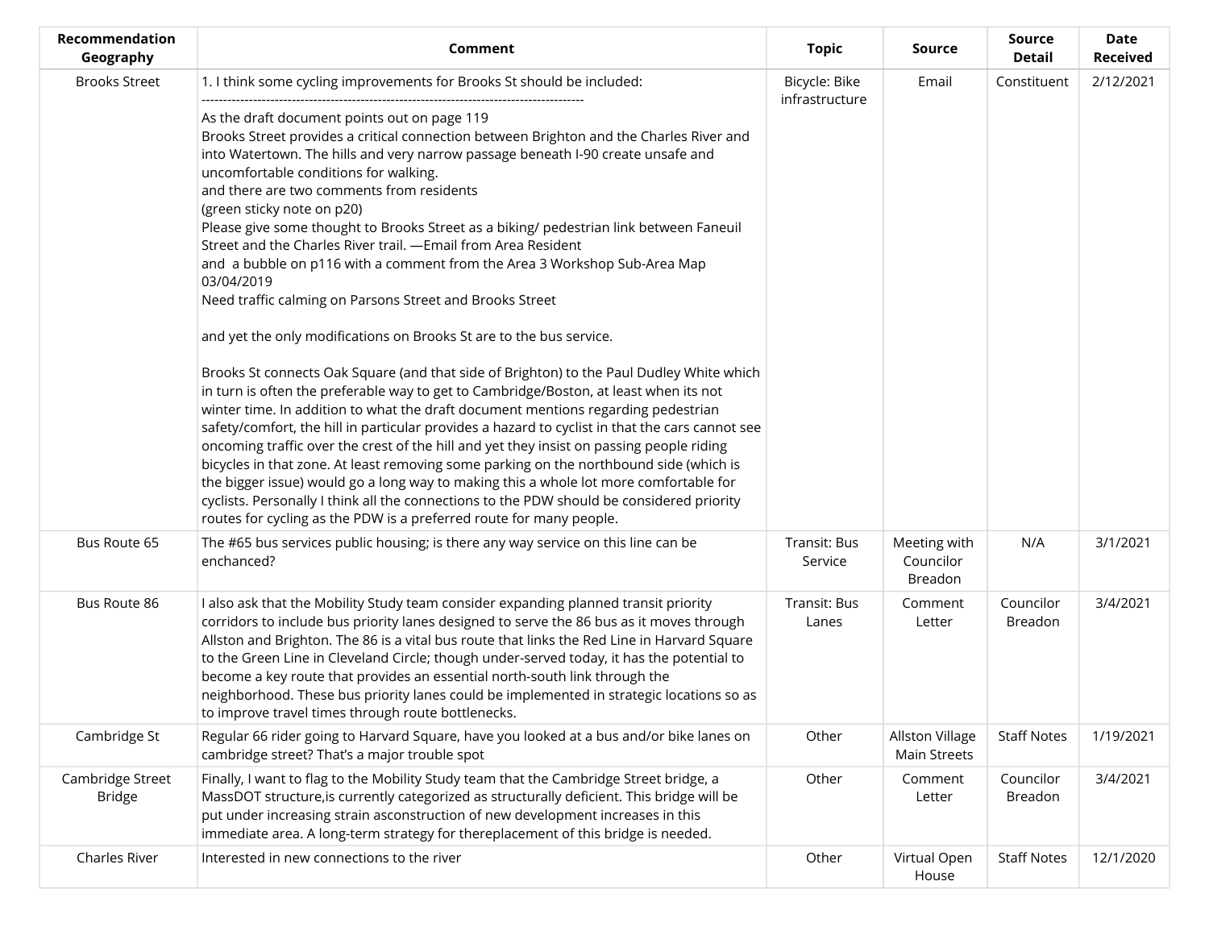| Recommendation Geography | Comment | Topic | Source | Source Detail | Date Received |
|---|---|---|---|---|---|
| Brooks Street | 1. I think some cycling improvements for Brooks St should be included:<br>------------------------------------------------------------------------------------------<br>As the draft document points out on page 119<br>Brooks Street provides a critical connection between Brighton and the Charles River and into Watertown. The hills and very narrow passage beneath I-90 create unsafe and uncomfortable conditions for walking.<br>and there are two comments from residents<br>(green sticky note on p20)<br>Please give some thought to Brooks Street as a biking/ pedestrian link between Faneuil Street and the Charles River trail. —Email from Area Resident<br>and a bubble on p116 with a comment from the Area 3 Workshop Sub-Area Map 03/04/2019<br>Need traffic calming on Parsons Street and Brooks Street<br><br>and yet the only modifications on Brooks St are to the bus service.<br><br>Brooks St connects Oak Square (and that side of Brighton) to the Paul Dudley White which in turn is often the preferable way to get to Cambridge/Boston, at least when its not winter time. In addition to what the draft document mentions regarding pedestrian safety/comfort, the hill in particular provides a hazard to cyclist in that the cars cannot see oncoming traffic over the crest of the hill and yet they insist on passing people riding bicycles in that zone. At least removing some parking on the northbound side (which is the bigger issue) would go a long way to making this a whole lot more comfortable for cyclists. Personally I think all the connections to the PDW should be considered priority routes for cycling as the PDW is a preferred route for many people. | Bicycle: Bike infrastructure | Email | Constituent | 2/12/2021 |
| Bus Route 65 | The #65 bus services public housing; is there any way service on this line can be enchanced? | Transit: Bus Service | Meeting with Councilor Breadon | N/A | 3/1/2021 |
| Bus Route 86 | I also ask that the Mobility Study team consider expanding planned transit priority corridors to include bus priority lanes designed to serve the 86 bus as it moves through Allston and Brighton. The 86 is a vital bus route that links the Red Line in Harvard Square to the Green Line in Cleveland Circle; though under-served today, it has the potential to become a key route that provides an essential north-south link through the neighborhood. These bus priority lanes could be implemented in strategic locations so as to improve travel times through route bottlenecks. | Transit: Bus Lanes | Comment Letter | Councilor Breadon | 3/4/2021 |
| Cambridge St | Regular 66 rider going to Harvard Square, have you looked at a bus and/or bike lanes on cambridge street? That's a major trouble spot | Other | Allston Village Main Streets | Staff Notes | 1/19/2021 |
| Cambridge Street Bridge | Finally, I want to flag to the Mobility Study team that the Cambridge Street bridge, a MassDOT structure,is currently categorized as structurally deficient. This bridge will be put under increasing strain asconstruction of new development increases in this immediate area. A long-term strategy for thereplacement of this bridge is needed. | Other | Comment Letter | Councilor Breadon | 3/4/2021 |
| Charles River | Interested in new connections to the river | Other | Virtual Open House | Staff Notes | 12/1/2020 |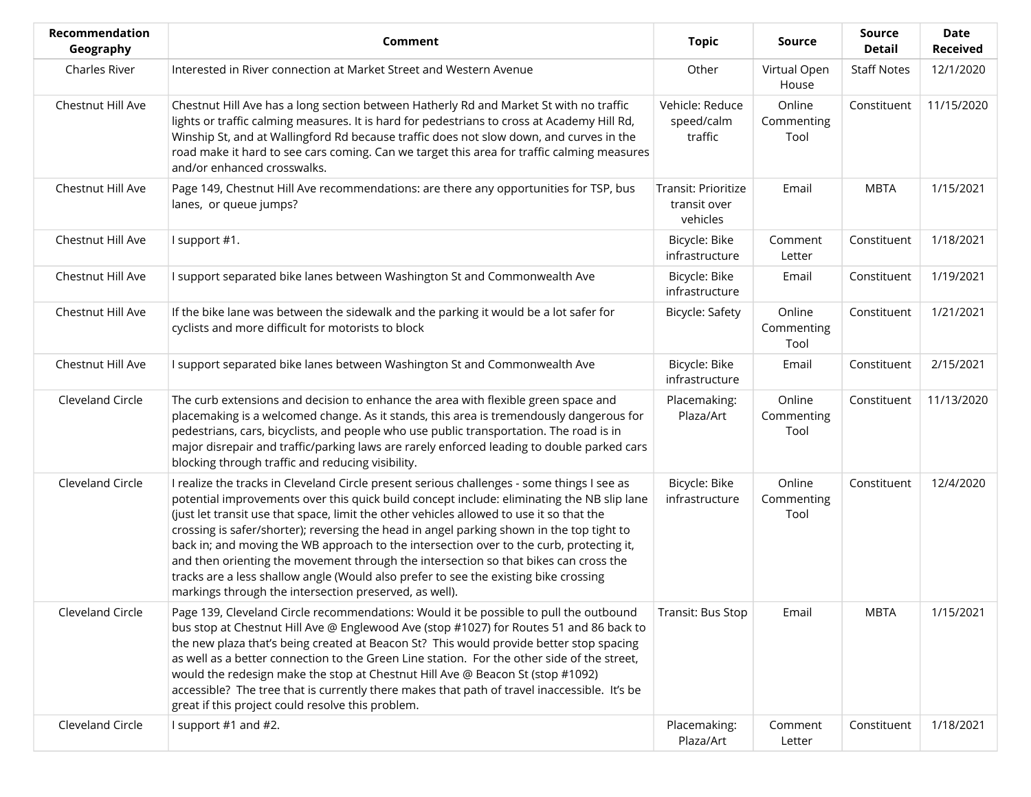| Recommendation Geography | Comment | Topic | Source | Source Detail | Date Received |
|---|---|---|---|---|---|
| Charles River | Interested in River connection at Market Street and Western Avenue | Other | Virtual Open House | Staff Notes | 12/1/2020 |
| Chestnut Hill Ave | Chestnut Hill Ave has a long section between Hatherly Rd and Market St with no traffic lights or traffic calming measures. It is hard for pedestrians to cross at Academy Hill Rd, Winship St, and at Wallingford Rd because traffic does not slow down, and curves in the road make it hard to see cars coming. Can we target this area for traffic calming measures and/or enhanced crosswalks. | Vehicle: Reduce speed/calm traffic | Online Commenting Tool | Constituent | 11/15/2020 |
| Chestnut Hill Ave | Page 149, Chestnut Hill Ave recommendations: are there any opportunities for TSP, bus lanes, or queue jumps? | Transit: Prioritize transit over vehicles | Email | MBTA | 1/15/2021 |
| Chestnut Hill Ave | I support #1. | Bicycle: Bike infrastructure | Comment Letter | Constituent | 1/18/2021 |
| Chestnut Hill Ave | I support separated bike lanes between Washington St and Commonwealth Ave | Bicycle: Bike infrastructure | Email | Constituent | 1/19/2021 |
| Chestnut Hill Ave | If the bike lane was between the sidewalk and the parking it would be a lot safer for cyclists and more difficult for motorists to block | Bicycle: Safety | Online Commenting Tool | Constituent | 1/21/2021 |
| Chestnut Hill Ave | I support separated bike lanes between Washington St and Commonwealth Ave | Bicycle: Bike infrastructure | Email | Constituent | 2/15/2021 |
| Cleveland Circle | The curb extensions and decision to enhance the area with flexible green space and placemaking is a welcomed change. As it stands, this area is tremendously dangerous for pedestrians, cars, bicyclists, and people who use public transportation. The road is in major disrepair and traffic/parking laws are rarely enforced leading to double parked cars blocking through traffic and reducing visibility. | Placemaking: Plaza/Art | Online Commenting Tool | Constituent | 11/13/2020 |
| Cleveland Circle | I realize the tracks in Cleveland Circle present serious challenges - some things I see as potential improvements over this quick build concept include: eliminating the NB slip lane (just let transit use that space, limit the other vehicles allowed to use it so that the crossing is safer/shorter); reversing the head in angel parking shown in the top tight to back in; and moving the WB approach to the intersection over to the curb, protecting it, and then orienting the movement through the intersection so that bikes can cross the tracks are a less shallow angle (Would also prefer to see the existing bike crossing markings through the intersection preserved, as well). | Bicycle: Bike infrastructure | Online Commenting Tool | Constituent | 12/4/2020 |
| Cleveland Circle | Page 139, Cleveland Circle recommendations: Would it be possible to pull the outbound bus stop at Chestnut Hill Ave @ Englewood Ave (stop #1027) for Routes 51 and 86 back to the new plaza that's being created at Beacon St? This would provide better stop spacing as well as a better connection to the Green Line station. For the other side of the street, would the redesign make the stop at Chestnut Hill Ave @ Beacon St (stop #1092) accessible? The tree that is currently there makes that path of travel inaccessible. It's be great if this project could resolve this problem. | Transit: Bus Stop | Email | MBTA | 1/15/2021 |
| Cleveland Circle | I support #1 and #2. | Placemaking: Plaza/Art | Comment Letter | Constituent | 1/18/2021 |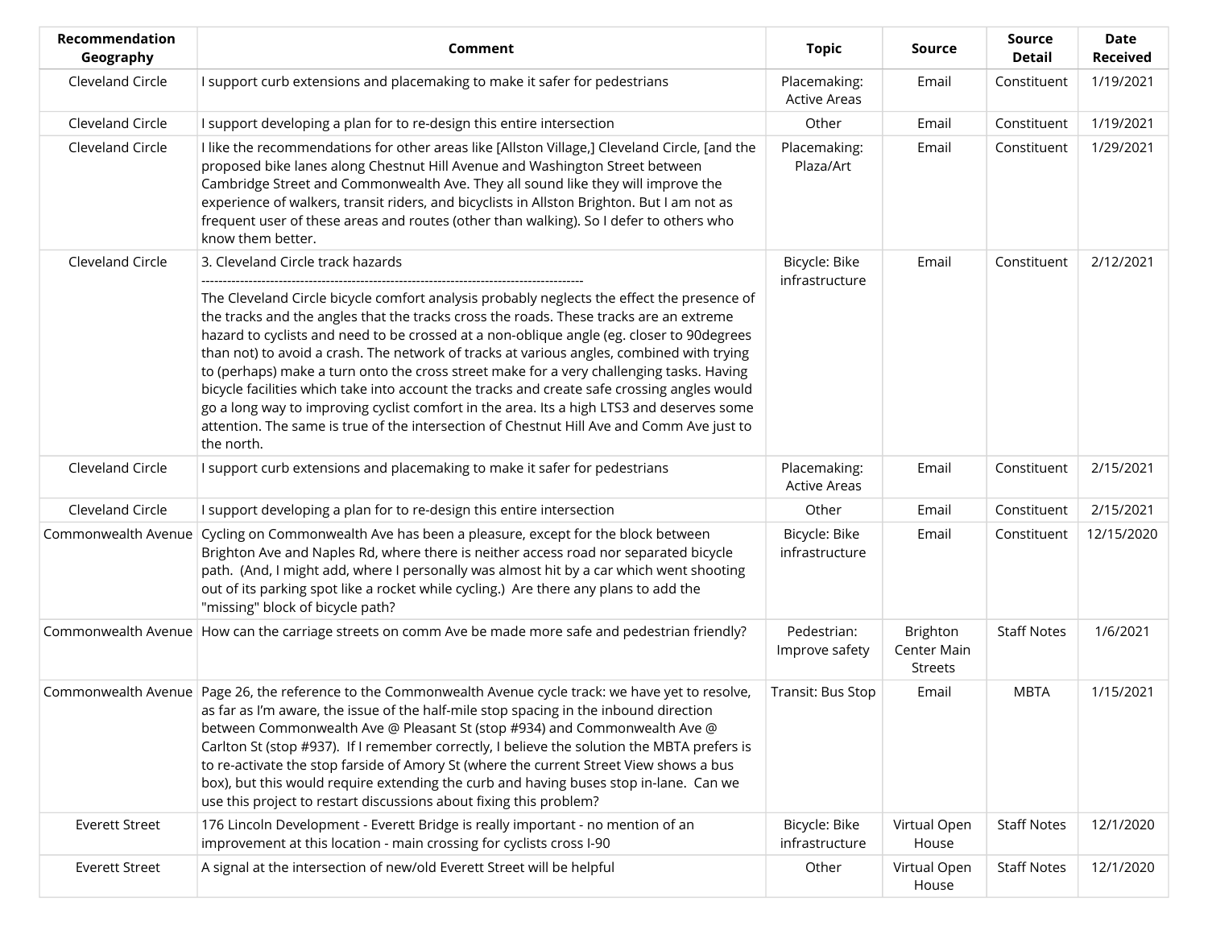| Recommendation Geography | Comment | Topic | Source | Source Detail | Date Received |
|---|---|---|---|---|---|
| Cleveland Circle | I support curb extensions and placemaking to make it safer for pedestrians | Placemaking: Active Areas | Email | Constituent | 1/19/2021 |
| Cleveland Circle | I support developing a plan for to re-design this entire intersection | Other | Email | Constituent | 1/19/2021 |
| Cleveland Circle | I like the recommendations for other areas like [Allston Village,] Cleveland Circle, [and the proposed bike lanes along Chestnut Hill Avenue and Washington Street between Cambridge Street and Commonwealth Ave. They all sound like they will improve the experience of walkers, transit riders, and bicyclists in Allston Brighton. But I am not as frequent user of these areas and routes (other than walking). So I defer to others who know them better. | Placemaking: Plaza/Art | Email | Constituent | 1/29/2021 |
| Cleveland Circle | 3. Cleveland Circle track hazards<br>------------------------------------------------------------------------------------------<br>The Cleveland Circle bicycle comfort analysis probably neglects the effect the presence of the tracks and the angles that the tracks cross the roads. These tracks are an extreme hazard to cyclists and need to be crossed at a non-oblique angle (eg. closer to 90degrees than not) to avoid a crash. The network of tracks at various angles, combined with trying to (perhaps) make a turn onto the cross street make for a very challenging tasks. Having bicycle facilities which take into account the tracks and create safe crossing angles would go a long way to improving cyclist comfort in the area. Its a high LTS3 and deserves some attention. The same is true of the intersection of Chestnut Hill Ave and Comm Ave just to the north. | Bicycle: Bike infrastructure | Email | Constituent | 2/12/2021 |
| Cleveland Circle | I support curb extensions and placemaking to make it safer for pedestrians | Placemaking: Active Areas | Email | Constituent | 2/15/2021 |
| Cleveland Circle | I support developing a plan for to re-design this entire intersection | Other | Email | Constituent | 2/15/2021 |
| Commonwealth Avenue | Cycling on Commonwealth Ave has been a pleasure, except for the block between Brighton Ave and Naples Rd, where there is neither access road nor separated bicycle path. (And, I might add, where I personally was almost hit by a car which went shooting out of its parking spot like a rocket while cycling.) Are there any plans to add the "missing" block of bicycle path? | Bicycle: Bike infrastructure | Email | Constituent | 12/15/2020 |
| Commonwealth Avenue | How can the carriage streets on comm Ave be made more safe and pedestrian friendly? | Pedestrian: Improve safety | Brighton Center Main Streets | Staff Notes | 1/6/2021 |
| Commonwealth Avenue | Page 26, the reference to the Commonwealth Avenue cycle track: we have yet to resolve, as far as I'm aware, the issue of the half-mile stop spacing in the inbound direction between Commonwealth Ave @ Pleasant St (stop #934) and Commonwealth Ave @ Carlton St (stop #937). If I remember correctly, I believe the solution the MBTA prefers is to re-activate the stop farside of Amory St (where the current Street View shows a bus box), but this would require extending the curb and having buses stop in-lane. Can we use this project to restart discussions about fixing this problem? | Transit: Bus Stop | Email | MBTA | 1/15/2021 |
| Everett Street | 176 Lincoln Development - Everett Bridge is really important - no mention of an improvement at this location - main crossing for cyclists cross I-90 | Bicycle: Bike infrastructure | Virtual Open House | Staff Notes | 12/1/2020 |
| Everett Street | A signal at the intersection of new/old Everett Street will be helpful | Other | Virtual Open House | Staff Notes | 12/1/2020 |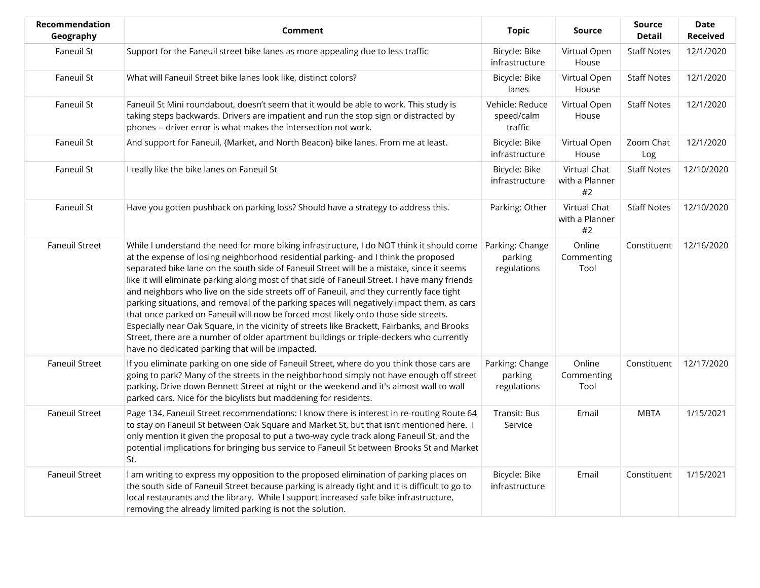| Recommendation Geography | Comment | Topic | Source | Source Detail | Date Received |
|---|---|---|---|---|---|
| Faneuil St | Support for the Faneuil street bike lanes as more appealing due to less traffic | Bicycle: Bike infrastructure | Virtual Open House | Staff Notes | 12/1/2020 |
| Faneuil St | What will Faneuil Street bike lanes look like, distinct colors? | Bicycle: Bike lanes | Virtual Open House | Staff Notes | 12/1/2020 |
| Faneuil St | Faneuil St Mini roundabout, doesn't seem that it would be able to work. This study is taking steps backwards. Drivers are impatient and run the stop sign or distracted by phones -- driver error is what makes the intersection not work. | Vehicle: Reduce speed/calm traffic | Virtual Open House | Staff Notes | 12/1/2020 |
| Faneuil St | And support for Faneuil, {Market, and North Beacon} bike lanes. From me at least. | Bicycle: Bike infrastructure | Virtual Open House | Zoom Chat Log | 12/1/2020 |
| Faneuil St | I really like the bike lanes on Faneuil St | Bicycle: Bike infrastructure | Virtual Chat with a Planner #2 | Staff Notes | 12/10/2020 |
| Faneuil St | Have you gotten pushback on parking loss? Should have a strategy to address this. | Parking: Other | Virtual Chat with a Planner #2 | Staff Notes | 12/10/2020 |
| Faneuil Street | While I understand the need for more biking infrastructure, I do NOT think it should come at the expense of losing neighborhood residential parking- and I think the proposed separated bike lane on the south side of Faneuil Street will be a mistake, since it seems like it will eliminate parking along most of that side of Faneuil Street. I have many friends and neighbors who live on the side streets off of Faneuil, and they currently face tight parking situations, and removal of the parking spaces will negatively impact them, as cars that once parked on Faneuil will now be forced most likely onto those side streets. Especially near Oak Square, in the vicinity of streets like Brackett, Fairbanks, and Brooks Street, there are a number of older apartment buildings or triple-deckers who currently have no dedicated parking that will be impacted. | Parking: Change parking regulations | Online Commenting Tool | Constituent | 12/16/2020 |
| Faneuil Street | If you eliminate parking on one side of Faneuil Street, where do you think those cars are going to park? Many of the streets in the neighborhood simply not have enough off street parking. Drive down Bennett Street at night or the weekend and it's almost wall to wall parked cars. Nice for the bicylists but maddening for residents. | Parking: Change parking regulations | Online Commenting Tool | Constituent | 12/17/2020 |
| Faneuil Street | Page 134, Faneuil Street recommendations: I know there is interest in re-routing Route 64 to stay on Faneuil St between Oak Square and Market St, but that isn't mentioned here. I only mention it given the proposal to put a two-way cycle track along Faneuil St, and the potential implications for bringing bus service to Faneuil St between Brooks St and Market St. | Transit: Bus Service | Email | MBTA | 1/15/2021 |
| Faneuil Street | I am writing to express my opposition to the proposed elimination of parking places on the south side of Faneuil Street because parking is already tight and it is difficult to go to local restaurants and the library. While I support increased safe bike infrastructure, removing the already limited parking is not the solution. | Bicycle: Bike infrastructure | Email | Constituent | 1/15/2021 |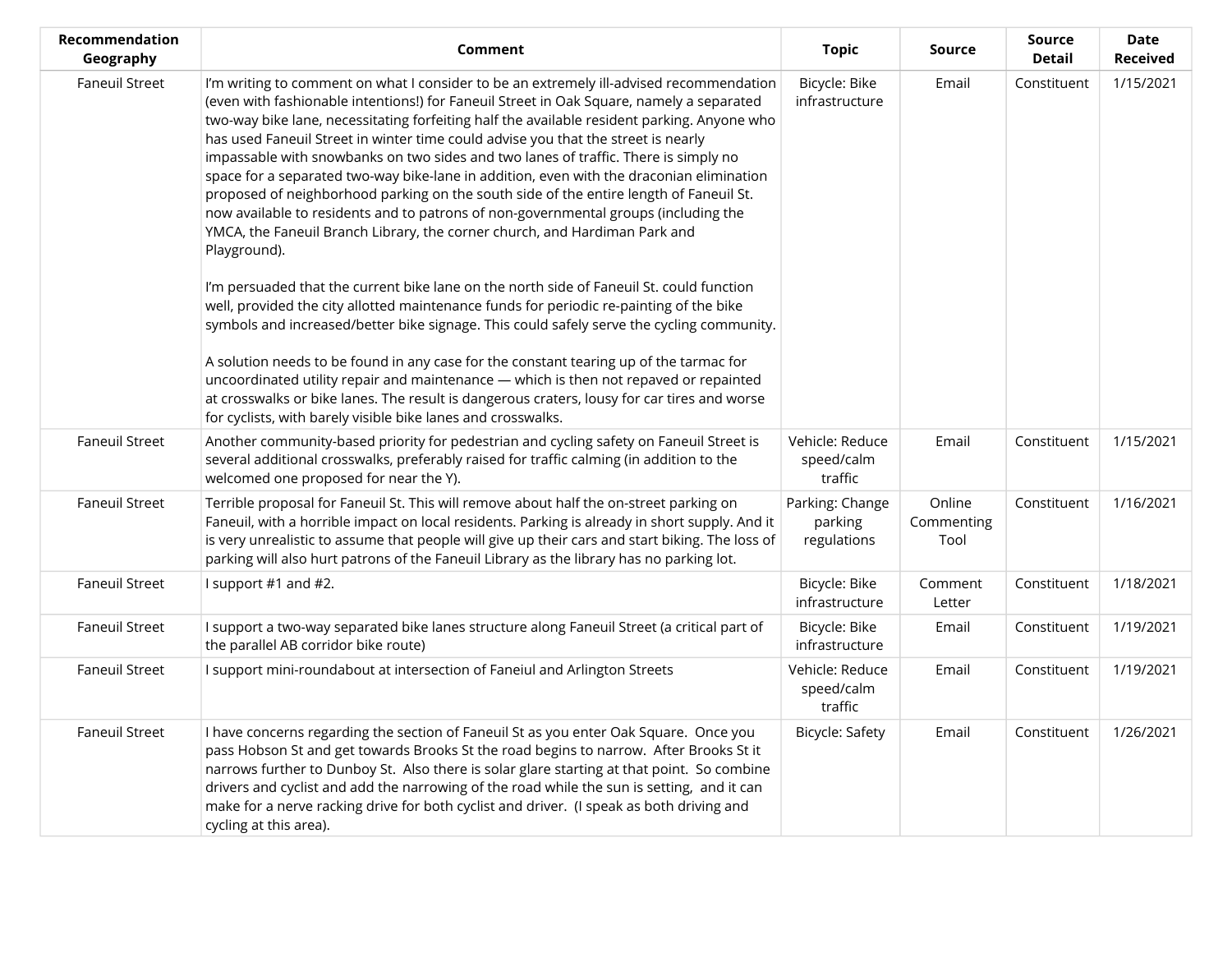| Recommendation Geography | Comment | Topic | Source | Source Detail | Date Received |
|---|---|---|---|---|---|
| Faneuil Street | I'm writing to comment on what I consider to be an extremely ill-advised recommendation (even with fashionable intentions!) for Faneuil Street in Oak Square, namely a separated two-way bike lane, necessitating forfeiting half the available resident parking. Anyone who has used Faneuil Street in winter time could advise you that the street is nearly impassable with snowbanks on two sides and two lanes of traffic. There is simply no space for a separated two-way bike-lane in addition, even with the draconian elimination proposed of neighborhood parking on the south side of the entire length of Faneuil St. now available to residents and to patrons of non-governmental groups (including the YMCA, the Faneuil Branch Library, the corner church, and Hardiman Park and Playground).<br><br>I'm persuaded that the current bike lane on the north side of Faneuil St. could function well, provided the city allotted maintenance funds for periodic re-painting of the bike symbols and increased/better bike signage. This could safely serve the cycling community.<br><br>A solution needs to be found in any case for the constant tearing up of the tarmac for uncoordinated utility repair and maintenance — which is then not repaved or repainted at crosswalks or bike lanes. The result is dangerous craters, lousy for car tires and worse for cyclists, with barely visible bike lanes and crosswalks. | Bicycle: Bike infrastructure | Email | Constituent | 1/15/2021 |
| Faneuil Street | Another community-based priority for pedestrian and cycling safety on Faneuil Street is several additional crosswalks, preferably raised for traffic calming (in addition to the welcomed one proposed for near the Y). | Vehicle: Reduce speed/calm traffic | Email | Constituent | 1/15/2021 |
| Faneuil Street | Terrible proposal for Faneuil St. This will remove about half the on-street parking on Faneuil, with a horrible impact on local residents. Parking is already in short supply. And it is very unrealistic to assume that people will give up their cars and start biking. The loss of parking will also hurt patrons of the Faneuil Library as the library has no parking lot. | Parking: Change parking regulations | Online Commenting Tool | Constituent | 1/16/2021 |
| Faneuil Street | I support #1 and #2. | Bicycle: Bike infrastructure | Comment Letter | Constituent | 1/18/2021 |
| Faneuil Street | I support a two-way separated bike lanes structure along Faneuil Street (a critical part of the parallel AB corridor bike route) | Bicycle: Bike infrastructure | Email | Constituent | 1/19/2021 |
| Faneuil Street | I support mini-roundabout at intersection of Faneiul and Arlington Streets | Vehicle: Reduce speed/calm traffic | Email | Constituent | 1/19/2021 |
| Faneuil Street | I have concerns regarding the section of Faneuil St as you enter Oak Square. Once you pass Hobson St and get towards Brooks St the road begins to narrow. After Brooks St it narrows further to Dunboy St. Also there is solar glare starting at that point. So combine drivers and cyclist and add the narrowing of the road while the sun is setting, and it can make for a nerve racking drive for both cyclist and driver. (I speak as both driving and cycling at this area). | Bicycle: Safety | Email | Constituent | 1/26/2021 |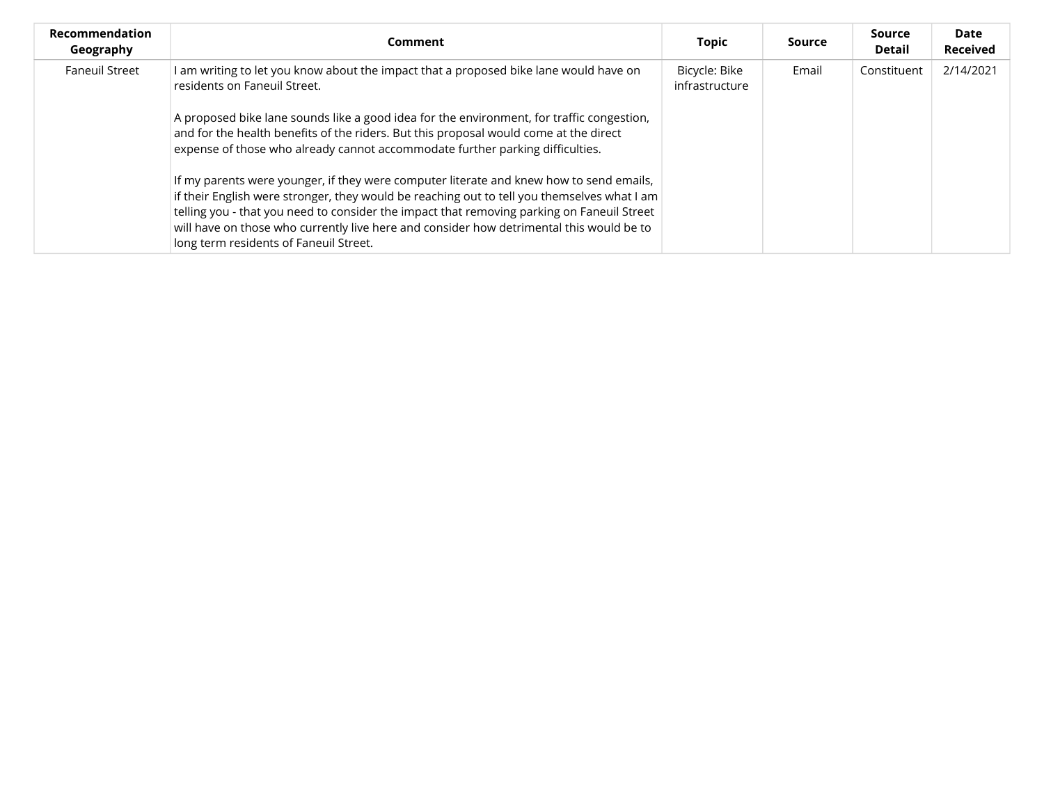| Recommendation Geography | Comment | Topic | Source | Source Detail | Date Received |
|---|---|---|---|---|---|
| Faneuil Street | I am writing to let you know about the impact that a proposed bike lane would have on residents on Faneuil Street.<br><br>A proposed bike lane sounds like a good idea for the environment, for traffic congestion, and for the health benefits of the riders. But this proposal would come at the direct expense of those who already cannot accommodate further parking difficulties.<br><br>If my parents were younger, if they were computer literate and knew how to send emails, if their English were stronger, they would be reaching out to tell you themselves what I am telling you - that you need to consider the impact that removing parking on Faneuil Street will have on those who currently live here and consider how detrimental this would be to long term residents of Faneuil Street. | Bicycle: Bike infrastructure | Email | Constituent | 2/14/2021 |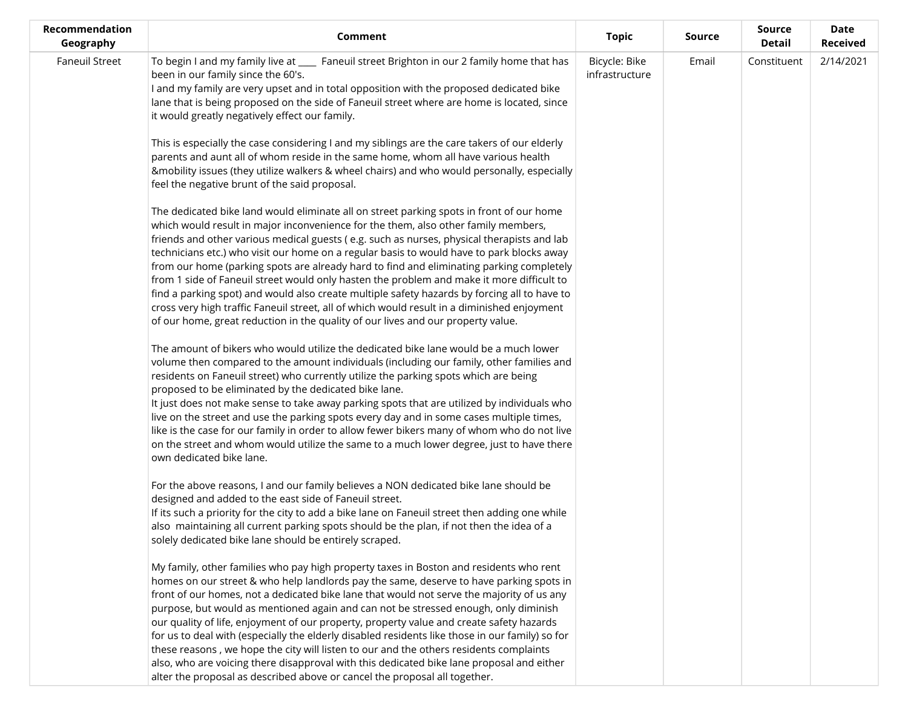| Recommendation Geography | Comment | Topic | Source | Source Detail | Date Received |
|---|---|---|---|---|---|
| Faneuil Street | To begin I and my family live at ____ Faneuil street Brighton in our 2 family home that has been in our family since the 60's.<br>I and my family are very upset and in total opposition with the proposed dedicated bike lane that is being proposed on the side of Faneuil street where are home is located, since it would greatly negatively effect our family.<br><br>This is especially the case considering I and my siblings are the care takers of our elderly parents and aunt all of whom reside in the same home, whom all have various health &mobility issues (they utilize walkers & wheel chairs) and who would personally, especially feel the negative brunt of the said proposal.<br><br>The dedicated bike land would eliminate all on street parking spots in front of our home which would result in major inconvenience for the them, also other family members, friends and other various medical guests ( e.g. such as nurses, physical therapists and lab technicians etc.) who visit our home on a regular basis to would have to park blocks away from our home (parking spots are already hard to find and eliminating parking completely from 1 side of Faneuil street would only hasten the problem and make it more difficult to find a parking spot) and would also create multiple safety hazards by forcing all to have to cross very high traffic Faneuil street, all of which would result in a diminished enjoyment of our home, great reduction in the quality of our lives and our property value.<br><br>The amount of bikers who would utilize the dedicated bike lane would be a much lower volume then compared to the amount individuals (including our family, other families and residents on Faneuil street) who currently utilize the parking spots which are being proposed to be eliminated by the dedicated bike lane.<br>It just does not make sense to take away parking spots that are utilized by individuals who live on the street and use the parking spots every day and in some cases multiple times, like is the case for our family in order to allow fewer bikers many of whom who do not live on the street and whom would utilize the same to a much lower degree, just to have there own dedicated bike lane.<br><br>For the above reasons, I and our family believes a NON dedicated bike lane should be designed and added to the east side of Faneuil street.<br>If its such a priority for the city to add a bike lane on Faneuil street then adding one while also maintaining all current parking spots should be the plan, if not then the idea of a solely dedicated bike lane should be entirely scraped.<br><br>My family, other families who pay high property taxes in Boston and residents who rent homes on our street & who help landlords pay the same, deserve to have parking spots in front of our homes, not a dedicated bike lane that would not serve the majority of us any purpose, but would as mentioned again and can not be stressed enough, only diminish our quality of life, enjoyment of our property, property value and create safety hazards for us to deal with (especially the elderly disabled residents like those in our family) so for these reasons , we hope the city will listen to our and the others residents complaints also, who are voicing there disapproval with this dedicated bike lane proposal and either alter the proposal as described above or cancel the proposal all together. | Bicycle: Bike infrastructure | Email | Constituent | 2/14/2021 |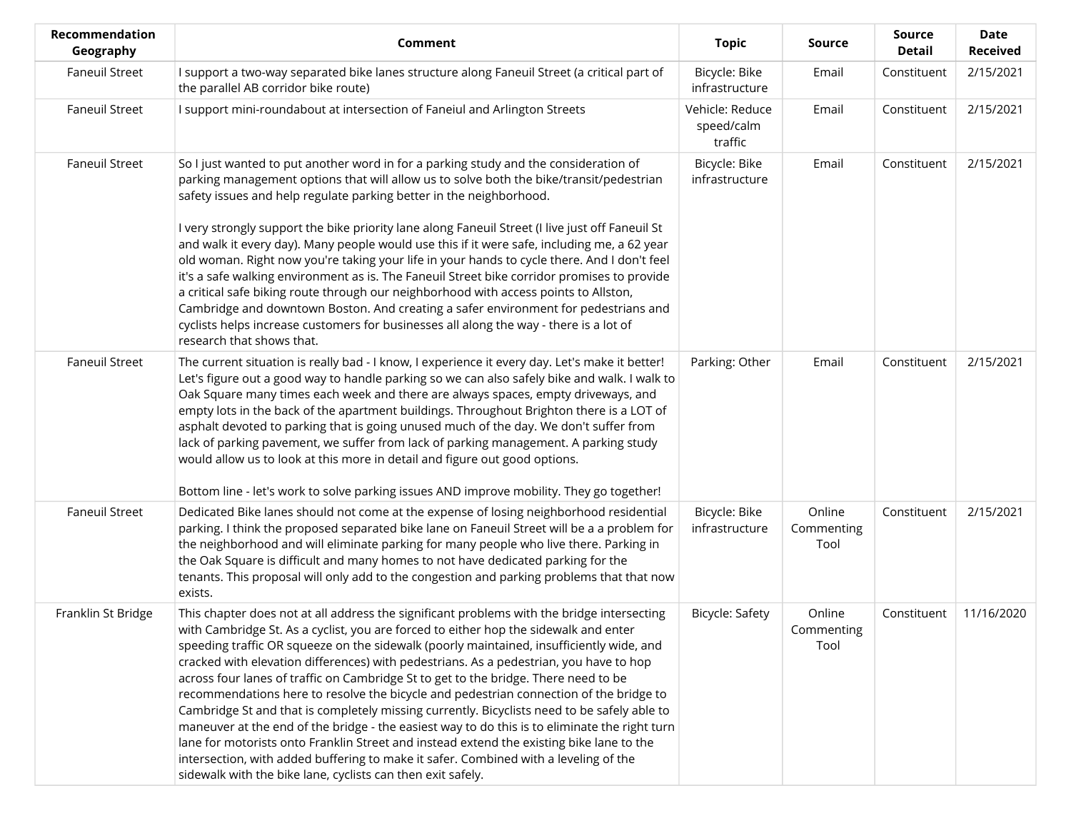| Recommendation Geography | Comment | Topic | Source | Source Detail | Date Received |
|---|---|---|---|---|---|
| Faneuil Street | I support a two-way separated bike lanes structure along Faneuil Street (a critical part of the parallel AB corridor bike route) | Bicycle: Bike infrastructure | Email | Constituent | 2/15/2021 |
| Faneuil Street | I support mini-roundabout at intersection of Faneiul and Arlington Streets | Vehicle: Reduce speed/calm traffic | Email | Constituent | 2/15/2021 |
| Faneuil Street | So I just wanted to put another word in for a parking study and the consideration of parking management options that will allow us to solve both the bike/transit/pedestrian safety issues and help regulate parking better in the neighborhood.<br><br>I very strongly support the bike priority lane along Faneuil Street (I live just off Faneuil St and walk it every day). Many people would use this if it were safe, including me, a 62 year old woman. Right now you're taking your life in your hands to cycle there. And I don't feel it's a safe walking environment as is. The Faneuil Street bike corridor promises to provide a critical safe biking route through our neighborhood with access points to Allston, Cambridge and downtown Boston. And creating a safer environment for pedestrians and cyclists helps increase customers for businesses all along the way - there is a lot of research that shows that. | Bicycle: Bike infrastructure | Email | Constituent | 2/15/2021 |
| Faneuil Street | The current situation is really bad - I know, I experience it every day. Let's make it better! Let's figure out a good way to handle parking so we can also safely bike and walk. I walk to Oak Square many times each week and there are always spaces, empty driveways, and empty lots in the back of the apartment buildings. Throughout Brighton there is a LOT of asphalt devoted to parking that is going unused much of the day. We don't suffer from lack of parking pavement, we suffer from lack of parking management. A parking study would allow us to look at this more in detail and figure out good options.<br><br>Bottom line - let's work to solve parking issues AND improve mobility. They go together! | Parking: Other | Email | Constituent | 2/15/2021 |
| Faneuil Street | Dedicated Bike lanes should not come at the expense of losing neighborhood residential parking. I think the proposed separated bike lane on Faneuil Street will be a a problem for the neighborhood and will eliminate parking for many people who live there. Parking in the Oak Square is difficult and many homes to not have dedicated parking for the tenants. This proposal will only add to the congestion and parking problems that that now exists. | Bicycle: Bike infrastructure | Online Commenting Tool | Constituent | 2/15/2021 |
| Franklin St Bridge | This chapter does not at all address the significant problems with the bridge intersecting with Cambridge St. As a cyclist, you are forced to either hop the sidewalk and enter speeding traffic OR squeeze on the sidewalk (poorly maintained, insufficiently wide, and cracked with elevation differences) with pedestrians. As a pedestrian, you have to hop across four lanes of traffic on Cambridge St to get to the bridge. There need to be recommendations here to resolve the bicycle and pedestrian connection of the bridge to Cambridge St and that is completely missing currently. Bicyclists need to be safely able to maneuver at the end of the bridge - the easiest way to do this is to eliminate the right turn lane for motorists onto Franklin Street and instead extend the existing bike lane to the intersection, with added buffering to make it safer. Combined with a leveling of the sidewalk with the bike lane, cyclists can then exit safely. | Bicycle: Safety | Online Commenting Tool | Constituent | 11/16/2020 |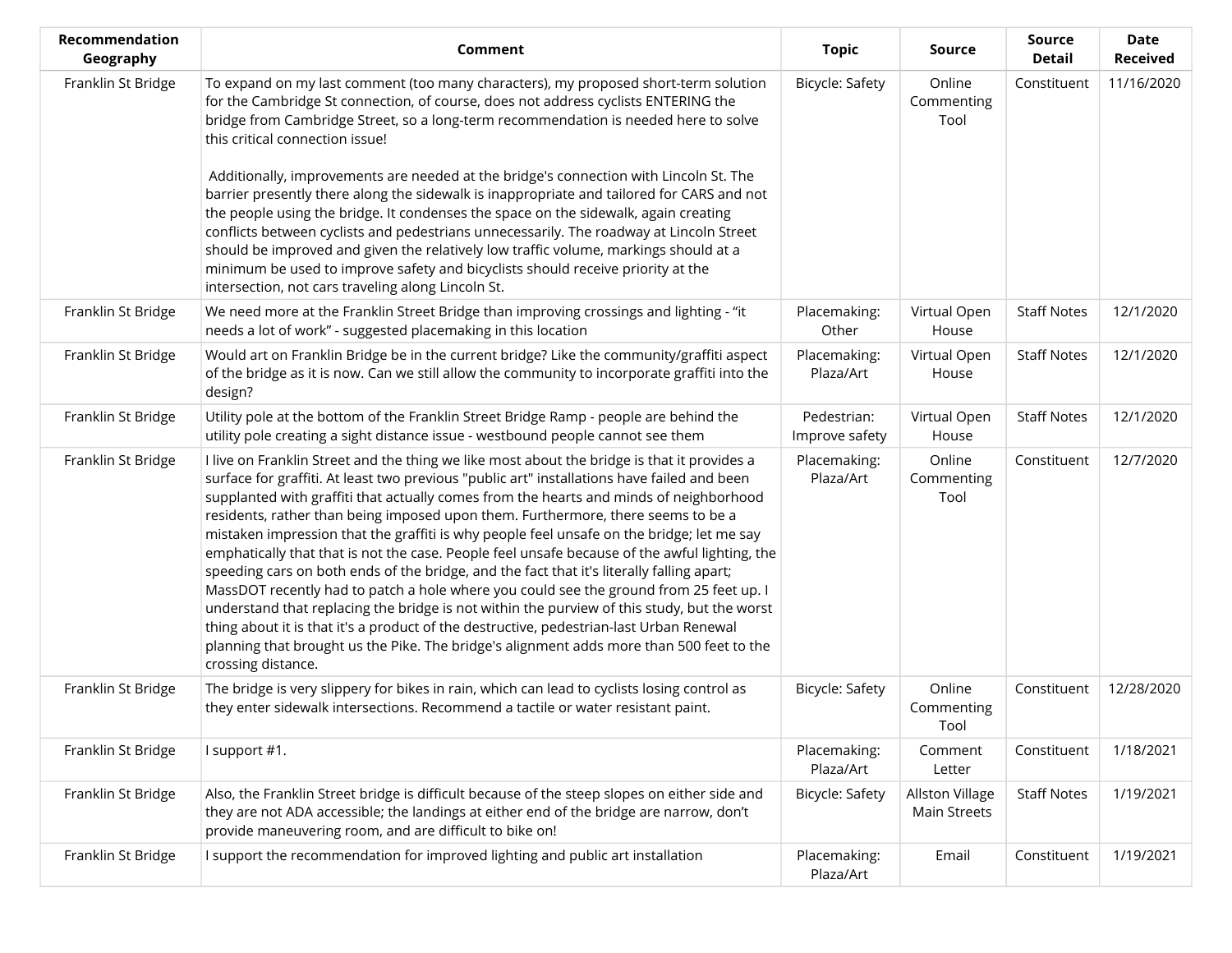| Recommendation Geography | Comment | Topic | Source | Source Detail | Date Received |
|---|---|---|---|---|---|
| Franklin St Bridge | To expand on my last comment (too many characters), my proposed short-term solution for the Cambridge St connection, of course, does not address cyclists ENTERING the bridge from Cambridge Street, so a long-term recommendation is needed here to solve this critical connection issue!<br><br>Additionally, improvements are needed at the bridge's connection with Lincoln St. The barrier presently there along the sidewalk is inappropriate and tailored for CARS and not the people using the bridge. It condenses the space on the sidewalk, again creating conflicts between cyclists and pedestrians unnecessarily. The roadway at Lincoln Street should be improved and given the relatively low traffic volume, markings should at a minimum be used to improve safety and bicyclists should receive priority at the intersection, not cars traveling along Lincoln St. | Bicycle: Safety | Online Commenting Tool | Constituent | 11/16/2020 |
| Franklin St Bridge | We need more at the Franklin Street Bridge than improving crossings and lighting - "it needs a lot of work" - suggested placemaking in this location | Placemaking: Other | Virtual Open House | Staff Notes | 12/1/2020 |
| Franklin St Bridge | Would art on Franklin Bridge be in the current bridge? Like the community/graffiti aspect of the bridge as it is now. Can we still allow the community to incorporate graffiti into the design? | Placemaking: Plaza/Art | Virtual Open House | Staff Notes | 12/1/2020 |
| Franklin St Bridge | Utility pole at the bottom of the Franklin Street Bridge Ramp - people are behind the utility pole creating a sight distance issue - westbound people cannot see them | Pedestrian: Improve safety | Virtual Open House | Staff Notes | 12/1/2020 |
| Franklin St Bridge | I live on Franklin Street and the thing we like most about the bridge is that it provides a surface for graffiti. At least two previous "public art" installations have failed and been supplanted with graffiti that actually comes from the hearts and minds of neighborhood residents, rather than being imposed upon them. Furthermore, there seems to be a mistaken impression that the graffiti is why people feel unsafe on the bridge; let me say emphatically that that is not the case. People feel unsafe because of the awful lighting, the speeding cars on both ends of the bridge, and the fact that it's literally falling apart; MassDOT recently had to patch a hole where you could see the ground from 25 feet up. I understand that replacing the bridge is not within the purview of this study, but the worst thing about it is that it's a product of the destructive, pedestrian-last Urban Renewal planning that brought us the Pike. The bridge's alignment adds more than 500 feet to the crossing distance. | Placemaking: Plaza/Art | Online Commenting Tool | Constituent | 12/7/2020 |
| Franklin St Bridge | The bridge is very slippery for bikes in rain, which can lead to cyclists losing control as they enter sidewalk intersections. Recommend a tactile or water resistant paint. | Bicycle: Safety | Online Commenting Tool | Constituent | 12/28/2020 |
| Franklin St Bridge | I support #1. | Placemaking: Plaza/Art | Comment Letter | Constituent | 1/18/2021 |
| Franklin St Bridge | Also, the Franklin Street bridge is difficult because of the steep slopes on either side and they are not ADA accessible; the landings at either end of the bridge are narrow, don't provide maneuvering room, and are difficult to bike on! | Bicycle: Safety | Allston Village Main Streets | Staff Notes | 1/19/2021 |
| Franklin St Bridge | I support the recommendation for improved lighting and public art installation | Placemaking: Plaza/Art | Email | Constituent | 1/19/2021 |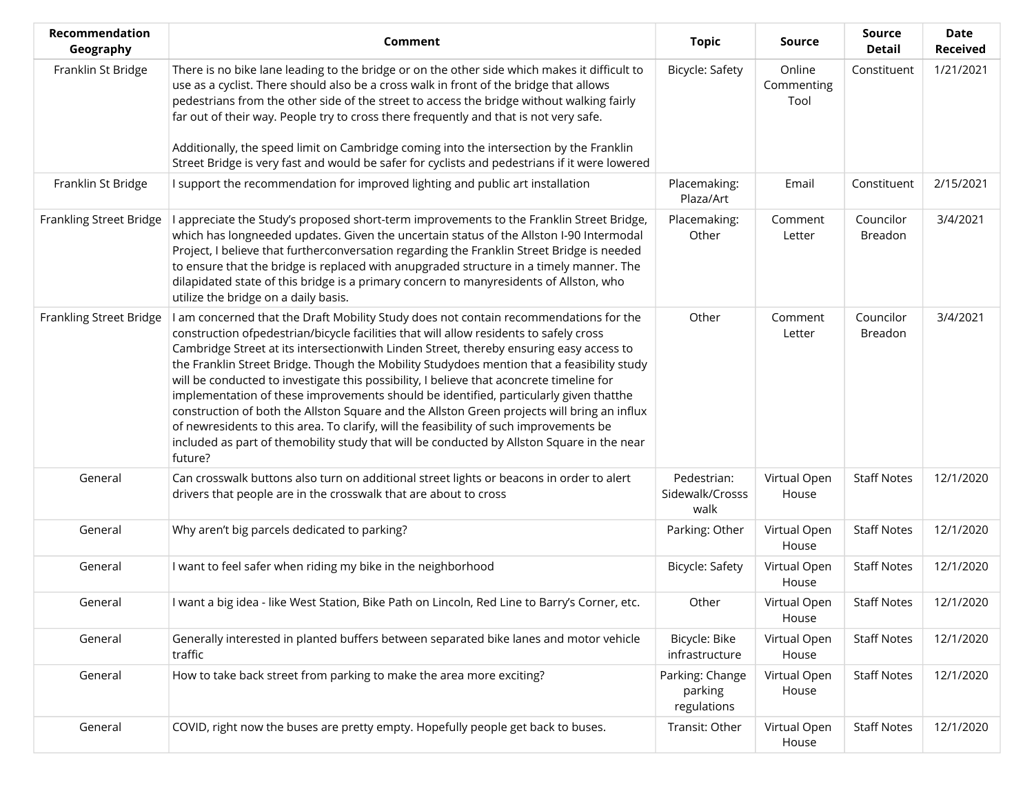| Recommendation Geography | Comment | Topic | Source | Source Detail | Date Received |
|---|---|---|---|---|---|
| Franklin St Bridge | There is no bike lane leading to the bridge or on the other side which makes it difficult to use as a cyclist. There should also be a cross walk in front of the bridge that allows pedestrians from the other side of the street to access the bridge without walking fairly far out of their way. People try to cross there frequently and that is not very safe.<br><br>Additionally, the speed limit on Cambridge coming into the intersection by the Franklin Street Bridge is very fast and would be safer for cyclists and pedestrians if it were lowered | Bicycle: Safety | Online Commenting Tool | Constituent | 1/21/2021 |
| Franklin St Bridge | I support the recommendation for improved lighting and public art installation | Placemaking: Plaza/Art | Email | Constituent | 2/15/2021 |
| Frankling Street Bridge | I appreciate the Study's proposed short-term improvements to the Franklin Street Bridge, which has longneeded updates. Given the uncertain status of the Allston I-90 Intermodal Project, I believe that furtherconversation regarding the Franklin Street Bridge is needed to ensure that the bridge is replaced with anupgraded structure in a timely manner. The dilapidated state of this bridge is a primary concern to manyresidents of Allston, who utilize the bridge on a daily basis. | Placemaking: Other | Comment Letter | Councilor Breadon | 3/4/2021 |
| Frankling Street Bridge | I am concerned that the Draft Mobility Study does not contain recommendations for the construction ofpedestrian/bicycle facilities that will allow residents to safely cross Cambridge Street at its intersectionwith Linden Street, thereby ensuring easy access to the Franklin Street Bridge. Though the Mobility Studydoes mention that a feasibility study will be conducted to investigate this possibility, I believe that aconcrete timeline for implementation of these improvements should be identified, particularly given thatthe construction of both the Allston Square and the Allston Green projects will bring an influx of newresidents to this area. To clarify, will the feasibility of such improvements be included as part of themobility study that will be conducted by Allston Square in the near future? | Other | Comment Letter | Councilor Breadon | 3/4/2021 |
| General | Can crosswalk buttons also turn on additional street lights or beacons in order to alert drivers that people are in the crosswalk that are about to cross | Pedestrian: Sidewalk/Crosss walk | Virtual Open House | Staff Notes | 12/1/2020 |
| General | Why aren't big parcels dedicated to parking? | Parking: Other | Virtual Open House | Staff Notes | 12/1/2020 |
| General | I want to feel safer when riding my bike in the neighborhood | Bicycle: Safety | Virtual Open House | Staff Notes | 12/1/2020 |
| General | I want a big idea - like West Station, Bike Path on Lincoln, Red Line to Barry's Corner, etc. | Other | Virtual Open House | Staff Notes | 12/1/2020 |
| General | Generally interested in planted buffers between separated bike lanes and motor vehicle traffic | Bicycle: Bike infrastructure | Virtual Open House | Staff Notes | 12/1/2020 |
| General | How to take back street from parking to make the area more exciting? | Parking: Change parking regulations | Virtual Open House | Staff Notes | 12/1/2020 |
| General | COVID, right now the buses are pretty empty. Hopefully people get back to buses. | Transit: Other | Virtual Open House | Staff Notes | 12/1/2020 |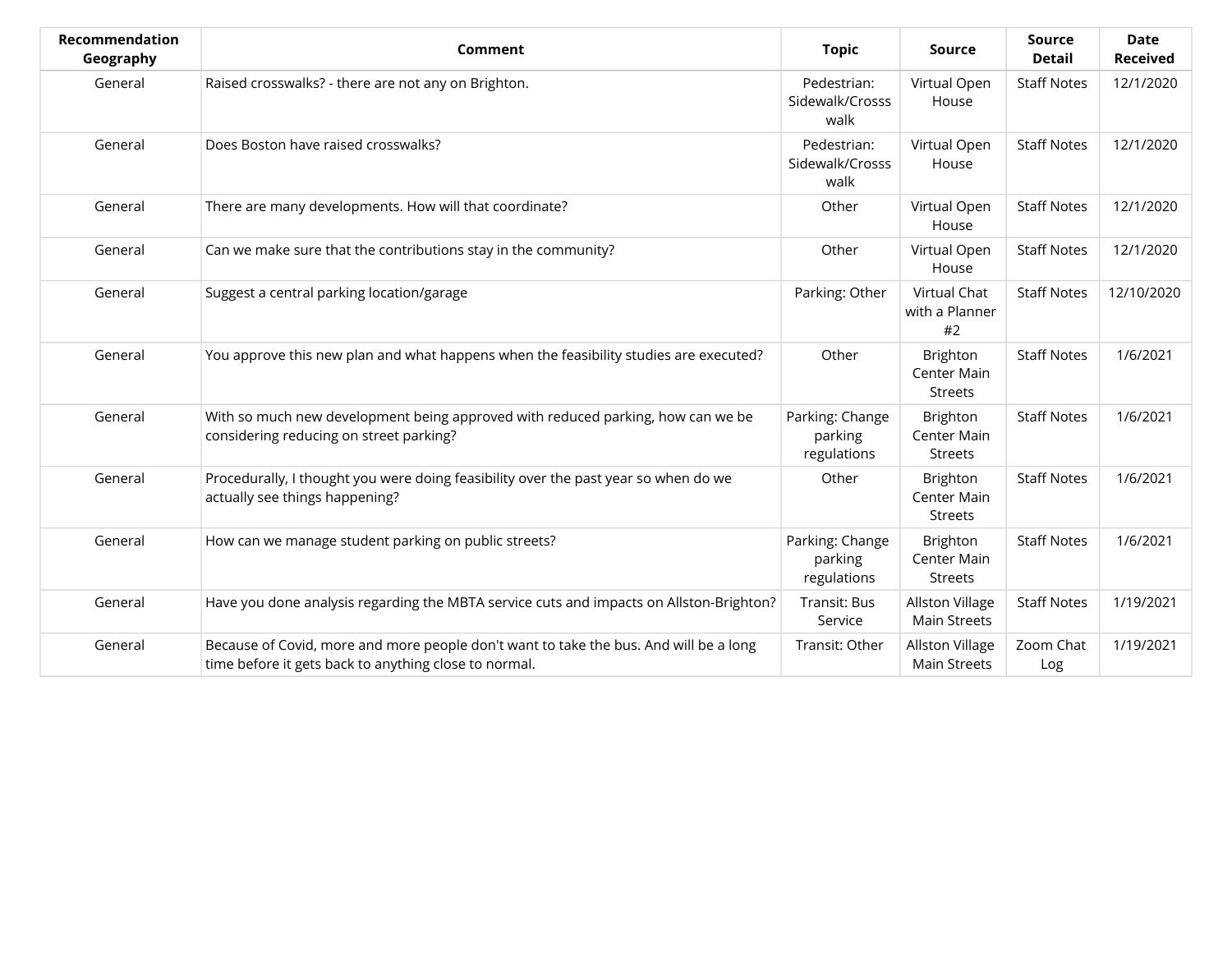| Recommendation Geography | Comment | Topic | Source | Source Detail | Date Received |
|---|---|---|---|---|---|
| General | Raised crosswalks? - there are not any on Brighton. | Pedestrian: Sidewalk/Crosss walk | Virtual Open House | Staff Notes | 12/1/2020 |
| General | Does Boston have raised crosswalks? | Pedestrian: Sidewalk/Crosss walk | Virtual Open House | Staff Notes | 12/1/2020 |
| General | There are many developments. How will that coordinate? | Other | Virtual Open House | Staff Notes | 12/1/2020 |
| General | Can we make sure that the contributions stay in the community? | Other | Virtual Open House | Staff Notes | 12/1/2020 |
| General | Suggest a central parking location/garage | Parking: Other | Virtual Chat with a Planner #2 | Staff Notes | 12/10/2020 |
| General | You approve this new plan and what happens when the feasibility studies are executed? | Other | Brighton Center Main Streets | Staff Notes | 1/6/2021 |
| General | With so much new development being approved with reduced parking, how can we be considering reducing on street parking? | Parking: Change parking regulations | Brighton Center Main Streets | Staff Notes | 1/6/2021 |
| General | Procedurally, I thought you were doing feasibility over the past year so when do we actually see things happening? | Other | Brighton Center Main Streets | Staff Notes | 1/6/2021 |
| General | How can we manage student parking on public streets? | Parking: Change parking regulations | Brighton Center Main Streets | Staff Notes | 1/6/2021 |
| General | Have you done analysis regarding the MBTA service cuts and impacts on Allston-Brighton? | Transit: Bus Service | Allston Village Main Streets | Staff Notes | 1/19/2021 |
| General | Because of Covid, more and more people don't want to take the bus. And will be a long time before it gets back to anything close to normal. | Transit: Other | Allston Village Main Streets | Zoom Chat Log | 1/19/2021 |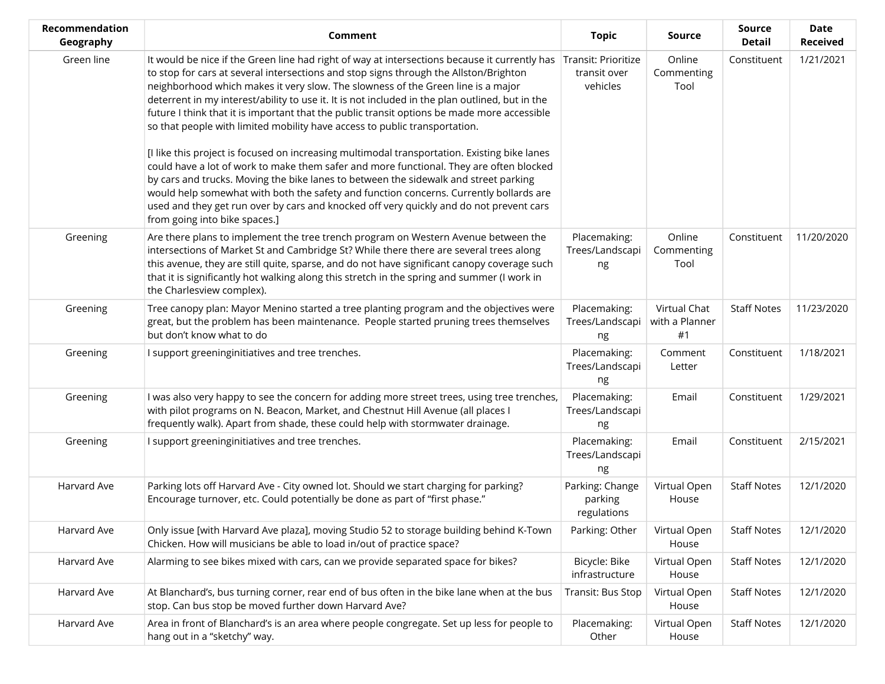| Recommendation Geography | Comment | Topic | Source | Source Detail | Date Received |
|---|---|---|---|---|---|
| Green line | It would be nice if the Green line had right of way at intersections because it currently has to stop for cars at several intersections and stop signs through the Allston/Brighton neighborhood which makes it very slow. The slowness of the Green line is a major deterrent in my interest/ability to use it. It is not included in the plan outlined, but in the future I think that it is important that the public transit options be made more accessible so that people with limited mobility have access to public transportation.<br><br>[I like this project is focused on increasing multimodal transportation. Existing bike lanes could have a lot of work to make them safer and more functional. They are often blocked by cars and trucks. Moving the bike lanes to between the sidewalk and street parking would help somewhat with both the safety and function concerns. Currently bollards are used and they get run over by cars and knocked off very quickly and do not prevent cars from going into bike spaces.] | Transit: Prioritize transit over vehicles | Online Commenting Tool | Constituent | 1/21/2021 |
| Greening | Are there plans to implement the tree trench program on Western Avenue between the intersections of Market St and Cambridge St? While there there are several trees along this avenue, they are still quite, sparse, and do not have significant canopy coverage such that it is significantly hot walking along this stretch in the spring and summer (I work in the Charlesview complex). | Placemaking: Trees/Landscaping | Online Commenting Tool | Constituent | 11/20/2020 |
| Greening | Tree canopy plan: Mayor Menino started a tree planting program and the objectives were great, but the problem has been maintenance. People started pruning trees themselves but don't know what to do | Placemaking: Trees/Landscaping | Virtual Chat with a Planner #1 | Staff Notes | 11/23/2020 |
| Greening | I support greeninginitiatives and tree trenches. | Placemaking: Trees/Landscaping | Comment Letter | Constituent | 1/18/2021 |
| Greening | I was also very happy to see the concern for adding more street trees, using tree trenches, with pilot programs on N. Beacon, Market, and Chestnut Hill Avenue (all places I frequently walk). Apart from shade, these could help with stormwater drainage. | Placemaking: Trees/Landscaping | Email | Constituent | 1/29/2021 |
| Greening | I support greeninginitiatives and tree trenches. | Placemaking: Trees/Landscaping | Email | Constituent | 2/15/2021 |
| Harvard Ave | Parking lots off Harvard Ave - City owned lot. Should we start charging for parking? Encourage turnover, etc. Could potentially be done as part of "first phase." | Parking: Change parking regulations | Virtual Open House | Staff Notes | 12/1/2020 |
| Harvard Ave | Only issue [with Harvard Ave plaza], moving Studio 52 to storage building behind K-Town Chicken. How will musicians be able to load in/out of practice space? | Parking: Other | Virtual Open House | Staff Notes | 12/1/2020 |
| Harvard Ave | Alarming to see bikes mixed with cars, can we provide separated space for bikes? | Bicycle: Bike infrastructure | Virtual Open House | Staff Notes | 12/1/2020 |
| Harvard Ave | At Blanchard's, bus turning corner, rear end of bus often in the bike lane when at the bus stop. Can bus stop be moved further down Harvard Ave? | Transit: Bus Stop | Virtual Open House | Staff Notes | 12/1/2020 |
| Harvard Ave | Area in front of Blanchard's is an area where people congregate. Set up less for people to hang out in a "sketchy" way. | Placemaking: Other | Virtual Open House | Staff Notes | 12/1/2020 |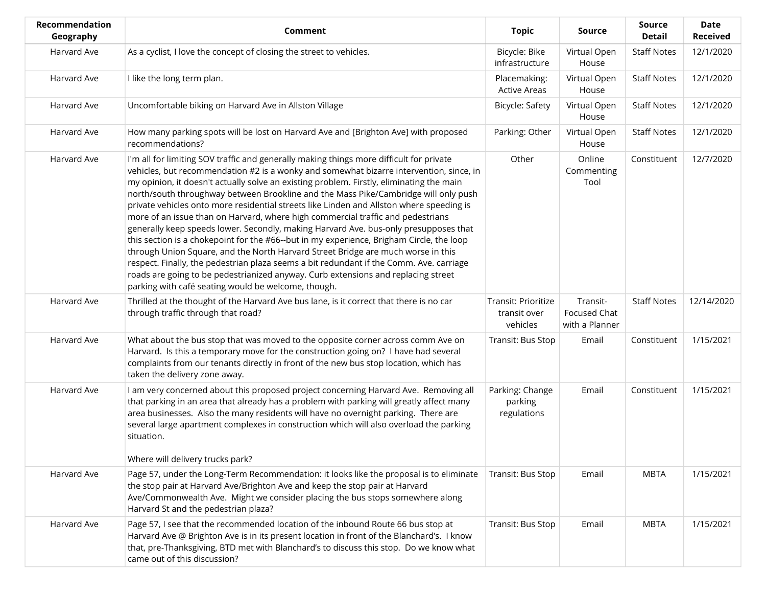| Recommendation Geography | Comment | Topic | Source | Source Detail | Date Received |
|---|---|---|---|---|---|
| Harvard Ave | As a cyclist, I love the concept of closing the street to vehicles. | Bicycle: Bike infrastructure | Virtual Open House | Staff Notes | 12/1/2020 |
| Harvard Ave | I like the long term plan. | Placemaking: Active Areas | Virtual Open House | Staff Notes | 12/1/2020 |
| Harvard Ave | Uncomfortable biking on Harvard Ave in Allston Village | Bicycle: Safety | Virtual Open House | Staff Notes | 12/1/2020 |
| Harvard Ave | How many parking spots will be lost on Harvard Ave and [Brighton Ave] with proposed recommendations? | Parking: Other | Virtual Open House | Staff Notes | 12/1/2020 |
| Harvard Ave | I'm all for limiting SOV traffic and generally making things more difficult for private vehicles, but recommendation #2 is a wonky and somewhat bizarre intervention, since, in my opinion, it doesn't actually solve an existing problem. Firstly, eliminating the main north/south throughway between Brookline and the Mass Pike/Cambridge will only push private vehicles onto more residential streets like Linden and Allston where speeding is more of an issue than on Harvard, where high commercial traffic and pedestrians generally keep speeds lower. Secondly, making Harvard Ave. bus-only presupposes that this section is a chokepoint for the #66--but in my experience, Brigham Circle, the loop through Union Square, and the North Harvard Street Bridge are much worse in this respect. Finally, the pedestrian plaza seems a bit redundant if the Comm. Ave. carriage roads are going to be pedestrianized anyway. Curb extensions and replacing street parking with café seating would be welcome, though. | Other | Online Commenting Tool | Constituent | 12/7/2020 |
| Harvard Ave | Thrilled at the thought of the Harvard Ave bus lane, is it correct that there is no car through traffic through that road? | Transit: Prioritize transit over vehicles | Transit-Focused Chat with a Planner | Staff Notes | 12/14/2020 |
| Harvard Ave | What about the bus stop that was moved to the opposite corner across comm Ave on Harvard. Is this a temporary move for the construction going on? I have had several complaints from our tenants directly in front of the new bus stop location, which has taken the delivery zone away. | Transit: Bus Stop | Email | Constituent | 1/15/2021 |
| Harvard Ave | I am very concerned about this proposed project concerning Harvard Ave. Removing all that parking in an area that already has a problem with parking will greatly affect many area businesses. Also the many residents will have no overnight parking. There are several large apartment complexes in construction which will also overload the parking situation.<br><br>Where will delivery trucks park? | Parking: Change parking regulations | Email | Constituent | 1/15/2021 |
| Harvard Ave | Page 57, under the Long-Term Recommendation: it looks like the proposal is to eliminate the stop pair at Harvard Ave/Brighton Ave and keep the stop pair at Harvard Ave/Commonwealth Ave. Might we consider placing the bus stops somewhere along Harvard St and the pedestrian plaza? | Transit: Bus Stop | Email | MBTA | 1/15/2021 |
| Harvard Ave | Page 57, I see that the recommended location of the inbound Route 66 bus stop at Harvard Ave @ Brighton Ave is in its present location in front of the Blanchard's. I know that, pre-Thanksgiving, BTD met with Blanchard's to discuss this stop. Do we know what came out of this discussion? | Transit: Bus Stop | Email | MBTA | 1/15/2021 |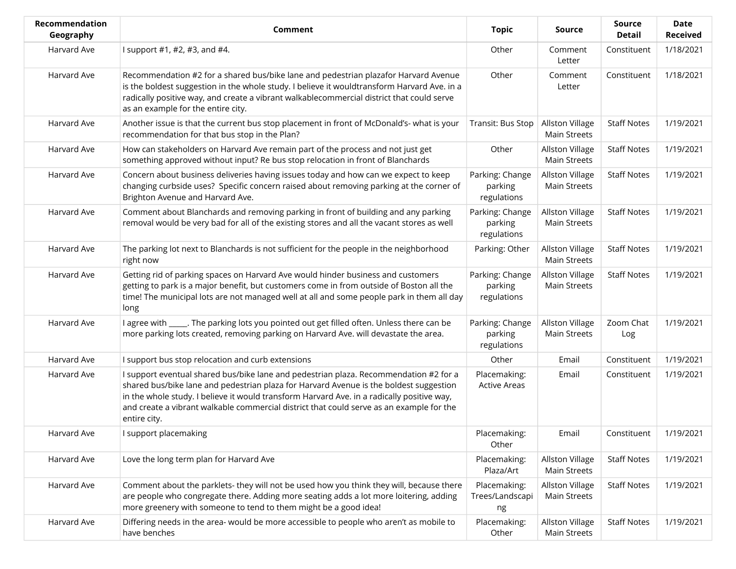| Recommendation Geography | Comment | Topic | Source | Source Detail | Date Received |
|---|---|---|---|---|---|
| Harvard Ave | I support #1, #2, #3, and #4. | Other | Comment Letter | Constituent | 1/18/2021 |
| Harvard Ave | Recommendation #2 for a shared bus/bike lane and pedestrian plazafor Harvard Avenue is the boldest suggestion in the whole study. I believe it wouldtransform Harvard Ave. in a radically positive way, and create a vibrant walkablecommercial district that could serve as an example for the entire city. | Other | Comment Letter | Constituent | 1/18/2021 |
| Harvard Ave | Another issue is that the current bus stop placement in front of McDonald's- what is your recommendation for that bus stop in the Plan? | Transit: Bus Stop | Allston Village Main Streets | Staff Notes | 1/19/2021 |
| Harvard Ave | How can stakeholders on Harvard Ave remain part of the process and not just get something approved without input? Re bus stop relocation in front of Blanchards | Other | Allston Village Main Streets | Staff Notes | 1/19/2021 |
| Harvard Ave | Concern about business deliveries having issues today and how can we expect to keep changing curbside uses? Specific concern raised about removing parking at the corner of Brighton Avenue and Harvard Ave. | Parking: Change parking regulations | Allston Village Main Streets | Staff Notes | 1/19/2021 |
| Harvard Ave | Comment about Blanchards and removing parking in front of building and any parking removal would be very bad for all of the existing stores and all the vacant stores as well | Parking: Change parking regulations | Allston Village Main Streets | Staff Notes | 1/19/2021 |
| Harvard Ave | The parking lot next to Blanchards is not sufficient for the people in the neighborhood right now | Parking: Other | Allston Village Main Streets | Staff Notes | 1/19/2021 |
| Harvard Ave | Getting rid of parking spaces on Harvard Ave would hinder business and customers getting to park is a major benefit, but customers come in from outside of Boston all the time! The municipal lots are not managed well at all and some people park in them all day long | Parking: Change parking regulations | Allston Village Main Streets | Staff Notes | 1/19/2021 |
| Harvard Ave | I agree with _____. The parking lots you pointed out get filled often. Unless there can be more parking lots created, removing parking on Harvard Ave. will devastate the area. | Parking: Change parking regulations | Allston Village Main Streets | Zoom Chat Log | 1/19/2021 |
| Harvard Ave | I support bus stop relocation and curb extensions | Other | Email | Constituent | 1/19/2021 |
| Harvard Ave | I support eventual shared bus/bike lane and pedestrian plaza. Recommendation #2 for a shared bus/bike lane and pedestrian plaza for Harvard Avenue is the boldest suggestion in the whole study. I believe it would transform Harvard Ave. in a radically positive way, and create a vibrant walkable commercial district that could serve as an example for the entire city. | Placemaking: Active Areas | Email | Constituent | 1/19/2021 |
| Harvard Ave | I support placemaking | Placemaking: Other | Email | Constituent | 1/19/2021 |
| Harvard Ave | Love the long term plan for Harvard Ave | Placemaking: Plaza/Art | Allston Village Main Streets | Staff Notes | 1/19/2021 |
| Harvard Ave | Comment about the parklets- they will not be used how you think they will, because there are people who congregate there. Adding more seating adds a lot more loitering, adding more greenery with someone to tend to them might be a good idea! | Placemaking: Trees/Landscaping | Allston Village Main Streets | Staff Notes | 1/19/2021 |
| Harvard Ave | Differing needs in the area- would be more accessible to people who aren't as mobile to have benches | Placemaking: Other | Allston Village Main Streets | Staff Notes | 1/19/2021 |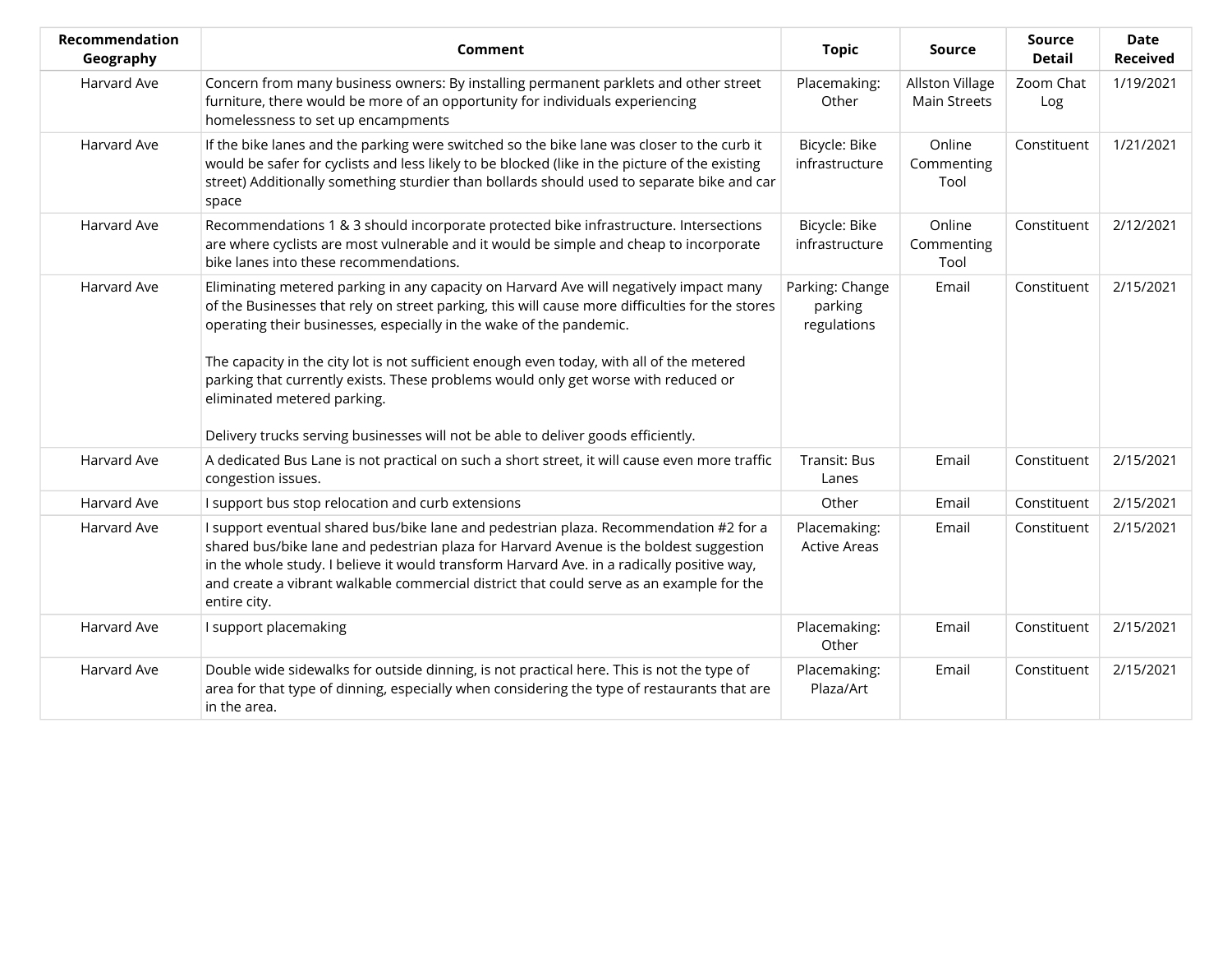| Recommendation Geography | Comment | Topic | Source | Source Detail | Date Received |
|---|---|---|---|---|---|
| Harvard Ave | Concern from many business owners: By installing permanent parklets and other street furniture, there would be more of an opportunity for individuals experiencing homelessness to set up encampments | Placemaking: Other | Allston Village Main Streets | Zoom Chat Log | 1/19/2021 |
| Harvard Ave | If the bike lanes and the parking were switched so the bike lane was closer to the curb it would be safer for cyclists and less likely to be blocked (like in the picture of the existing street) Additionally something sturdier than bollards should used to separate bike and car space | Bicycle: Bike infrastructure | Online Commenting Tool | Constituent | 1/21/2021 |
| Harvard Ave | Recommendations 1 & 3 should incorporate protected bike infrastructure. Intersections are where cyclists are most vulnerable and it would be simple and cheap to incorporate bike lanes into these recommendations. | Bicycle: Bike infrastructure | Online Commenting Tool | Constituent | 2/12/2021 |
| Harvard Ave | Eliminating metered parking in any capacity on Harvard Ave will negatively impact many of the Businesses that rely on street parking, this will cause more difficulties for the stores operating their businesses, especially in the wake of the pandemic.<br><br>The capacity in the city lot is not sufficient enough even today, with all of the metered parking that currently exists. These problems would only get worse with reduced or eliminated metered parking.<br><br>Delivery trucks serving businesses will not be able to deliver goods efficiently. | Parking: Change parking regulations | Email | Constituent | 2/15/2021 |
| Harvard Ave | A dedicated Bus Lane is not practical on such a short street, it will cause even more traffic congestion issues. | Transit: Bus Lanes | Email | Constituent | 2/15/2021 |
| Harvard Ave | I support bus stop relocation and curb extensions | Other | Email | Constituent | 2/15/2021 |
| Harvard Ave | I support eventual shared bus/bike lane and pedestrian plaza. Recommendation #2 for a shared bus/bike lane and pedestrian plaza for Harvard Avenue is the boldest suggestion in the whole study. I believe it would transform Harvard Ave. in a radically positive way, and create a vibrant walkable commercial district that could serve as an example for the entire city. | Placemaking: Active Areas | Email | Constituent | 2/15/2021 |
| Harvard Ave | I support placemaking | Placemaking: Other | Email | Constituent | 2/15/2021 |
| Harvard Ave | Double wide sidewalks for outside dinning, is not practical here. This is not the type of area for that type of dinning, especially when considering the type of restaurants that are in the area. | Placemaking: Plaza/Art | Email | Constituent | 2/15/2021 |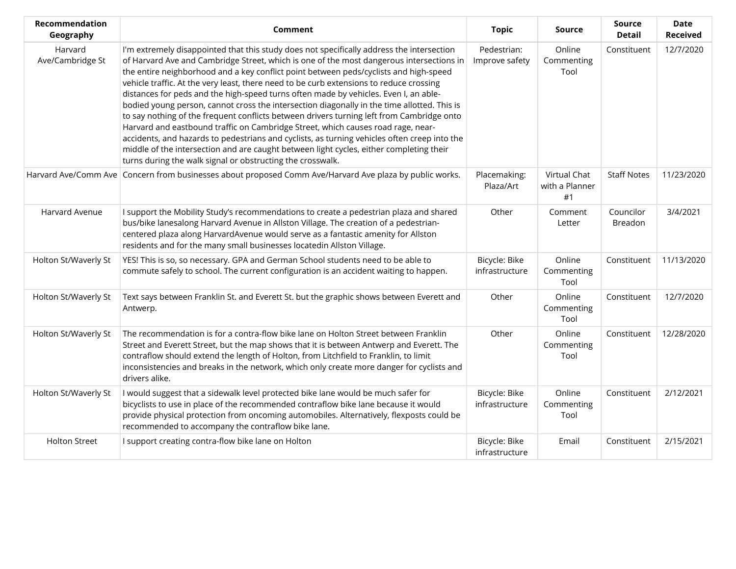| Recommendation Geography | Comment | Topic | Source | Source Detail | Date Received |
|---|---|---|---|---|---|
| Harvard Ave/Cambridge St | I'm extremely disappointed that this study does not specifically address the intersection of Harvard Ave and Cambridge Street, which is one of the most dangerous intersections in the entire neighborhood and a key conflict point between peds/cyclists and high-speed vehicle traffic. At the very least, there need to be curb extensions to reduce crossing distances for peds and the high-speed turns often made by vehicles. Even I, an able-bodied young person, cannot cross the intersection diagonally in the time allotted. This is to say nothing of the frequent conflicts between drivers turning left from Cambridge onto Harvard and eastbound traffic on Cambridge Street, which causes road rage, near-accidents, and hazards to pedestrians and cyclists, as turning vehicles often creep into the middle of the intersection and are caught between light cycles, either completing their turns during the walk signal or obstructing the crosswalk. | Pedestrian: Improve safety | Online Commenting Tool | Constituent | 12/7/2020 |
| Harvard Ave/Comm Ave | Concern from businesses about proposed Comm Ave/Harvard Ave plaza by public works. | Placemaking: Plaza/Art | Virtual Chat with a Planner #1 | Staff Notes | 11/23/2020 |
| Harvard Avenue | I support the Mobility Study's recommendations to create a pedestrian plaza and shared bus/bike lanesalong Harvard Avenue in Allston Village. The creation of a pedestrian-centered plaza along HarvardAvenue would serve as a fantastic amenity for Allston residents and for the many small businesses locatedin Allston Village. | Other | Comment Letter | Councilor Breadon | 3/4/2021 |
| Holton St/Waverly St | YES! This is so, so necessary. GPA and German School students need to be able to commute safely to school. The current configuration is an accident waiting to happen. | Bicycle: Bike infrastructure | Online Commenting Tool | Constituent | 11/13/2020 |
| Holton St/Waverly St | Text says between Franklin St. and Everett St. but the graphic shows between Everett and Antwerp. | Other | Online Commenting Tool | Constituent | 12/7/2020 |
| Holton St/Waverly St | The recommendation is for a contra-flow bike lane on Holton Street between Franklin Street and Everett Street, but the map shows that it is between Antwerp and Everett. The contraflow should extend the length of Holton, from Litchfield to Franklin, to limit inconsistencies and breaks in the network, which only create more danger for cyclists and drivers alike. | Other | Online Commenting Tool | Constituent | 12/28/2020 |
| Holton St/Waverly St | I would suggest that a sidewalk level protected bike lane would be much safer for bicyclists to use in place of the recommended contraflow bike lane because it would provide physical protection from oncoming automobiles. Alternatively, flexposts could be recommended to accompany the contraflow bike lane. | Bicycle: Bike infrastructure | Online Commenting Tool | Constituent | 2/12/2021 |
| Holton Street | I support creating contra-flow bike lane on Holton | Bicycle: Bike infrastructure | Email | Constituent | 2/15/2021 |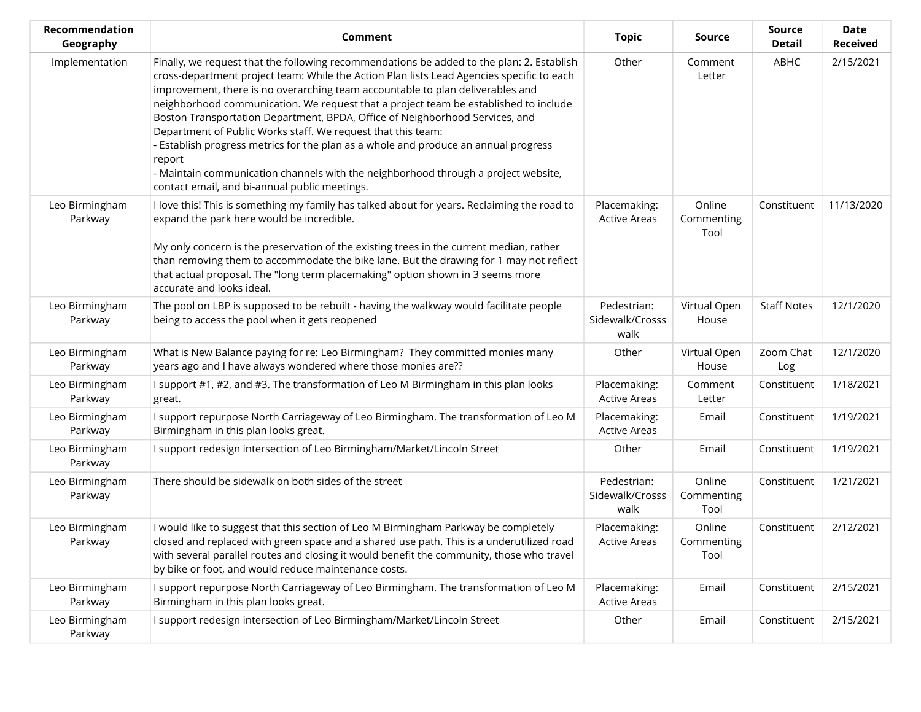| Recommendation Geography | Comment | Topic | Source | Source Detail | Date Received |
|---|---|---|---|---|---|
| Implementation | Finally, we request that the following recommendations be added to the plan: 2. Establish cross-department project team: While the Action Plan lists Lead Agencies specific to each improvement, there is no overarching team accountable to plan deliverables and neighborhood communication. We request that a project team be established to include Boston Transportation Department, BPDA, Office of Neighborhood Services, and Department of Public Works staff. We request that this team:<br>- Establish progress metrics for the plan as a whole and produce an annual progress report<br>- Maintain communication channels with the neighborhood through a project website, contact email, and bi-annual public meetings. | Other | Comment Letter | ABHC | 2/15/2021 |
| Leo Birmingham Parkway | I love this! This is something my family has talked about for years. Reclaiming the road to expand the park here would be incredible.<br><br>My only concern is the preservation of the existing trees in the current median, rather than removing them to accommodate the bike lane. But the drawing for 1 may not reflect that actual proposal. The "long term placemaking" option shown in 3 seems more accurate and looks ideal. | Placemaking: Active Areas | Online Commenting Tool | Constituent | 11/13/2020 |
| Leo Birmingham Parkway | The pool on LBP is supposed to be rebuilt - having the walkway would facilitate people being to access the pool when it gets reopened | Pedestrian: Sidewalk/Crosss walk | Virtual Open House | Staff Notes | 12/1/2020 |
| Leo Birmingham Parkway | What is New Balance paying for re: Leo Birmingham? They committed monies many years ago and I have always wondered where those monies are?? | Other | Virtual Open House | Zoom Chat Log | 12/1/2020 |
| Leo Birmingham Parkway | I support #1, #2, and #3. The transformation of Leo M Birmingham in this plan looks great. | Placemaking: Active Areas | Comment Letter | Constituent | 1/18/2021 |
| Leo Birmingham Parkway | I support repurpose North Carriageway of Leo Birmingham. The transformation of Leo M Birmingham in this plan looks great. | Placemaking: Active Areas | Email | Constituent | 1/19/2021 |
| Leo Birmingham Parkway | I support redesign intersection of Leo Birmingham/Market/Lincoln Street | Other | Email | Constituent | 1/19/2021 |
| Leo Birmingham Parkway | There should be sidewalk on both sides of the street | Pedestrian: Sidewalk/Crosss walk | Online Commenting Tool | Constituent | 1/21/2021 |
| Leo Birmingham Parkway | I would like to suggest that this section of Leo M Birmingham Parkway be completely closed and replaced with green space and a shared use path. This is a underutilized road with several parallel routes and closing it would benefit the community, those who travel by bike or foot, and would reduce maintenance costs. | Placemaking: Active Areas | Online Commenting Tool | Constituent | 2/12/2021 |
| Leo Birmingham Parkway | I support repurpose North Carriageway of Leo Birmingham. The transformation of Leo M Birmingham in this plan looks great. | Placemaking: Active Areas | Email | Constituent | 2/15/2021 |
| Leo Birmingham Parkway | I support redesign intersection of Leo Birmingham/Market/Lincoln Street | Other | Email | Constituent | 2/15/2021 |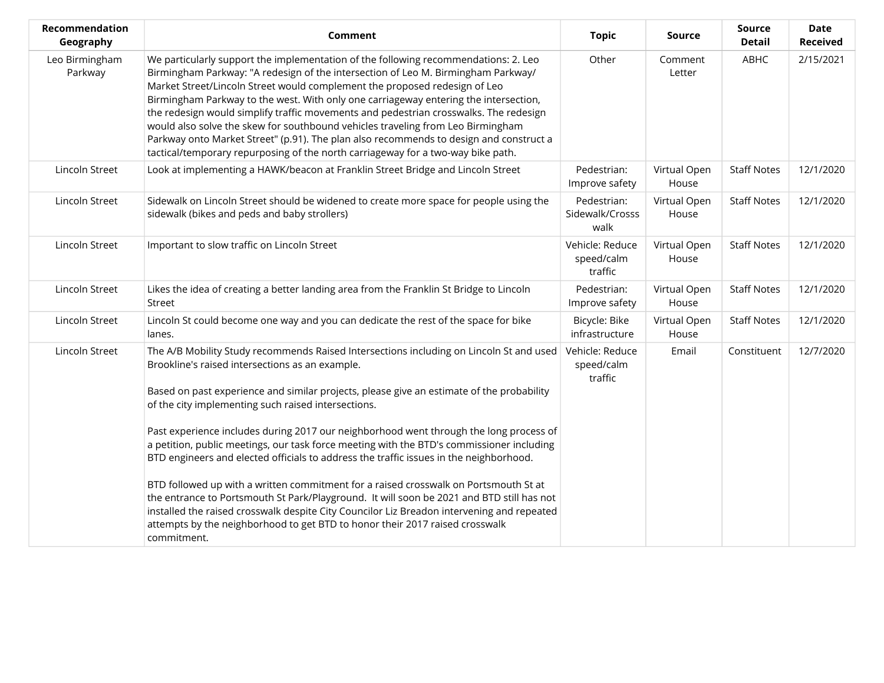| Recommendation Geography | Comment | Topic | Source | Source Detail | Date Received |
|---|---|---|---|---|---|
| Leo Birmingham Parkway | We particularly support the implementation of the following recommendations: 2. Leo Birmingham Parkway: "A redesign of the intersection of Leo M. Birmingham Parkway/ Market Street/Lincoln Street would complement the proposed redesign of Leo Birmingham Parkway to the west. With only one carriageway entering the intersection, the redesign would simplify traffic movements and pedestrian crosswalks. The redesign would also solve the skew for southbound vehicles traveling from Leo Birmingham Parkway onto Market Street" (p.91). The plan also recommends to design and construct a tactical/temporary repurposing of the north carriageway for a two-way bike path. | Other | Comment Letter | ABHC | 2/15/2021 |
| Lincoln Street | Look at implementing a HAWK/beacon at Franklin Street Bridge and Lincoln Street | Pedestrian: Improve safety | Virtual Open House | Staff Notes | 12/1/2020 |
| Lincoln Street | Sidewalk on Lincoln Street should be widened to create more space for people using the sidewalk (bikes and peds and baby strollers) | Pedestrian: Sidewalk/Crosswalk | Virtual Open House | Staff Notes | 12/1/2020 |
| Lincoln Street | Important to slow traffic on Lincoln Street | Vehicle: Reduce speed/calm traffic | Virtual Open House | Staff Notes | 12/1/2020 |
| Lincoln Street | Likes the idea of creating a better landing area from the Franklin St Bridge to Lincoln Street | Pedestrian: Improve safety | Virtual Open House | Staff Notes | 12/1/2020 |
| Lincoln Street | Lincoln St could become one way and you can dedicate the rest of the space for bike lanes. | Bicycle: Bike infrastructure | Virtual Open House | Staff Notes | 12/1/2020 |
| Lincoln Street | The A/B Mobility Study recommends Raised Intersections including on Lincoln St and used Brookline's raised intersections as an example.<br><br>Based on past experience and similar projects, please give an estimate of the probability of the city implementing such raised intersections.<br><br>Past experience includes during 2017 our neighborhood went through the long process of a petition, public meetings, our task force meeting with the BTD's commissioner including BTD engineers and elected officials to address the traffic issues in the neighborhood.<br><br>BTD followed up with a written commitment for a raised crosswalk on Portsmouth St at the entrance to Portsmouth St Park/Playground. It will soon be 2021 and BTD still has not installed the raised crosswalk despite City Councilor Liz Breadon intervening and repeated attempts by the neighborhood to get BTD to honor their 2017 raised crosswalk commitment. | Vehicle: Reduce speed/calm traffic | Email | Constituent | 12/7/2020 |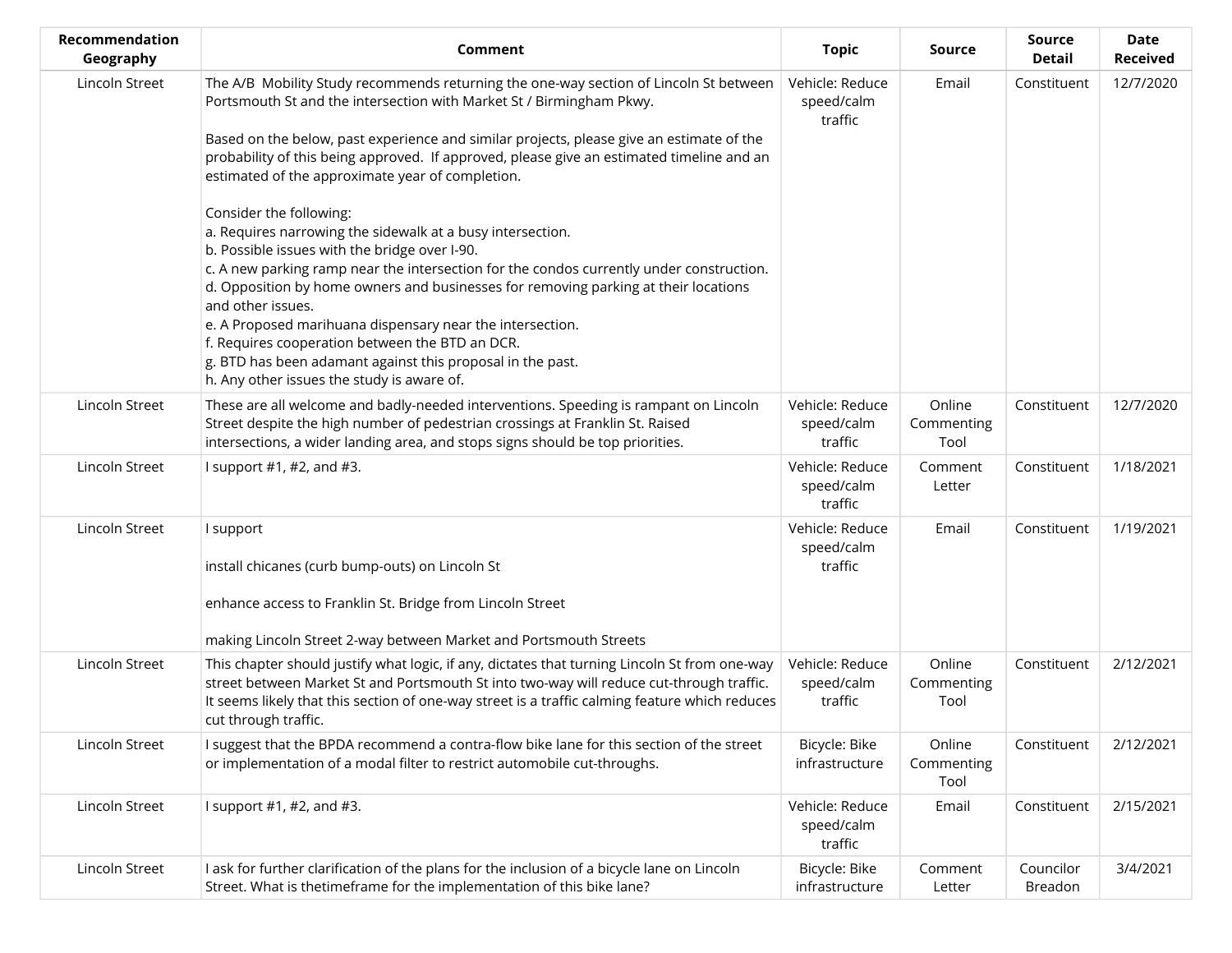| Recommendation Geography | Comment | Topic | Source | Source Detail | Date Received |
|---|---|---|---|---|---|
| Lincoln Street | The A/B Mobility Study recommends returning the one-way section of Lincoln St between Portsmouth St and the intersection with Market St / Birmingham Pkwy.<br><br>Based on the below, past experience and similar projects, please give an estimate of the probability of this being approved. If approved, please give an estimated timeline and an estimated of the approximate year of completion.<br><br>Consider the following:<br>a. Requires narrowing the sidewalk at a busy intersection.<br>b. Possible issues with the bridge over I-90.<br>c. A new parking ramp near the intersection for the condos currently under construction.<br>d. Opposition by home owners and businesses for removing parking at their locations and other issues.<br>e. A Proposed marihuana dispensary near the intersection.<br>f. Requires cooperation between the BTD an DCR.<br>g. BTD has been adamant against this proposal in the past.<br>h. Any other issues the study is aware of. | Vehicle: Reduce speed/calm traffic | Email | Constituent | 12/7/2020 |
| Lincoln Street | These are all welcome and badly-needed interventions. Speeding is rampant on Lincoln Street despite the high number of pedestrian crossings at Franklin St. Raised intersections, a wider landing area, and stops signs should be top priorities. | Vehicle: Reduce speed/calm traffic | Online Commenting Tool | Constituent | 12/7/2020 |
| Lincoln Street | I support #1, #2, and #3. | Vehicle: Reduce speed/calm traffic | Comment Letter | Constituent | 1/18/2021 |
| Lincoln Street | I support<br><br>install chicanes (curb bump-outs) on Lincoln St<br><br>enhance access to Franklin St. Bridge from Lincoln Street<br><br>making Lincoln Street 2-way between Market and Portsmouth Streets | Vehicle: Reduce speed/calm traffic | Email | Constituent | 1/19/2021 |
| Lincoln Street | This chapter should justify what logic, if any, dictates that turning Lincoln St from one-way street between Market St and Portsmouth St into two-way will reduce cut-through traffic. It seems likely that this section of one-way street is a traffic calming feature which reduces cut through traffic. | Vehicle: Reduce speed/calm traffic | Online Commenting Tool | Constituent | 2/12/2021 |
| Lincoln Street | I suggest that the BPDA recommend a contra-flow bike lane for this section of the street or implementation of a modal filter to restrict automobile cut-throughs. | Bicycle: Bike infrastructure | Online Commenting Tool | Constituent | 2/12/2021 |
| Lincoln Street | I support #1, #2, and #3. | Vehicle: Reduce speed/calm traffic | Email | Constituent | 2/15/2021 |
| Lincoln Street | I ask for further clarification of the plans for the inclusion of a bicycle lane on Lincoln Street. What is thetimeframe for the implementation of this bike lane? | Bicycle: Bike infrastructure | Comment Letter | Councilor Breadon | 3/4/2021 |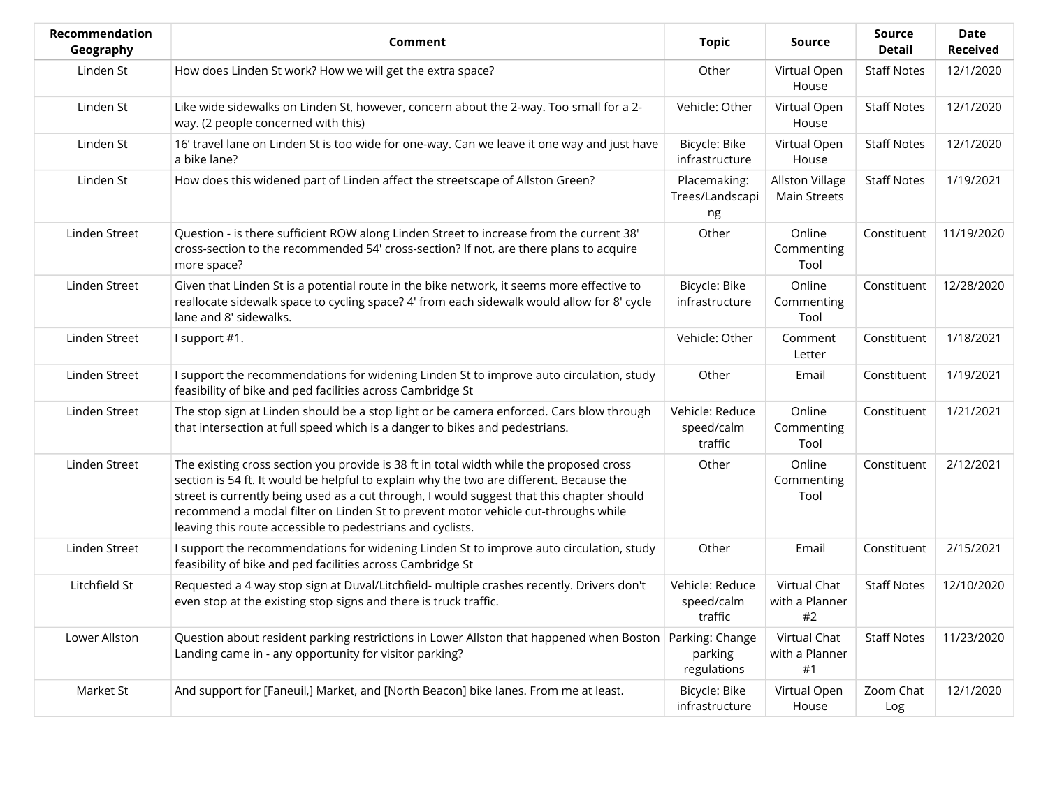| Recommendation Geography | Comment | Topic | Source | Source Detail | Date Received |
|---|---|---|---|---|---|
| Linden St | How does Linden St work? How we will get the extra space? | Other | Virtual Open House | Staff Notes | 12/1/2020 |
| Linden St | Like wide sidewalks on Linden St, however, concern about the 2-way. Too small for a 2-way. (2 people concerned with this) | Vehicle: Other | Virtual Open House | Staff Notes | 12/1/2020 |
| Linden St | 16' travel lane on Linden St is too wide for one-way. Can we leave it one way and just have a bike lane? | Bicycle: Bike infrastructure | Virtual Open House | Staff Notes | 12/1/2020 |
| Linden St | How does this widened part of Linden affect the streetscape of Allston Green? | Placemaking: Trees/Landscaping | Allston Village Main Streets | Staff Notes | 1/19/2021 |
| Linden Street | Question - is there sufficient ROW along Linden Street to increase from the current 38' cross-section to the recommended 54' cross-section? If not, are there plans to acquire more space? | Other | Online Commenting Tool | Constituent | 11/19/2020 |
| Linden Street | Given that Linden St is a potential route in the bike network, it seems more effective to reallocate sidewalk space to cycling space? 4' from each sidewalk would allow for 8' cycle lane and 8' sidewalks. | Bicycle: Bike infrastructure | Online Commenting Tool | Constituent | 12/28/2020 |
| Linden Street | I support #1. | Vehicle: Other | Comment Letter | Constituent | 1/18/2021 |
| Linden Street | I support the recommendations for widening Linden St to improve auto circulation, study feasibility of bike and ped facilities across Cambridge St | Other | Email | Constituent | 1/19/2021 |
| Linden Street | The stop sign at Linden should be a stop light or be camera enforced. Cars blow through that intersection at full speed which is a danger to bikes and pedestrians. | Vehicle: Reduce speed/calm traffic | Online Commenting Tool | Constituent | 1/21/2021 |
| Linden Street | The existing cross section you provide is 38 ft in total width while the proposed cross section is 54 ft. It would be helpful to explain why the two are different. Because the street is currently being used as a cut through, I would suggest that this chapter should recommend a modal filter on Linden St to prevent motor vehicle cut-throughs while leaving this route accessible to pedestrians and cyclists. | Other | Online Commenting Tool | Constituent | 2/12/2021 |
| Linden Street | I support the recommendations for widening Linden St to improve auto circulation, study feasibility of bike and ped facilities across Cambridge St | Other | Email | Constituent | 2/15/2021 |
| Litchfield St | Requested a 4 way stop sign at Duval/Litchfield- multiple crashes recently. Drivers don't even stop at the existing stop signs and there is truck traffic. | Vehicle: Reduce speed/calm traffic | Virtual Chat with a Planner #2 | Staff Notes | 12/10/2020 |
| Lower Allston | Question about resident parking restrictions in Lower Allston that happened when Boston Landing came in - any opportunity for visitor parking? | Parking: Change parking regulations | Virtual Chat with a Planner #1 | Staff Notes | 11/23/2020 |
| Market St | And support for [Faneuil,] Market, and [North Beacon] bike lanes. From me at least. | Bicycle: Bike infrastructure | Virtual Open House | Zoom Chat Log | 12/1/2020 |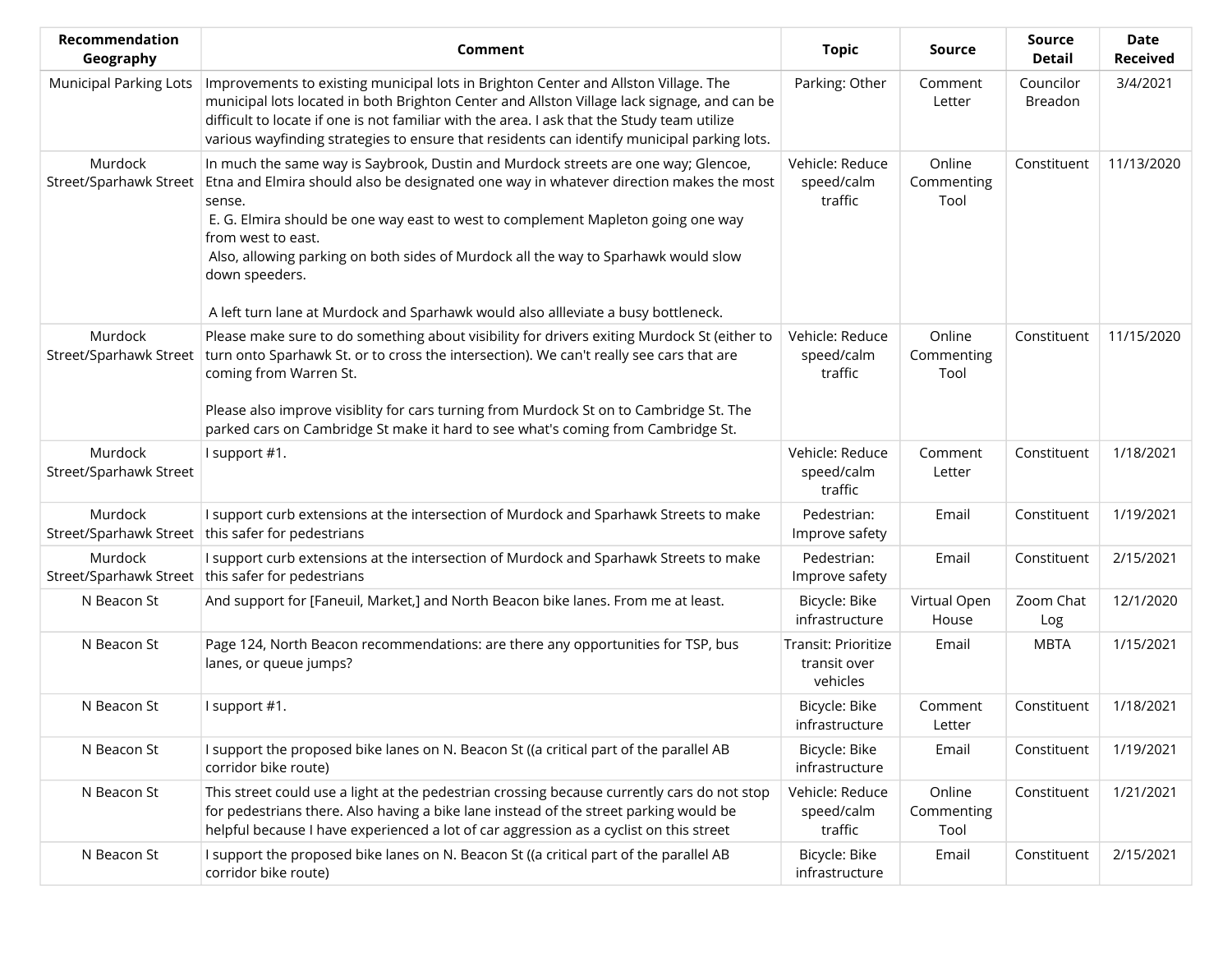| Recommendation Geography | Comment | Topic | Source | Source Detail | Date Received |
|---|---|---|---|---|---|
| Municipal Parking Lots | Improvements to existing municipal lots in Brighton Center and Allston Village. The municipal lots located in both Brighton Center and Allston Village lack signage, and can be difficult to locate if one is not familiar with the area. I ask that the Study team utilize various wayfinding strategies to ensure that residents can identify municipal parking lots. | Parking: Other | Comment Letter | Councilor Breadon | 3/4/2021 |
| Murdock Street/Sparhawk Street | In much the same way is Saybrook, Dustin and Murdock streets are one way; Glencoe, Etna and Elmira should also be designated one way in whatever direction makes the most sense. E. G. Elmira should be one way east to west to complement Mapleton going one way from west to east. Also, allowing parking on both sides of Murdock all the way to Sparhawk would slow down speeders. A left turn lane at Murdock and Sparhawk would also allleviate a busy bottleneck. | Vehicle: Reduce speed/calm traffic | Online Commenting Tool | Constituent | 11/13/2020 |
| Murdock Street/Sparhawk Street | Please make sure to do something about visibility for drivers exiting Murdock St (either to turn onto Sparhawk St. or to cross the intersection). We can't really see cars that are coming from Warren St. Please also improve visiblity for cars turning from Murdock St on to Cambridge St. The parked cars on Cambridge St make it hard to see what's coming from Cambridge St. | Vehicle: Reduce speed/calm traffic | Online Commenting Tool | Constituent | 11/15/2020 |
| Murdock Street/Sparhawk Street | I support #1. | Vehicle: Reduce speed/calm traffic | Comment Letter | Constituent | 1/18/2021 |
| Murdock Street/Sparhawk Street | I support curb extensions at the intersection of Murdock and Sparhawk Streets to make this safer for pedestrians | Pedestrian: Improve safety | Email | Constituent | 1/19/2021 |
| Murdock Street/Sparhawk Street | I support curb extensions at the intersection of Murdock and Sparhawk Streets to make this safer for pedestrians | Pedestrian: Improve safety | Email | Constituent | 2/15/2021 |
| N Beacon St | And support for [Faneuil, Market,] and North Beacon bike lanes. From me at least. | Bicycle: Bike infrastructure | Virtual Open House | Zoom Chat Log | 12/1/2020 |
| N Beacon St | Page 124, North Beacon recommendations: are there any opportunities for TSP, bus lanes, or queue jumps? | Transit: Prioritize transit over vehicles | Email | MBTA | 1/15/2021 |
| N Beacon St | I support #1. | Bicycle: Bike infrastructure | Comment Letter | Constituent | 1/18/2021 |
| N Beacon St | I support the proposed bike lanes on N. Beacon St ((a critical part of the parallel AB corridor bike route) | Bicycle: Bike infrastructure | Email | Constituent | 1/19/2021 |
| N Beacon St | This street could use a light at the pedestrian crossing because currently cars do not stop for pedestrians there. Also having a bike lane instead of the street parking would be helpful because I have experienced a lot of car aggression as a cyclist on this street | Vehicle: Reduce speed/calm traffic | Online Commenting Tool | Constituent | 1/21/2021 |
| N Beacon St | I support the proposed bike lanes on N. Beacon St ((a critical part of the parallel AB corridor bike route) | Bicycle: Bike infrastructure | Email | Constituent | 2/15/2021 |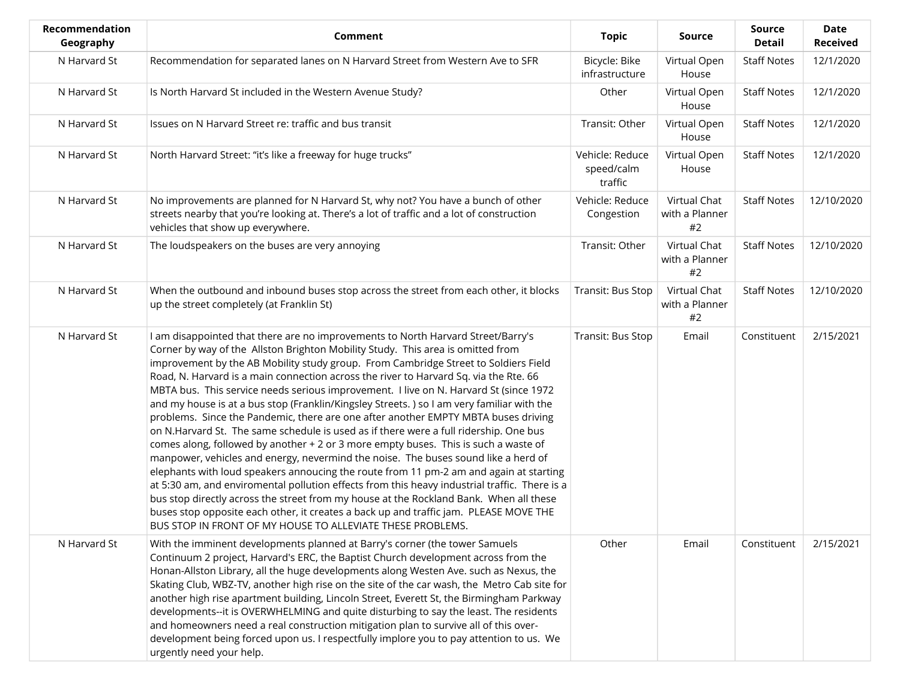| Recommendation Geography | Comment | Topic | Source | Source Detail | Date Received |
| --- | --- | --- | --- | --- | --- |
| N Harvard St | Recommendation for separated lanes on N Harvard Street from Western Ave to SFR | Bicycle: Bike infrastructure | Virtual Open House | Staff Notes | 12/1/2020 |
| N Harvard St | Is North Harvard St included in the Western Avenue Study? | Other | Virtual Open House | Staff Notes | 12/1/2020 |
| N Harvard St | Issues on N Harvard Street re: traffic and bus transit | Transit: Other | Virtual Open House | Staff Notes | 12/1/2020 |
| N Harvard St | North Harvard Street: "it's like a freeway for huge trucks" | Vehicle: Reduce speed/calm traffic | Virtual Open House | Staff Notes | 12/1/2020 |
| N Harvard St | No improvements are planned for N Harvard St, why not? You have a bunch of other streets nearby that you're looking at. There's a lot of traffic and a lot of construction vehicles that show up everywhere. | Vehicle: Reduce Congestion | Virtual Chat with a Planner #2 | Staff Notes | 12/10/2020 |
| N Harvard St | The loudspeakers on the buses are very annoying | Transit: Other | Virtual Chat with a Planner #2 | Staff Notes | 12/10/2020 |
| N Harvard St | When the outbound and inbound buses stop across the street from each other, it blocks up the street completely (at Franklin St) | Transit: Bus Stop | Virtual Chat with a Planner #2 | Staff Notes | 12/10/2020 |
| N Harvard St | I am disappointed that there are no improvements to North Harvard Street/Barry's Corner by way of the Allston Brighton Mobility Study. This area is omitted from improvement by the AB Mobility study group. From Cambridge Street to Soldiers Field Road, N. Harvard is a main connection across the river to Harvard Sq. via the Rte. 66 MBTA bus. This service needs serious improvement. I live on N. Harvard St (since 1972 and my house is at a bus stop (Franklin/Kingsley Streets. ) so I am very familiar with the problems. Since the Pandemic, there are one after another EMPTY MBTA buses driving on N.Harvard St. The same schedule is used as if there were a full ridership. One bus comes along, followed by another + 2 or 3 more empty buses. This is such a waste of manpower, vehicles and energy, nevermind the noise. The buses sound like a herd of elephants with loud speakers annoucing the route from 11 pm-2 am and again at starting at 5:30 am, and enviromental pollution effects from this heavy industrial traffic. There is a bus stop directly across the street from my house at the Rockland Bank. When all these buses stop opposite each other, it creates a back up and traffic jam. PLEASE MOVE THE BUS STOP IN FRONT OF MY HOUSE TO ALLEVIATE THESE PROBLEMS. | Transit: Bus Stop | Email | Constituent | 2/15/2021 |
| N Harvard St | With the imminent developments planned at Barry's corner (the tower Samuels Continuum 2 project, Harvard's ERC, the Baptist Church development across from the Honan-Allston Library, all the huge developments along Westen Ave. such as Nexus, the Skating Club, WBZ-TV, another high rise on the site of the car wash, the Metro Cab site for another high rise apartment building, Lincoln Street, Everett St, the Birmingham Parkway developments--it is OVERWHELMING and quite disturbing to say the least. The residents and homeowners need a real construction mitigation plan to survive all of this over-development being forced upon us. I respectfully implore you to pay attention to us. We urgently need your help. | Other | Email | Constituent | 2/15/2021 |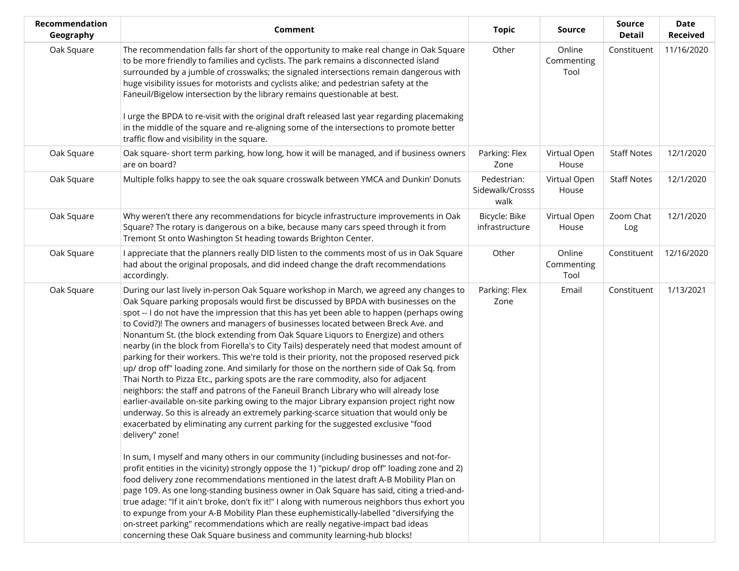| Recommendation Geography | Comment | Topic | Source | Source Detail | Date Received |
|---|---|---|---|---|---|
| Oak Square | The recommendation falls far short of the opportunity to make real change in Oak Square to be more friendly to families and cyclists. The park remains a disconnected island surrounded by a jumble of crosswalks; the signaled intersections remain dangerous with huge visibility issues for motorists and cyclists alike; and pedestrian safety at the Faneuil/Bigelow intersection by the library remains questionable at best.<br><br>I urge the BPDA to re-visit with the original draft released last year regarding placemaking in the middle of the square and re-aligning some of the intersections to promote better traffic flow and visibility in the square. | Other | Online Commenting Tool | Constituent | 11/16/2020 |
| Oak Square | Oak square- short term parking, how long, how it will be managed, and if business owners are on board? | Parking: Flex Zone | Virtual Open House | Staff Notes | 12/1/2020 |
| Oak Square | Multiple folks happy to see the oak square crosswalk between YMCA and Dunkin' Donuts | Pedestrian: Sidewalk/Crosss walk | Virtual Open House | Staff Notes | 12/1/2020 |
| Oak Square | Why weren't there any recommendations for bicycle infrastructure improvements in Oak Square? The rotary is dangerous on a bike, because many cars speed through it from Tremont St onto Washington St heading towards Brighton Center. | Bicycle: Bike infrastructure | Virtual Open House | Zoom Chat Log | 12/1/2020 |
| Oak Square | I appreciate that the planners really DID listen to the comments most of us in Oak Square had about the original proposals, and did indeed change the draft recommendations accordingly. | Other | Online Commenting Tool | Constituent | 12/16/2020 |
| Oak Square | During our last lively in-person Oak Square workshop in March, we agreed any changes to Oak Square parking proposals would first be discussed by BPDA with businesses on the spot -- I do not have the impression that this has yet been able to happen (perhaps owing to Covid?)! The owners and managers of businesses located between Breck Ave. and Nonantum St. (the block extending from Oak Square Liquors to Energize) and others nearby (in the block from Fiorella's to City Tails) desperately need that modest amount of parking for their workers. This we're told is their priority, not the proposed reserved pick up/ drop off" loading zone. And similarly for those on the northern side of Oak Sq. from Thai North to Pizza Etc., parking spots are the rare commodity, also for adjacent neighbors: the staff and patrons of the Faneuil Branch Library who will already lose earlier-available on-site parking owing to the major Library expansion project right now underway. So this is already an extremely parking-scarce situation that would only be exacerbated by eliminating any current parking for the suggested exclusive "food delivery" zone!<br><br>In sum, I myself and many others in our community (including businesses and not-for-profit entities in the vicinity) strongly oppose the 1) "pickup/ drop off" loading zone and 2) food delivery zone recommendations mentioned in the latest draft A-B Mobility Plan on page 109. As one long-standing business owner in Oak Square has said, citing a tried-and-true adage: "If it ain't broke, don't fix it!" I along with numerous neighbors thus exhort you to expunge from your A-B Mobility Plan these euphemistically-labelled "diversifying the on-street parking" recommendations which are really negative-impact bad ideas concerning these Oak Square business and community learning-hub blocks! | Parking: Flex Zone | Email | Constituent | 1/13/2021 |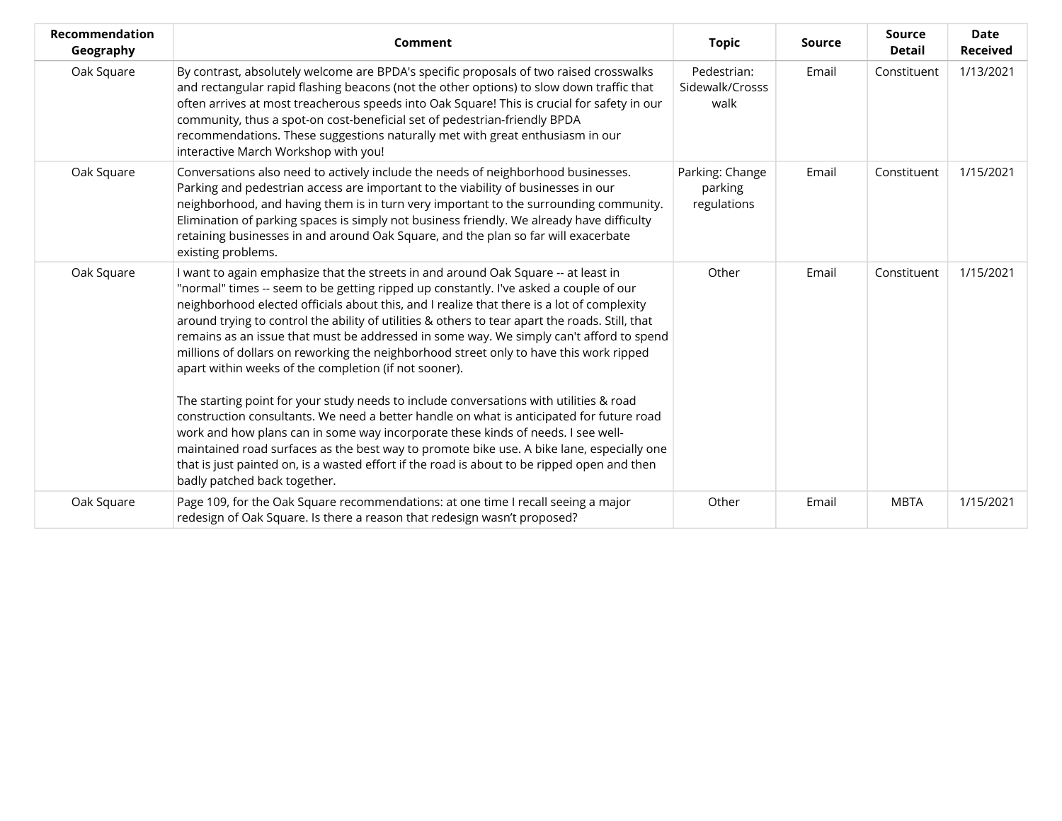| Recommendation Geography | Comment | Topic | Source | Source Detail | Date Received |
|---|---|---|---|---|---|
| Oak Square | By contrast, absolutely welcome are BPDA's specific proposals of two raised crosswalks and rectangular rapid flashing beacons (not the other options) to slow down traffic that often arrives at most treacherous speeds into Oak Square! This is crucial for safety in our community, thus a spot-on cost-beneficial set of pedestrian-friendly BPDA recommendations. These suggestions naturally met with great enthusiasm in our interactive March Workshop with you! | Pedestrian: Sidewalk/Crosss walk | Email | Constituent | 1/13/2021 |
| Oak Square | Conversations also need to actively include the needs of neighborhood businesses. Parking and pedestrian access are important to the viability of businesses in our neighborhood, and having them is in turn very important to the surrounding community. Elimination of parking spaces is simply not business friendly. We already have difficulty retaining businesses in and around Oak Square, and the plan so far will exacerbate existing problems. | Parking: Change parking regulations | Email | Constituent | 1/15/2021 |
| Oak Square | I want to again emphasize that the streets in and around Oak Square -- at least in "normal" times -- seem to be getting ripped up constantly. I've asked a couple of our neighborhood elected officials about this, and I realize that there is a lot of complexity around trying to control the ability of utilities & others to tear apart the roads. Still, that remains as an issue that must be addressed in some way. We simply can't afford to spend millions of dollars on reworking the neighborhood street only to have this work ripped apart within weeks of the completion (if not sooner).<br><br>The starting point for your study needs to include conversations with utilities & road construction consultants. We need a better handle on what is anticipated for future road work and how plans can in some way incorporate these kinds of needs. I see well-maintained road surfaces as the best way to promote bike use. A bike lane, especially one that is just painted on, is a wasted effort if the road is about to be ripped open and then badly patched back together. | Other | Email | Constituent | 1/15/2021 |
| Oak Square | Page 109, for the Oak Square recommendations: at one time I recall seeing a major redesign of Oak Square. Is there a reason that redesign wasn't proposed? | Other | Email | MBTA | 1/15/2021 |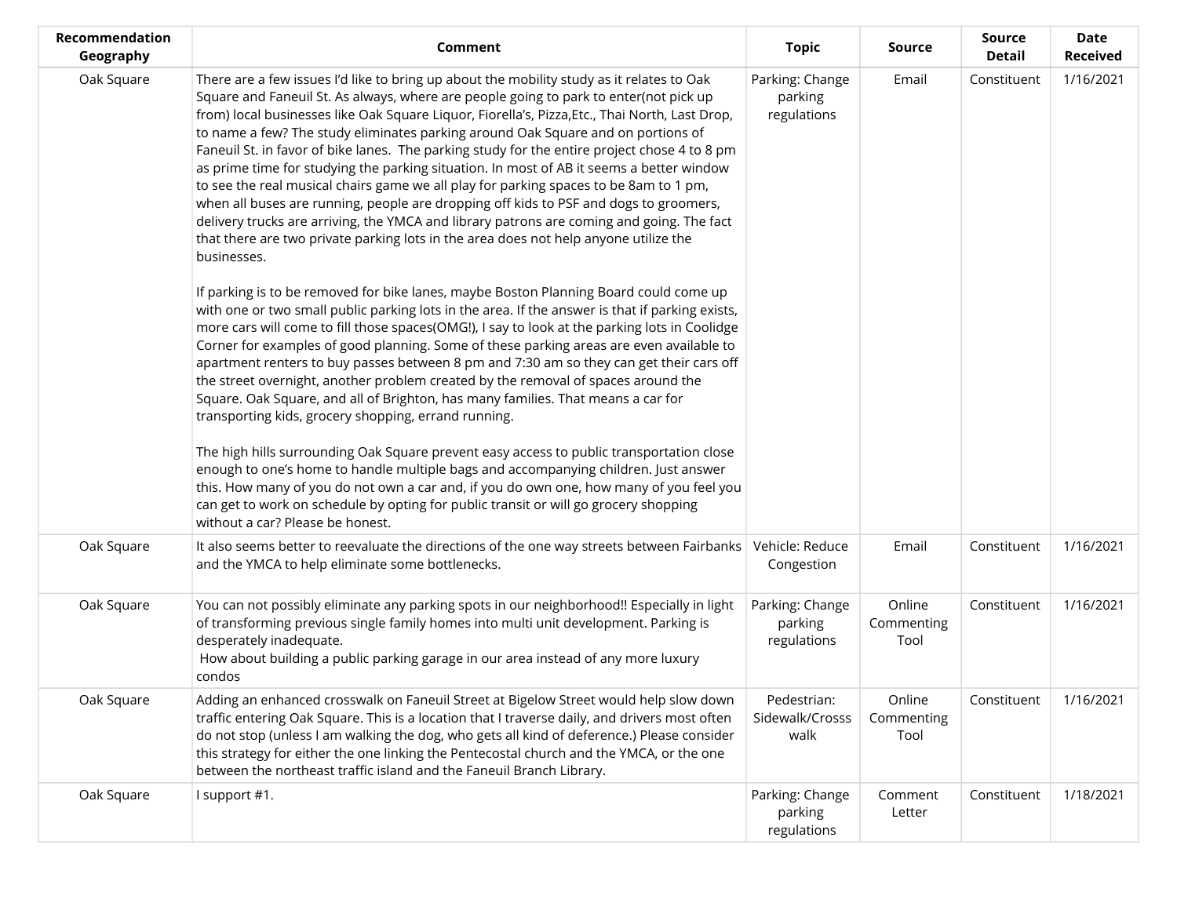| Recommendation Geography | Comment | Topic | Source | Source Detail | Date Received |
|---|---|---|---|---|---|
| Oak Square | There are a few issues I'd like to bring up about the mobility study as it relates to Oak Square and Faneuil St. As always, where are people going to park to enter(not pick up from) local businesses like Oak Square Liquor, Fiorella's, Pizza,Etc., Thai North, Last Drop, to name a few? The study eliminates parking around Oak Square and on portions of Faneuil St. in favor of bike lanes. The parking study for the entire project chose 4 to 8 pm as prime time for studying the parking situation. In most of AB it seems a better window to see the real musical chairs game we all play for parking spaces to be 8am to 1 pm, when all buses are running, people are dropping off kids to PSF and dogs to groomers, delivery trucks are arriving, the YMCA and library patrons are coming and going. The fact that there are two private parking lots in the area does not help anyone utilize the businesses.<br><br>If parking is to be removed for bike lanes, maybe Boston Planning Board could come up with one or two small public parking lots in the area. If the answer is that if parking exists, more cars will come to fill those spaces(OMG!), I say to look at the parking lots in Coolidge Corner for examples of good planning. Some of these parking areas are even available to apartment renters to buy passes between 8 pm and 7:30 am so they can get their cars off the street overnight, another problem created by the removal of spaces around the Square. Oak Square, and all of Brighton, has many families. That means a car for transporting kids, grocery shopping, errand running.<br><br>The high hills surrounding Oak Square prevent easy access to public transportation close enough to one's home to handle multiple bags and accompanying children. Just answer this. How many of you do not own a car and, if you do own one, how many of you feel you can get to work on schedule by opting for public transit or will go grocery shopping without a car? Please be honest. | Parking: Change parking regulations | Email | Constituent | 1/16/2021 |
| Oak Square | It also seems better to reevaluate the directions of the one way streets between Fairbanks and the YMCA to help eliminate some bottlenecks. | Vehicle: Reduce Congestion | Email | Constituent | 1/16/2021 |
| Oak Square | You can not possibly eliminate any parking spots in our neighborhood!! Especially in light of transforming previous single family homes into multi unit development. Parking is desperately inadequate.<br>How about building a public parking garage in our area instead of any more luxury condos | Parking: Change parking regulations | Online Commenting Tool | Constituent | 1/16/2021 |
| Oak Square | Adding an enhanced crosswalk on Faneuil Street at Bigelow Street would help slow down traffic entering Oak Square. This is a location that I traverse daily, and drivers most often do not stop (unless I am walking the dog, who gets all kind of deference.) Please consider this strategy for either the one linking the Pentecostal church and the YMCA, or the one between the northeast traffic island and the Faneuil Branch Library. | Pedestrian: Sidewalk/Crosss walk | Online Commenting Tool | Constituent | 1/16/2021 |
| Oak Square | I support #1. | Parking: Change parking regulations | Comment Letter | Constituent | 1/18/2021 |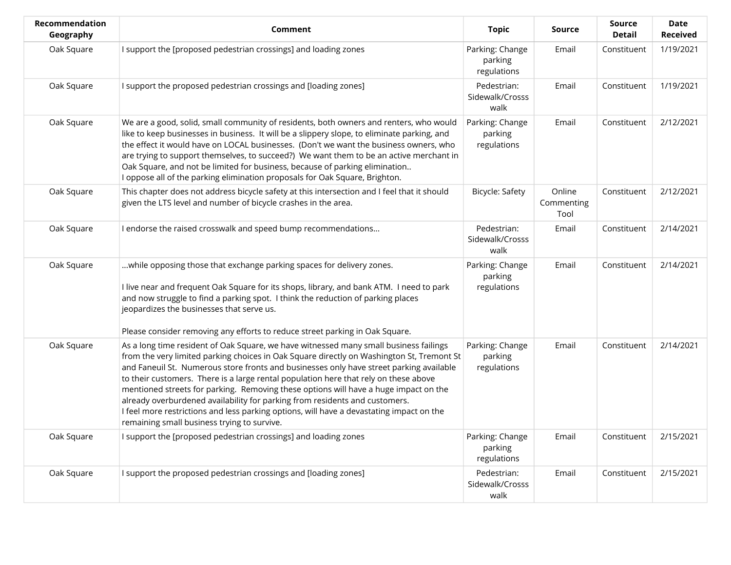| Recommendation Geography | Comment | Topic | Source | Source Detail | Date Received |
|---|---|---|---|---|---|
| Oak Square | I support the [proposed pedestrian crossings] and loading zones | Parking: Change parking regulations | Email | Constituent | 1/19/2021 |
| Oak Square | I support the proposed pedestrian crossings and [loading zones] | Pedestrian: Sidewalk/Crosss walk | Email | Constituent | 1/19/2021 |
| Oak Square | We are a good, solid, small community of residents, both owners and renters, who would like to keep businesses in business. It will be a slippery slope, to eliminate parking, and the effect it would have on LOCAL businesses. (Don't we want the business owners, who are trying to support themselves, to succeed?) We want them to be an active merchant in Oak Square, and not be limited for business, because of parking elimination..<br>I oppose all of the parking elimination proposals for Oak Square, Brighton. | Parking: Change parking regulations | Email | Constituent | 2/12/2021 |
| Oak Square | This chapter does not address bicycle safety at this intersection and I feel that it should given the LTS level and number of bicycle crashes in the area. | Bicycle: Safety | Online Commenting Tool | Constituent | 2/12/2021 |
| Oak Square | I endorse the raised crosswalk and speed bump recommendations... | Pedestrian: Sidewalk/Crosss walk | Email | Constituent | 2/14/2021 |
| Oak Square | ...while opposing those that exchange parking spaces for delivery zones.<br><br>I live near and frequent Oak Square for its shops, library, and bank ATM. I need to park and now struggle to find a parking spot. I think the reduction of parking places jeopardizes the businesses that serve us.<br><br>Please consider removing any efforts to reduce street parking in Oak Square. | Parking: Change parking regulations | Email | Constituent | 2/14/2021 |
| Oak Square | As a long time resident of Oak Square, we have witnessed many small business failings from the very limited parking choices in Oak Square directly on Washington St, Tremont St and Faneuil St. Numerous store fronts and businesses only have street parking available to their customers. There is a large rental population here that rely on these above mentioned streets for parking. Removing these options will have a huge impact on the already overburdened availability for parking from residents and customers.<br>I feel more restrictions and less parking options, will have a devastating impact on the remaining small business trying to survive. | Parking: Change parking regulations | Email | Constituent | 2/14/2021 |
| Oak Square | I support the [proposed pedestrian crossings] and loading zones | Parking: Change parking regulations | Email | Constituent | 2/15/2021 |
| Oak Square | I support the proposed pedestrian crossings and [loading zones] | Pedestrian: Sidewalk/Crosss walk | Email | Constituent | 2/15/2021 |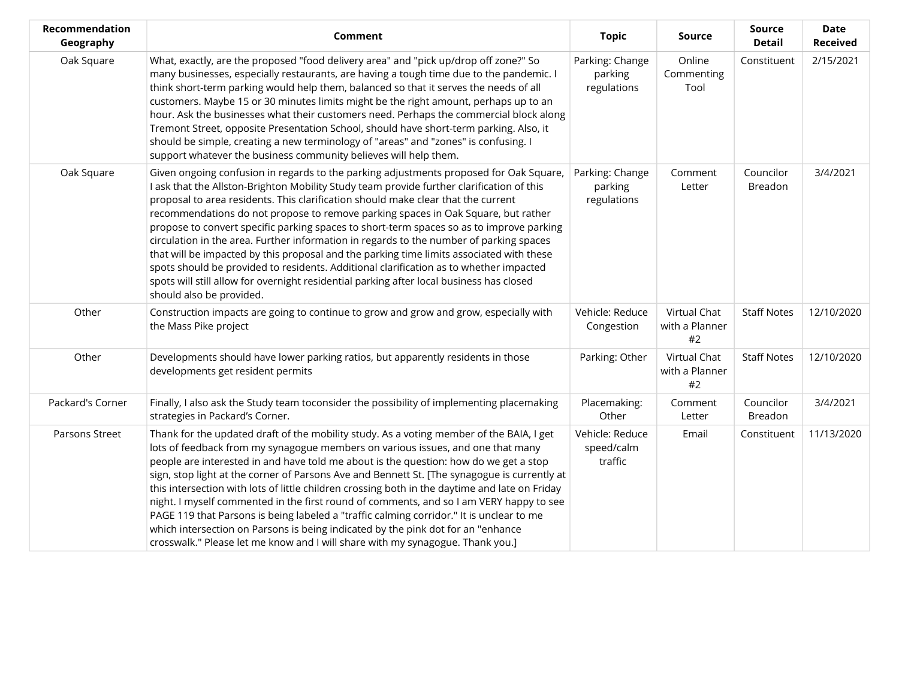| Recommendation Geography | Comment | Topic | Source | Source Detail | Date Received |
|---|---|---|---|---|---|
| Oak Square | What, exactly, are the proposed "food delivery area" and "pick up/drop off zone?" So many businesses, especially restaurants, are having a tough time due to the pandemic. I think short-term parking would help them, balanced so that it serves the needs of all customers. Maybe 15 or 30 minutes limits might be the right amount, perhaps up to an hour. Ask the businesses what their customers need. Perhaps the commercial block along Tremont Street, opposite Presentation School, should have short-term parking. Also, it should be simple, creating a new terminology of "areas" and "zones" is confusing. I support whatever the business community believes will help them. | Parking: Change parking regulations | Online Commenting Tool | Constituent | 2/15/2021 |
| Oak Square | Given ongoing confusion in regards to the parking adjustments proposed for Oak Square, I ask that the Allston-Brighton Mobility Study team provide further clarification of this proposal to area residents. This clarification should make clear that the current recommendations do not propose to remove parking spaces in Oak Square, but rather propose to convert specific parking spaces to short-term spaces so as to improve parking circulation in the area. Further information in regards to the number of parking spaces that will be impacted by this proposal and the parking time limits associated with these spots should be provided to residents. Additional clarification as to whether impacted spots will still allow for overnight residential parking after local business has closed should also be provided. | Parking: Change parking regulations | Comment Letter | Councilor Breadon | 3/4/2021 |
| Other | Construction impacts are going to continue to grow and grow and grow, especially with the Mass Pike project | Vehicle: Reduce Congestion | Virtual Chat with a Planner #2 | Staff Notes | 12/10/2020 |
| Other | Developments should have lower parking ratios, but apparently residents in those developments get resident permits | Parking: Other | Virtual Chat with a Planner #2 | Staff Notes | 12/10/2020 |
| Packard's Corner | Finally, I also ask the Study team toconsider the possibility of implementing placemaking strategies in Packard's Corner. | Placemaking: Other | Comment Letter | Councilor Breadon | 3/4/2021 |
| Parsons Street | Thank for the updated draft of the mobility study. As a voting member of the BAIA, I get lots of feedback from my synagogue members on various issues, and one that many people are interested in and have told me about is the question: how do we get a stop sign, stop light at the corner of Parsons Ave and Bennett St. [The synagogue is currently at this intersection with lots of little children crossing both in the daytime and late on Friday night. I myself commented in the first round of comments, and so I am VERY happy to see PAGE 119 that Parsons is being labeled a "traffic calming corridor." It is unclear to me which intersection on Parsons is being indicated by the pink dot for an "enhance crosswalk." Please let me know and I will share with my synagogue. Thank you.] | Vehicle: Reduce speed/calm traffic | Email | Constituent | 11/13/2020 |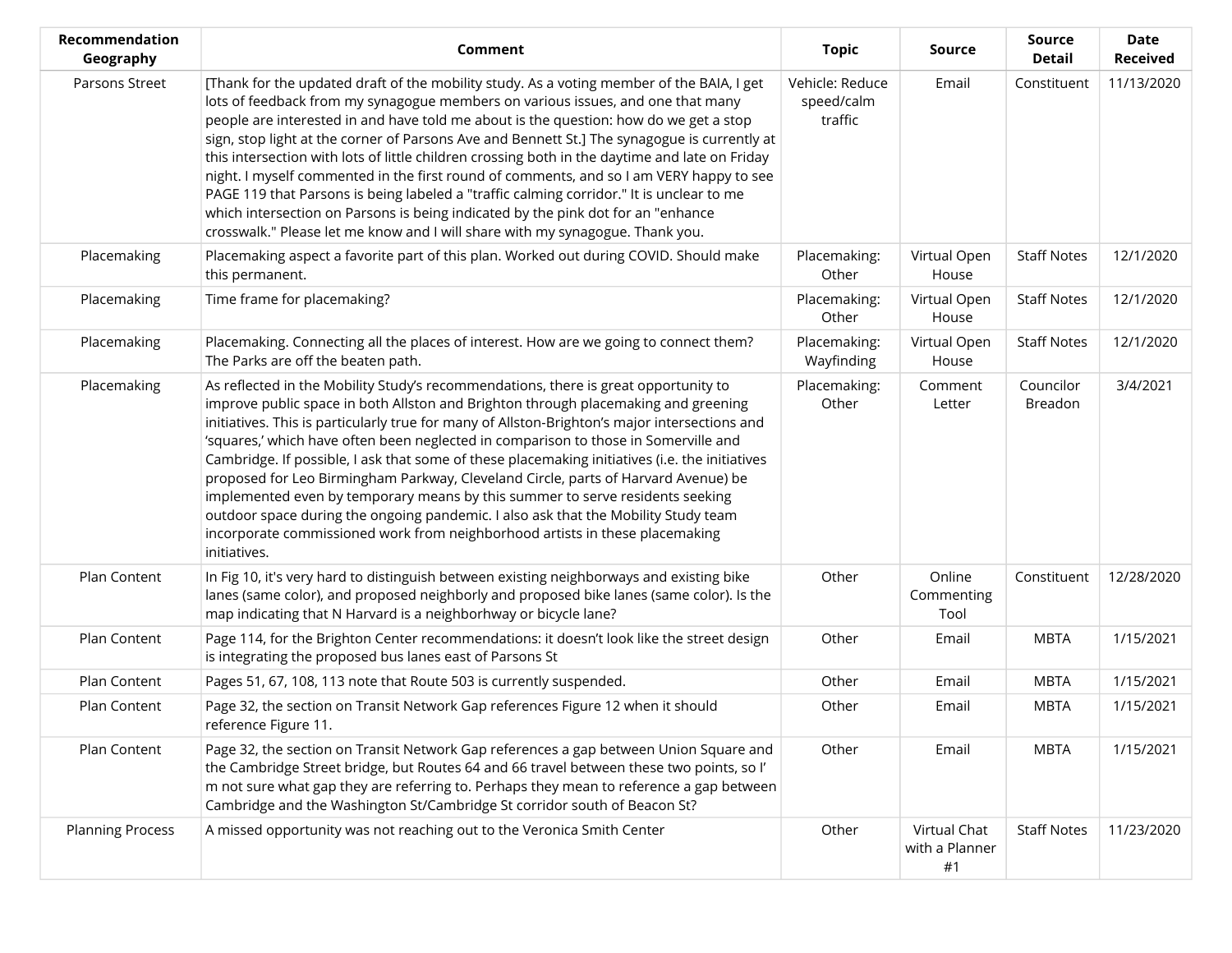| Recommendation Geography | Comment | Topic | Source | Source Detail | Date Received |
|---|---|---|---|---|---|
| Parsons Street | [Thank for the updated draft of the mobility study. As a voting member of the BAIA, I get lots of feedback from my synagogue members on various issues, and one that many people are interested in and have told me about is the question: how do we get a stop sign, stop light at the corner of Parsons Ave and Bennett St.] The synagogue is currently at this intersection with lots of little children crossing both in the daytime and late on Friday night. I myself commented in the first round of comments, and so I am VERY happy to see PAGE 119 that Parsons is being labeled a "traffic calming corridor." It is unclear to me which intersection on Parsons is being indicated by the pink dot for an "enhance crosswalk." Please let me know and I will share with my synagogue. Thank you. | Vehicle: Reduce speed/calm traffic | Email | Constituent | 11/13/2020 |
| Placemaking | Placemaking aspect a favorite part of this plan. Worked out during COVID. Should make this permanent. | Placemaking: Other | Virtual Open House | Staff Notes | 12/1/2020 |
| Placemaking | Time frame for placemaking? | Placemaking: Other | Virtual Open House | Staff Notes | 12/1/2020 |
| Placemaking | Placemaking. Connecting all the places of interest. How are we going to connect them? The Parks are off the beaten path. | Placemaking: Wayfinding | Virtual Open House | Staff Notes | 12/1/2020 |
| Placemaking | As reflected in the Mobility Study's recommendations, there is great opportunity to improve public space in both Allston and Brighton through placemaking and greening initiatives. This is particularly true for many of Allston-Brighton's major intersections and 'squares,' which have often been neglected in comparison to those in Somerville and Cambridge. If possible, I ask that some of these placemaking initiatives (i.e. the initiatives proposed for Leo Birmingham Parkway, Cleveland Circle, parts of Harvard Avenue) be implemented even by temporary means by this summer to serve residents seeking outdoor space during the ongoing pandemic. I also ask that the Mobility Study team incorporate commissioned work from neighborhood artists in these placemaking initiatives. | Placemaking: Other | Comment Letter | Councilor Breadon | 3/4/2021 |
| Plan Content | In Fig 10, it's very hard to distinguish between existing neighborways and existing bike lanes (same color), and proposed neighborly and proposed bike lanes (same color). Is the map indicating that N Harvard is a neighborhway or bicycle lane? | Other | Online Commenting Tool | Constituent | 12/28/2020 |
| Plan Content | Page 114, for the Brighton Center recommendations: it doesn't look like the street design is integrating the proposed bus lanes east of Parsons St | Other | Email | MBTA | 1/15/2021 |
| Plan Content | Pages 51, 67, 108, 113 note that Route 503 is currently suspended. | Other | Email | MBTA | 1/15/2021 |
| Plan Content | Page 32, the section on Transit Network Gap references Figure 12 when it should reference Figure 11. | Other | Email | MBTA | 1/15/2021 |
| Plan Content | Page 32, the section on Transit Network Gap references a gap between Union Square and the Cambridge Street bridge, but Routes 64 and 66 travel between these two points, so I'm not sure what gap they are referring to. Perhaps they mean to reference a gap between Cambridge and the Washington St/Cambridge St corridor south of Beacon St? | Other | Email | MBTA | 1/15/2021 |
| Planning Process | A missed opportunity was not reaching out to the Veronica Smith Center | Other | Virtual Chat with a Planner #1 | Staff Notes | 11/23/2020 |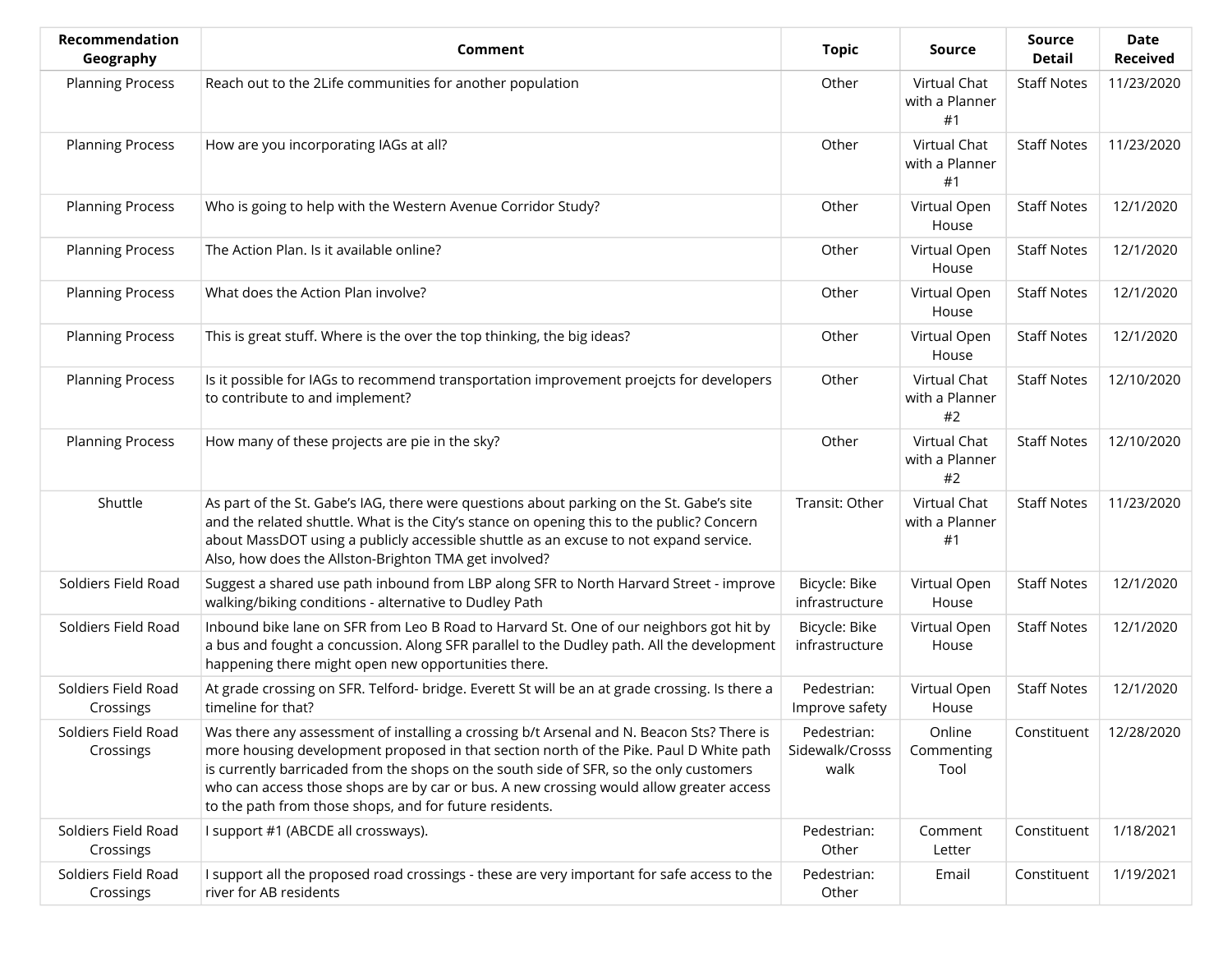| Recommendation Geography | Comment | Topic | Source | Source Detail | Date Received |
|---|---|---|---|---|---|
| Planning Process | Reach out to the 2Life communities for another population | Other | Virtual Chat with a Planner #1 | Staff Notes | 11/23/2020 |
| Planning Process | How are you incorporating IAGs at all? | Other | Virtual Chat with a Planner #1 | Staff Notes | 11/23/2020 |
| Planning Process | Who is going to help with the Western Avenue Corridor Study? | Other | Virtual Open House | Staff Notes | 12/1/2020 |
| Planning Process | The Action Plan. Is it available online? | Other | Virtual Open House | Staff Notes | 12/1/2020 |
| Planning Process | What does the Action Plan involve? | Other | Virtual Open House | Staff Notes | 12/1/2020 |
| Planning Process | This is great stuff. Where is the over the top thinking, the big ideas? | Other | Virtual Open House | Staff Notes | 12/1/2020 |
| Planning Process | Is it possible for IAGs to recommend transportation improvement proejcts for developers to contribute to and implement? | Other | Virtual Chat with a Planner #2 | Staff Notes | 12/10/2020 |
| Planning Process | How many of these projects are pie in the sky? | Other | Virtual Chat with a Planner #2 | Staff Notes | 12/10/2020 |
| Shuttle | As part of the St. Gabe's IAG, there were questions about parking on the St. Gabe's site and the related shuttle. What is the City's stance on opening this to the public? Concern about MassDOT using a publicly accessible shuttle as an excuse to not expand service. Also, how does the Allston-Brighton TMA get involved? | Transit: Other | Virtual Chat with a Planner #1 | Staff Notes | 11/23/2020 |
| Soldiers Field Road | Suggest a shared use path inbound from LBP along SFR to North Harvard Street - improve walking/biking conditions - alternative to Dudley Path | Bicycle: Bike infrastructure | Virtual Open House | Staff Notes | 12/1/2020 |
| Soldiers Field Road | Inbound bike lane on SFR from Leo B Road to Harvard St. One of our neighbors got hit by a bus and fought a concussion. Along SFR parallel to the Dudley path. All the development happening there might open new opportunities there. | Bicycle: Bike infrastructure | Virtual Open House | Staff Notes | 12/1/2020 |
| Soldiers Field Road Crossings | At grade crossing on SFR. Telford- bridge. Everett St will be an at grade crossing. Is there a timeline for that? | Pedestrian: Improve safety | Virtual Open House | Staff Notes | 12/1/2020 |
| Soldiers Field Road Crossings | Was there any assessment of installing a crossing b/t Arsenal and N. Beacon Sts? There is more housing development proposed in that section north of the Pike. Paul D White path is currently barricaded from the shops on the south side of SFR, so the only customers who can access those shops are by car or bus. A new crossing would allow greater access to the path from those shops, and for future residents. | Pedestrian: Sidewalk/Crosss walk | Online Commenting Tool | Constituent | 12/28/2020 |
| Soldiers Field Road Crossings | I support #1 (ABCDE all crossways). | Pedestrian: Other | Comment Letter | Constituent | 1/18/2021 |
| Soldiers Field Road Crossings | I support all the proposed road crossings - these are very important for safe access to the river for AB residents | Pedestrian: Other | Email | Constituent | 1/19/2021 |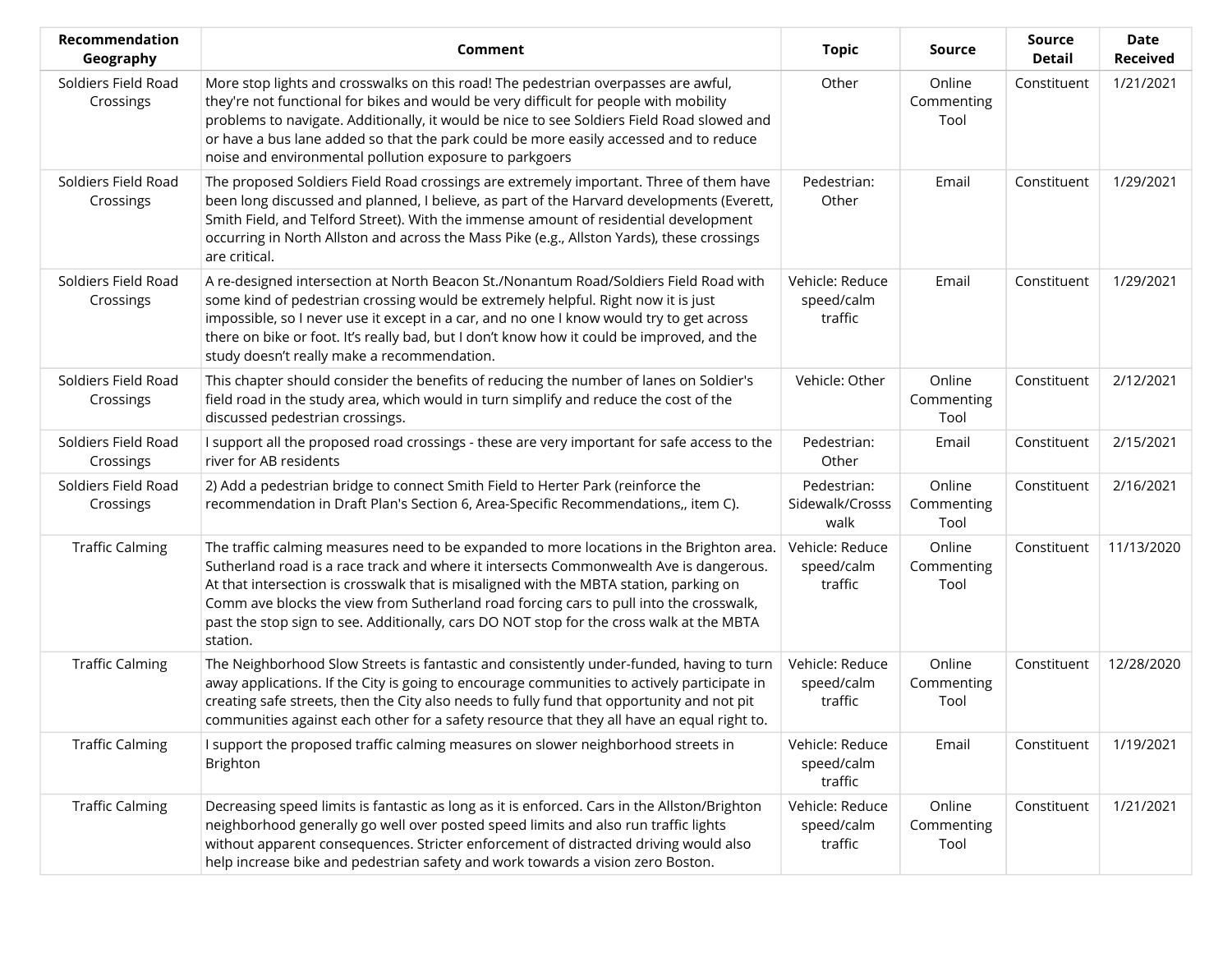| Recommendation Geography | Comment | Topic | Source | Source Detail | Date Received |
|---|---|---|---|---|---|
| Soldiers Field Road Crossings | More stop lights and crosswalks on this road! The pedestrian overpasses are awful, they're not functional for bikes and would be very difficult for people with mobility problems to navigate. Additionally, it would be nice to see Soldiers Field Road slowed and or have a bus lane added so that the park could be more easily accessed and to reduce noise and environmental pollution exposure to parkgoers | Other | Online Commenting Tool | Constituent | 1/21/2021 |
| Soldiers Field Road Crossings | The proposed Soldiers Field Road crossings are extremely important. Three of them have been long discussed and planned, I believe, as part of the Harvard developments (Everett, Smith Field, and Telford Street). With the immense amount of residential development occurring in North Allston and across the Mass Pike (e.g., Allston Yards), these crossings are critical. | Pedestrian: Other | Email | Constituent | 1/29/2021 |
| Soldiers Field Road Crossings | A re-designed intersection at North Beacon St./Nonantum Road/Soldiers Field Road with some kind of pedestrian crossing would be extremely helpful. Right now it is just impossible, so I never use it except in a car, and no one I know would try to get across there on bike or foot. It's really bad, but I don't know how it could be improved, and the study doesn't really make a recommendation. | Vehicle: Reduce speed/calm traffic | Email | Constituent | 1/29/2021 |
| Soldiers Field Road Crossings | This chapter should consider the benefits of reducing the number of lanes on Soldier's field road in the study area, which would in turn simplify and reduce the cost of the discussed pedestrian crossings. | Vehicle: Other | Online Commenting Tool | Constituent | 2/12/2021 |
| Soldiers Field Road Crossings | I support all the proposed road crossings - these are very important for safe access to the river for AB residents | Pedestrian: Other | Email | Constituent | 2/15/2021 |
| Soldiers Field Road Crossings | 2) Add a pedestrian bridge to connect Smith Field to Herter Park (reinforce the recommendation in Draft Plan's Section 6, Area-Specific Recommendations,, item C). | Pedestrian: Sidewalk/Crosss walk | Online Commenting Tool | Constituent | 2/16/2021 |
| Traffic Calming | The traffic calming measures need to be expanded to more locations in the Brighton area. Sutherland road is a race track and where it intersects Commonwealth Ave is dangerous. At that intersection is crosswalk that is misaligned with the MBTA station, parking on Comm ave blocks the view from Sutherland road forcing cars to pull into the crosswalk, past the stop sign to see. Additionally, cars DO NOT stop for the cross walk at the MBTA station. | Vehicle: Reduce speed/calm traffic | Online Commenting Tool | Constituent | 11/13/2020 |
| Traffic Calming | The Neighborhood Slow Streets is fantastic and consistently under-funded, having to turn away applications. If the City is going to encourage communities to actively participate in creating safe streets, then the City also needs to fully fund that opportunity and not pit communities against each other for a safety resource that they all have an equal right to. | Vehicle: Reduce speed/calm traffic | Online Commenting Tool | Constituent | 12/28/2020 |
| Traffic Calming | I support the proposed traffic calming measures on slower neighborhood streets in Brighton | Vehicle: Reduce speed/calm traffic | Email | Constituent | 1/19/2021 |
| Traffic Calming | Decreasing speed limits is fantastic as long as it is enforced. Cars in the Allston/Brighton neighborhood generally go well over posted speed limits and also run traffic lights without apparent consequences. Stricter enforcement of distracted driving would also help increase bike and pedestrian safety and work towards a vision zero Boston. | Vehicle: Reduce speed/calm traffic | Online Commenting Tool | Constituent | 1/21/2021 |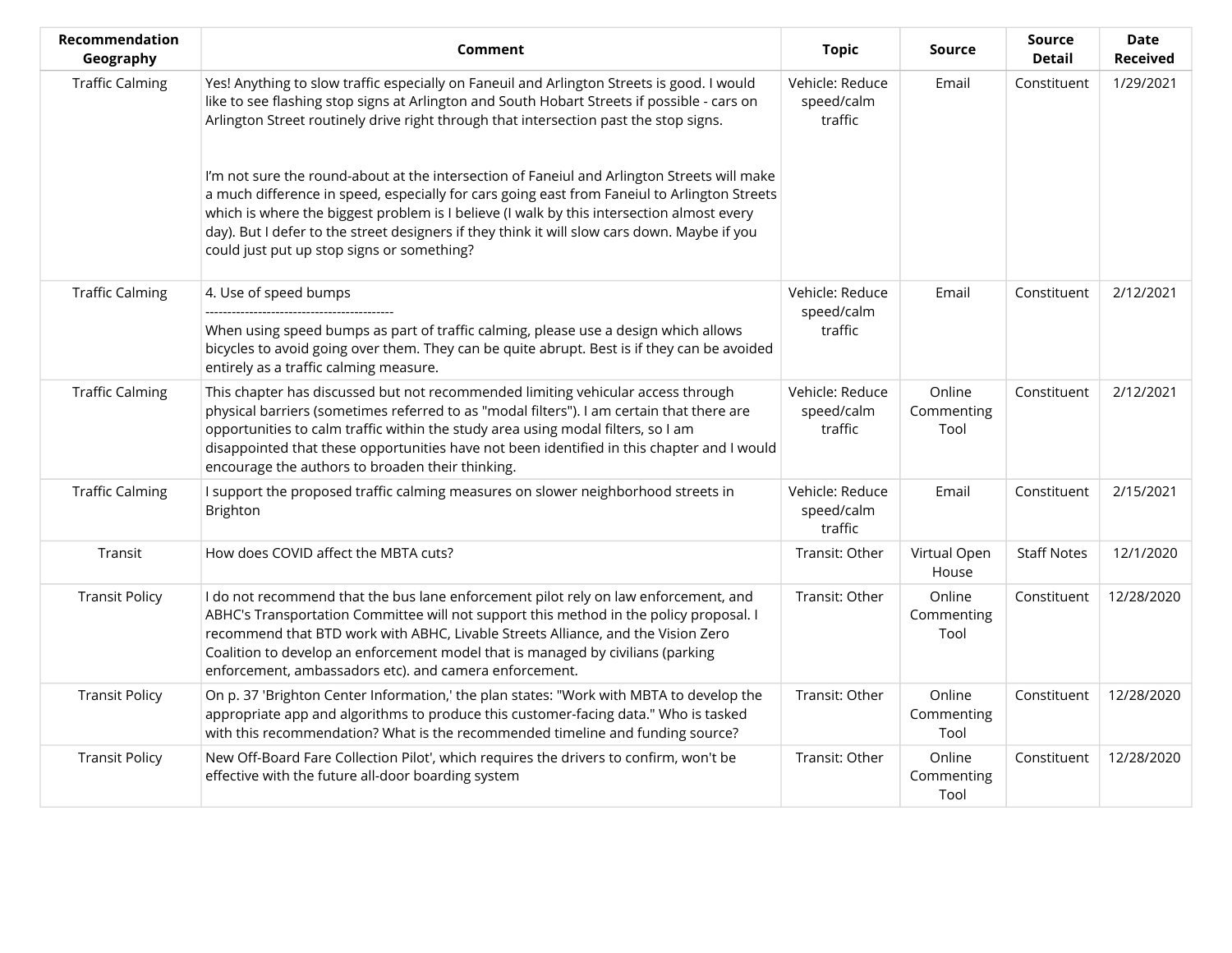| Recommendation Geography | Comment | Topic | Source | Source Detail | Date Received |
| --- | --- | --- | --- | --- | --- |
| Traffic Calming | Yes! Anything to slow traffic especially on Faneuil and Arlington Streets is good. I would like to see flashing stop signs at Arlington and South Hobart Streets if possible - cars on Arlington Street routinely drive right through that intersection past the stop signs.<br><br>I'm not sure the round-about at the intersection of Faneiul and Arlington Streets will make a much difference in speed, especially for cars going east from Faneiul to Arlington Streets which is where the biggest problem is I believe (I walk by this intersection almost every day). But I defer to the street designers if they think it will slow cars down. Maybe if you could just put up stop signs or something? | Vehicle: Reduce speed/calm traffic | Email | Constituent | 1/29/2021 |
| Traffic Calming | 4. Use of speed bumps<br>-------------------------------------------<br>When using speed bumps as part of traffic calming, please use a design which allows bicycles to avoid going over them. They can be quite abrupt. Best is if they can be avoided entirely as a traffic calming measure. | Vehicle: Reduce speed/calm traffic | Email | Constituent | 2/12/2021 |
| Traffic Calming | This chapter has discussed but not recommended limiting vehicular access through physical barriers (sometimes referred to as "modal filters"). I am certain that there are opportunities to calm traffic within the study area using modal filters, so I am disappointed that these opportunities have not been identified in this chapter and I would encourage the authors to broaden their thinking. | Vehicle: Reduce speed/calm traffic | Online Commenting Tool | Constituent | 2/12/2021 |
| Traffic Calming | I support the proposed traffic calming measures on slower neighborhood streets in Brighton | Vehicle: Reduce speed/calm traffic | Email | Constituent | 2/15/2021 |
| Transit | How does COVID affect the MBTA cuts? | Transit: Other | Virtual Open House | Staff Notes | 12/1/2020 |
| Transit Policy | I do not recommend that the bus lane enforcement pilot rely on law enforcement, and ABHC's Transportation Committee will not support this method in the policy proposal. I recommend that BTD work with ABHC, Livable Streets Alliance, and the Vision Zero Coalition to develop an enforcement model that is managed by civilians (parking enforcement, ambassadors etc). and camera enforcement. | Transit: Other | Online Commenting Tool | Constituent | 12/28/2020 |
| Transit Policy | On p. 37 'Brighton Center Information,' the plan states: "Work with MBTA to develop the appropriate app and algorithms to produce this customer-facing data." Who is tasked with this recommendation? What is the recommended timeline and funding source? | Transit: Other | Online Commenting Tool | Constituent | 12/28/2020 |
| Transit Policy | New Off-Board Fare Collection Pilot', which requires the drivers to confirm, won't be effective with the future all-door boarding system | Transit: Other | Online Commenting Tool | Constituent | 12/28/2020 |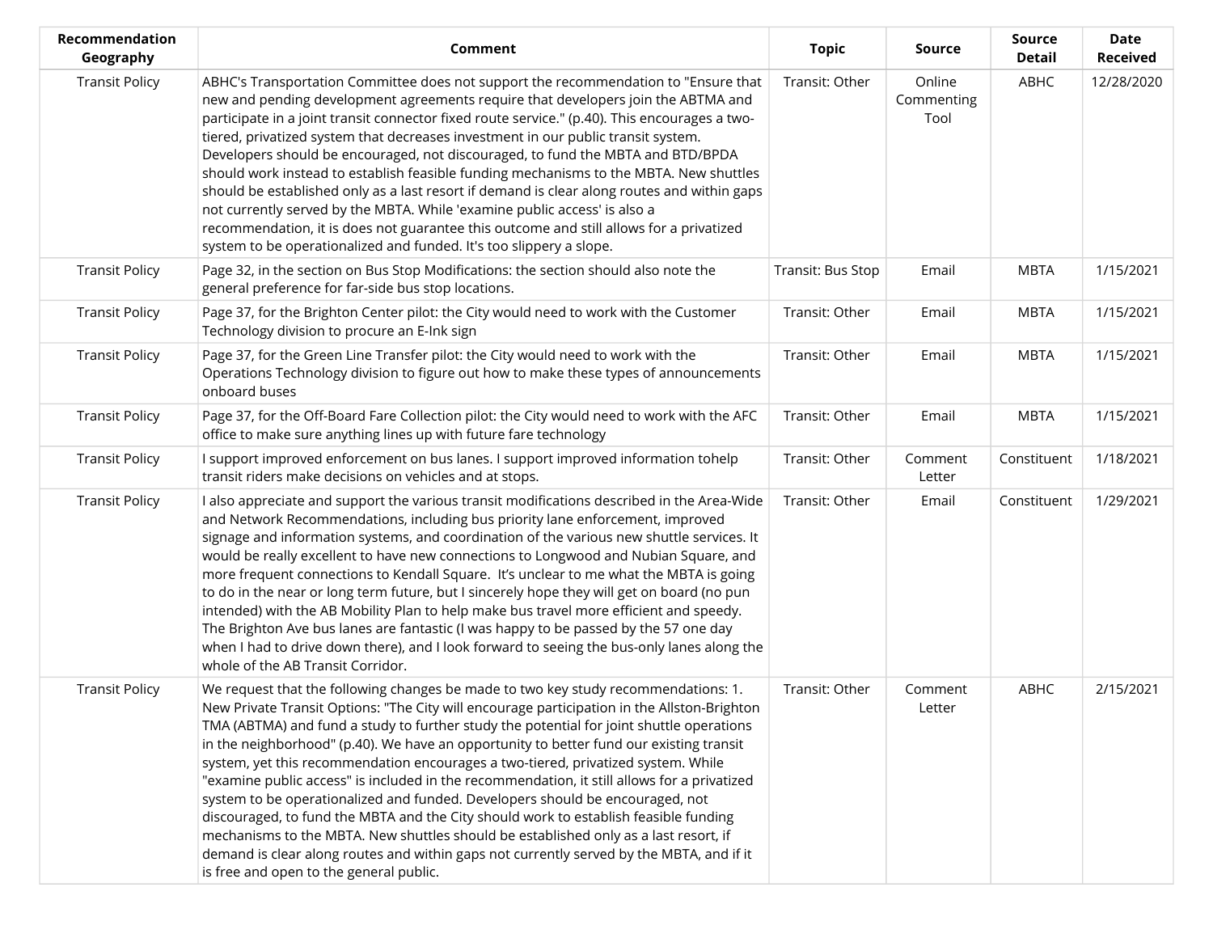| Recommendation Geography | Comment | Topic | Source | Source Detail | Date Received |
|---|---|---|---|---|---|
| Transit Policy | ABHC's Transportation Committee does not support the recommendation to "Ensure that new and pending development agreements require that developers join the ABTMA and participate in a joint transit connector fixed route service." (p.40). This encourages a two-tiered, privatized system that decreases investment in our public transit system. Developers should be encouraged, not discouraged, to fund the MBTA and BTD/BPDA should work instead to establish feasible funding mechanisms to the MBTA. New shuttles should be established only as a last resort if demand is clear along routes and within gaps not currently served by the MBTA. While 'examine public access' is also a recommendation, it is does not guarantee this outcome and still allows for a privatized system to be operationalized and funded. It's too slippery a slope. | Transit: Other | Online Commenting Tool | ABHC | 12/28/2020 |
| Transit Policy | Page 32, in the section on Bus Stop Modifications: the section should also note the general preference for far-side bus stop locations. | Transit: Bus Stop | Email | MBTA | 1/15/2021 |
| Transit Policy | Page 37, for the Brighton Center pilot: the City would need to work with the Customer Technology division to procure an E-Ink sign | Transit: Other | Email | MBTA | 1/15/2021 |
| Transit Policy | Page 37, for the Green Line Transfer pilot: the City would need to work with the Operations Technology division to figure out how to make these types of announcements onboard buses | Transit: Other | Email | MBTA | 1/15/2021 |
| Transit Policy | Page 37, for the Off-Board Fare Collection pilot: the City would need to work with the AFC office to make sure anything lines up with future fare technology | Transit: Other | Email | MBTA | 1/15/2021 |
| Transit Policy | I support improved enforcement on bus lanes. I support improved information tohelp transit riders make decisions on vehicles and at stops. | Transit: Other | Comment Letter | Constituent | 1/18/2021 |
| Transit Policy | I also appreciate and support the various transit modifications described in the Area-Wide and Network Recommendations, including bus priority lane enforcement, improved signage and information systems, and coordination of the various new shuttle services. It would be really excellent to have new connections to Longwood and Nubian Square, and more frequent connections to Kendall Square. It's unclear to me what the MBTA is going to do in the near or long term future, but I sincerely hope they will get on board (no pun intended) with the AB Mobility Plan to help make bus travel more efficient and speedy. The Brighton Ave bus lanes are fantastic (I was happy to be passed by the 57 one day when I had to drive down there), and I look forward to seeing the bus-only lanes along the whole of the AB Transit Corridor. | Transit: Other | Email | Constituent | 1/29/2021 |
| Transit Policy | We request that the following changes be made to two key study recommendations: 1. New Private Transit Options: "The City will encourage participation in the Allston-Brighton TMA (ABTMA) and fund a study to further study the potential for joint shuttle operations in the neighborhood" (p.40). We have an opportunity to better fund our existing transit system, yet this recommendation encourages a two-tiered, privatized system. While "examine public access" is included in the recommendation, it still allows for a privatized system to be operationalized and funded. Developers should be encouraged, not discouraged, to fund the MBTA and the City should work to establish feasible funding mechanisms to the MBTA. New shuttles should be established only as a last resort, if demand is clear along routes and within gaps not currently served by the MBTA, and if it is free and open to the general public. | Transit: Other | Comment Letter | ABHC | 2/15/2021 |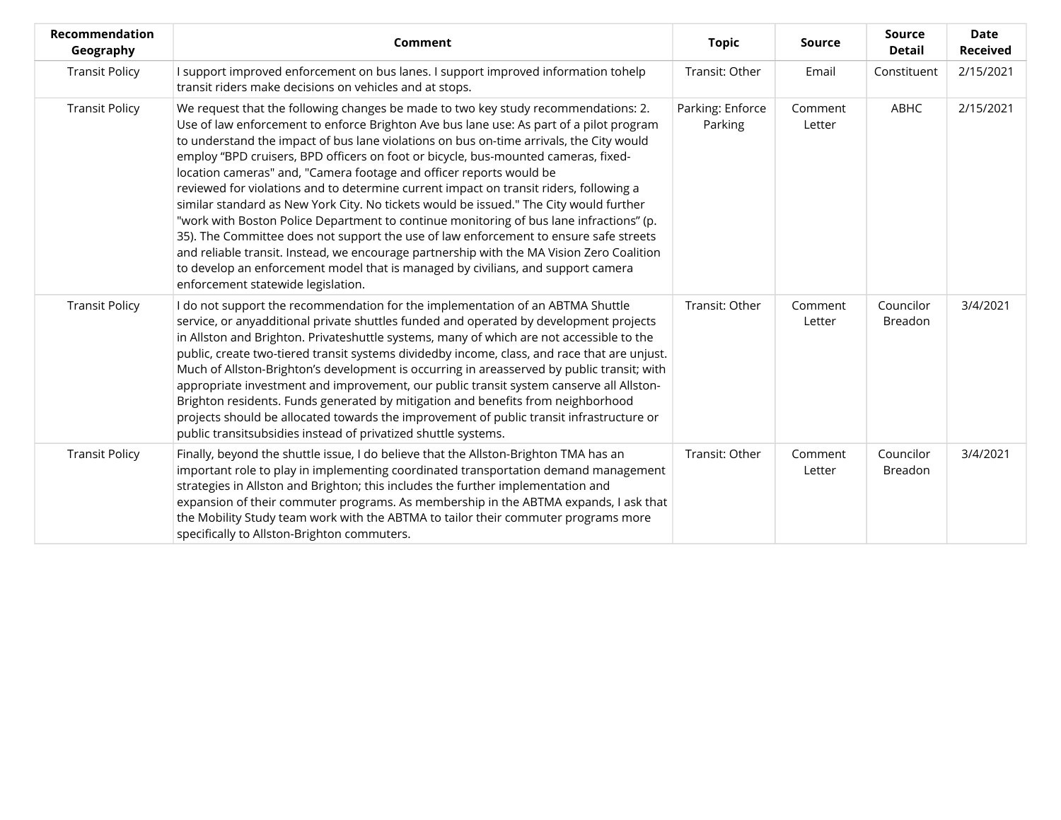| Recommendation Geography | Comment | Topic | Source | Source Detail | Date Received |
|---|---|---|---|---|---|
| Transit Policy | I support improved enforcement on bus lanes. I support improved information tohelp transit riders make decisions on vehicles and at stops. | Transit: Other | Email | Constituent | 2/15/2021 |
| Transit Policy | We request that the following changes be made to two key study recommendations: 2. Use of law enforcement to enforce Brighton Ave bus lane use: As part of a pilot program to understand the impact of bus lane violations on bus on-time arrivals, the City would employ "BPD cruisers, BPD officers on foot or bicycle, bus-mounted cameras, fixed-location cameras" and, "Camera footage and officer reports would be reviewed for violations and to determine current impact on transit riders, following a similar standard as New York City. No tickets would be issued." The City would further "work with Boston Police Department to continue monitoring of bus lane infractions" (p. 35). The Committee does not support the use of law enforcement to ensure safe streets and reliable transit. Instead, we encourage partnership with the MA Vision Zero Coalition to develop an enforcement model that is managed by civilians, and support camera enforcement statewide legislation. | Parking: Enforce Parking | Comment Letter | ABHC | 2/15/2021 |
| Transit Policy | I do not support the recommendation for the implementation of an ABTMA Shuttle service, or anyadditional private shuttles funded and operated by development projects in Allston and Brighton. Privateshuttle systems, many of which are not accessible to the public, create two-tiered transit systems dividedby income, class, and race that are unjust. Much of Allston-Brighton's development is occurring in areasserved by public transit; with appropriate investment and improvement, our public transit system canserve all Allston-Brighton residents. Funds generated by mitigation and benefits from neighborhood projects should be allocated towards the improvement of public transit infrastructure or public transitsubsidies instead of privatized shuttle systems. | Transit: Other | Comment Letter | Councilor Breadon | 3/4/2021 |
| Transit Policy | Finally, beyond the shuttle issue, I do believe that the Allston-Brighton TMA has an important role to play in implementing coordinated transportation demand management strategies in Allston and Brighton; this includes the further implementation and expansion of their commuter programs. As membership in the ABTMA expands, I ask that the Mobility Study team work with the ABTMA to tailor their commuter programs more specifically to Allston-Brighton commuters. | Transit: Other | Comment Letter | Councilor Breadon | 3/4/2021 |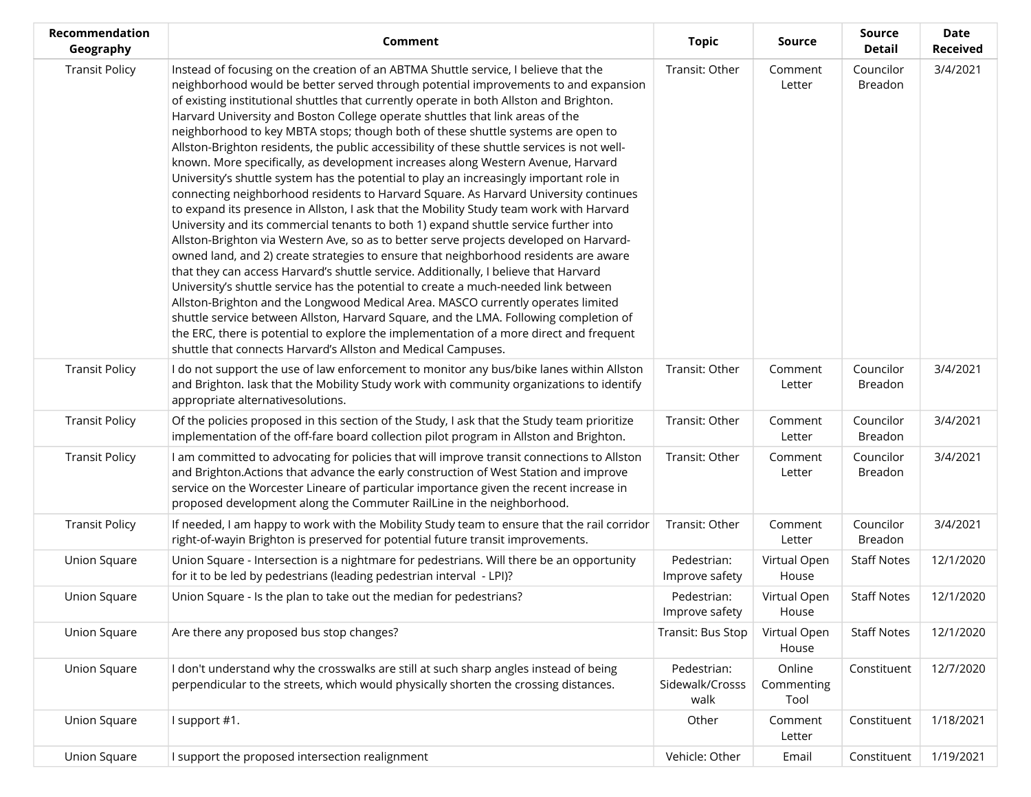| Recommendation Geography | Comment | Topic | Source | Source Detail | Date Received |
|---|---|---|---|---|---|
| Transit Policy | Instead of focusing on the creation of an ABTMA Shuttle service, I believe that the neighborhood would be better served through potential improvements to and expansion of existing institutional shuttles that currently operate in both Allston and Brighton. Harvard University and Boston College operate shuttles that link areas of the neighborhood to key MBTA stops; though both of these shuttle systems are open to Allston-Brighton residents, the public accessibility of these shuttle services is not well-known. More specifically, as development increases along Western Avenue, Harvard University's shuttle system has the potential to play an increasingly important role in connecting neighborhood residents to Harvard Square. As Harvard University continues to expand its presence in Allston, I ask that the Mobility Study team work with Harvard University and its commercial tenants to both 1) expand shuttle service further into Allston-Brighton via Western Ave, so as to better serve projects developed on Harvard-owned land, and 2) create strategies to ensure that neighborhood residents are aware that they can access Harvard's shuttle service. Additionally, I believe that Harvard University's shuttle service has the potential to create a much-needed link between Allston-Brighton and the Longwood Medical Area. MASCO currently operates limited shuttle service between Allston, Harvard Square, and the LMA. Following completion of the ERC, there is potential to explore the implementation of a more direct and frequent shuttle that connects Harvard's Allston and Medical Campuses. | Transit: Other | Comment Letter | Councilor Breadon | 3/4/2021 |
| Transit Policy | I do not support the use of law enforcement to monitor any bus/bike lanes within Allston and Brighton. Iask that the Mobility Study work with community organizations to identify appropriate alternativesolutions. | Transit: Other | Comment Letter | Councilor Breadon | 3/4/2021 |
| Transit Policy | Of the policies proposed in this section of the Study, I ask that the Study team prioritize implementation of the off-fare board collection pilot program in Allston and Brighton. | Transit: Other | Comment Letter | Councilor Breadon | 3/4/2021 |
| Transit Policy | I am committed to advocating for policies that will improve transit connections to Allston and Brighton.Actions that advance the early construction of West Station and improve service on the Worcester Lineare of particular importance given the recent increase in proposed development along the Commuter RailLine in the neighborhood. | Transit: Other | Comment Letter | Councilor Breadon | 3/4/2021 |
| Transit Policy | If needed, I am happy to work with the Mobility Study team to ensure that the rail corridor right-of-wayin Brighton is preserved for potential future transit improvements. | Transit: Other | Comment Letter | Councilor Breadon | 3/4/2021 |
| Union Square | Union Square - Intersection is a nightmare for pedestrians. Will there be an opportunity for it to be led by pedestrians (leading pedestrian interval - LPI)? | Pedestrian: Improve safety | Virtual Open House | Staff Notes | 12/1/2020 |
| Union Square | Union Square - Is the plan to take out the median for pedestrians? | Pedestrian: Improve safety | Virtual Open House | Staff Notes | 12/1/2020 |
| Union Square | Are there any proposed bus stop changes? | Transit: Bus Stop | Virtual Open House | Staff Notes | 12/1/2020 |
| Union Square | I don't understand why the crosswalks are still at such sharp angles instead of being perpendicular to the streets, which would physically shorten the crossing distances. | Pedestrian: Sidewalk/Crosss walk | Online Commenting Tool | Constituent | 12/7/2020 |
| Union Square | I support #1. | Other | Comment Letter | Constituent | 1/18/2021 |
| Union Square | I support the proposed intersection realignment | Vehicle: Other | Email | Constituent | 1/19/2021 |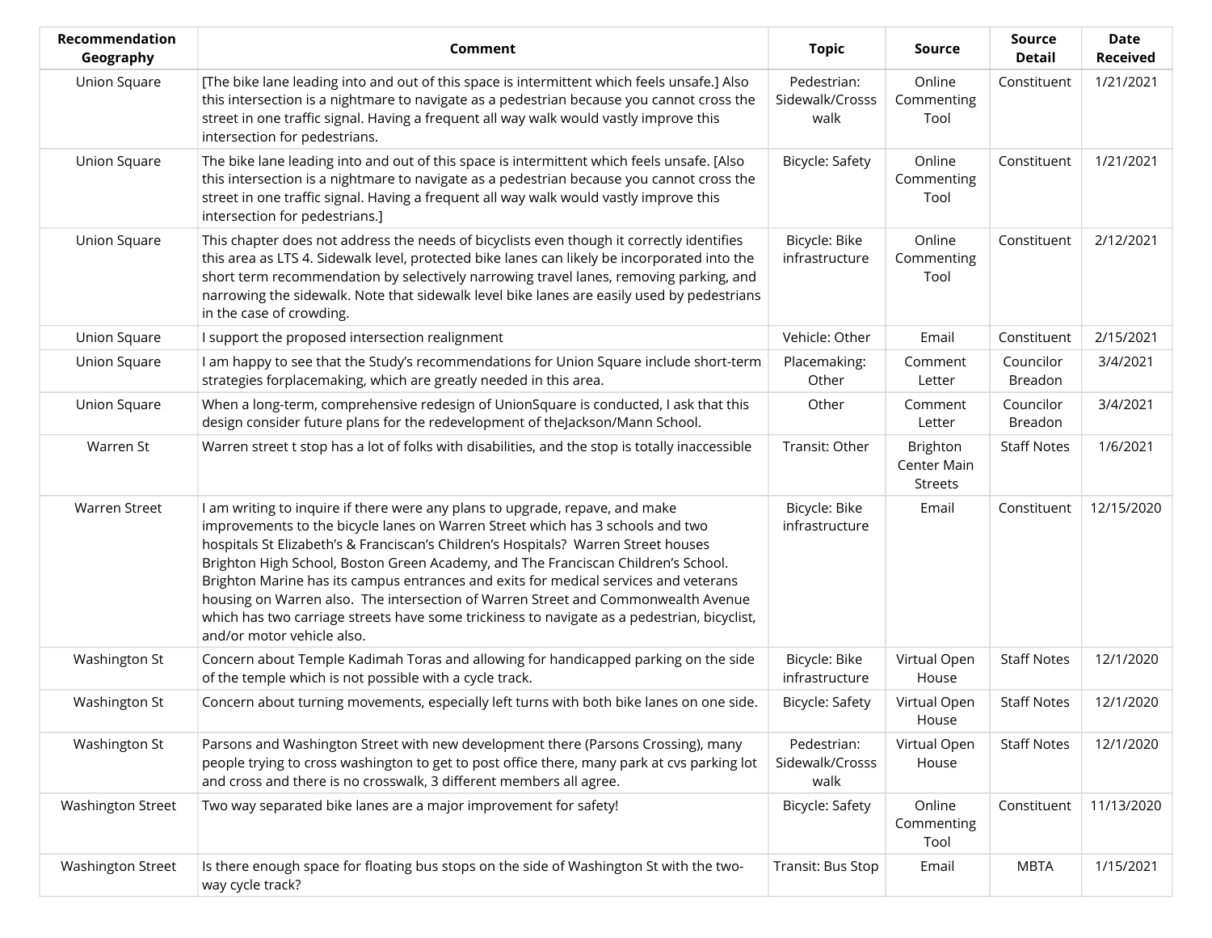| Recommendation Geography | Comment | Topic | Source | Source Detail | Date Received |
|---|---|---|---|---|---|
| Union Square | [The bike lane leading into and out of this space is intermittent which feels unsafe.] Also this intersection is a nightmare to navigate as a pedestrian because you cannot cross the street in one traffic signal. Having a frequent all way walk would vastly improve this intersection for pedestrians. | Pedestrian: Sidewalk/Crosss walk | Online Commenting Tool | Constituent | 1/21/2021 |
| Union Square | The bike lane leading into and out of this space is intermittent which feels unsafe. [Also this intersection is a nightmare to navigate as a pedestrian because you cannot cross the street in one traffic signal. Having a frequent all way walk would vastly improve this intersection for pedestrians.] | Bicycle: Safety | Online Commenting Tool | Constituent | 1/21/2021 |
| Union Square | This chapter does not address the needs of bicyclists even though it correctly identifies this area as LTS 4. Sidewalk level, protected bike lanes can likely be incorporated into the short term recommendation by selectively narrowing travel lanes, removing parking, and narrowing the sidewalk. Note that sidewalk level bike lanes are easily used by pedestrians in the case of crowding. | Bicycle: Bike infrastructure | Online Commenting Tool | Constituent | 2/12/2021 |
| Union Square | I support the proposed intersection realignment | Vehicle: Other | Email | Constituent | 2/15/2021 |
| Union Square | I am happy to see that the Study's recommendations for Union Square include short-term strategies forplacemaking, which are greatly needed in this area. | Placemaking: Other | Comment Letter | Councilor Breadon | 3/4/2021 |
| Union Square | When a long-term, comprehensive redesign of UnionSquare is conducted, I ask that this design consider future plans for the redevelopment of theJackson/Mann School. | Other | Comment Letter | Councilor Breadon | 3/4/2021 |
| Warren St | Warren street t stop has a lot of folks with disabilities, and the stop is totally inaccessible | Transit: Other | Brighton Center Main Streets | Staff Notes | 1/6/2021 |
| Warren Street | I am writing to inquire if there were any plans to upgrade, repave, and make improvements to the bicycle lanes on Warren Street which has 3 schools and two hospitals St Elizabeth's & Franciscan's Children's Hospitals? Warren Street houses Brighton High School, Boston Green Academy, and The Franciscan Children's School. Brighton Marine has its campus entrances and exits for medical services and veterans housing on Warren also. The intersection of Warren Street and Commonwealth Avenue which has two carriage streets have some trickiness to navigate as a pedestrian, bicyclist, and/or motor vehicle also. | Bicycle: Bike infrastructure | Email | Constituent | 12/15/2020 |
| Washington St | Concern about Temple Kadimah Toras and allowing for handicapped parking on the side of the temple which is not possible with a cycle track. | Bicycle: Bike infrastructure | Virtual Open House | Staff Notes | 12/1/2020 |
| Washington St | Concern about turning movements, especially left turns with both bike lanes on one side. | Bicycle: Safety | Virtual Open House | Staff Notes | 12/1/2020 |
| Washington St | Parsons and Washington Street with new development there (Parsons Crossing), many people trying to cross washington to get to post office there, many park at cvs parking lot and cross and there is no crosswalk, 3 different members all agree. | Pedestrian: Sidewalk/Crosss walk | Virtual Open House | Staff Notes | 12/1/2020 |
| Washington Street | Two way separated bike lanes are a major improvement for safety! | Bicycle: Safety | Online Commenting Tool | Constituent | 11/13/2020 |
| Washington Street | Is there enough space for floating bus stops on the side of Washington St with the two-way cycle track? | Transit: Bus Stop | Email | MBTA | 1/15/2021 |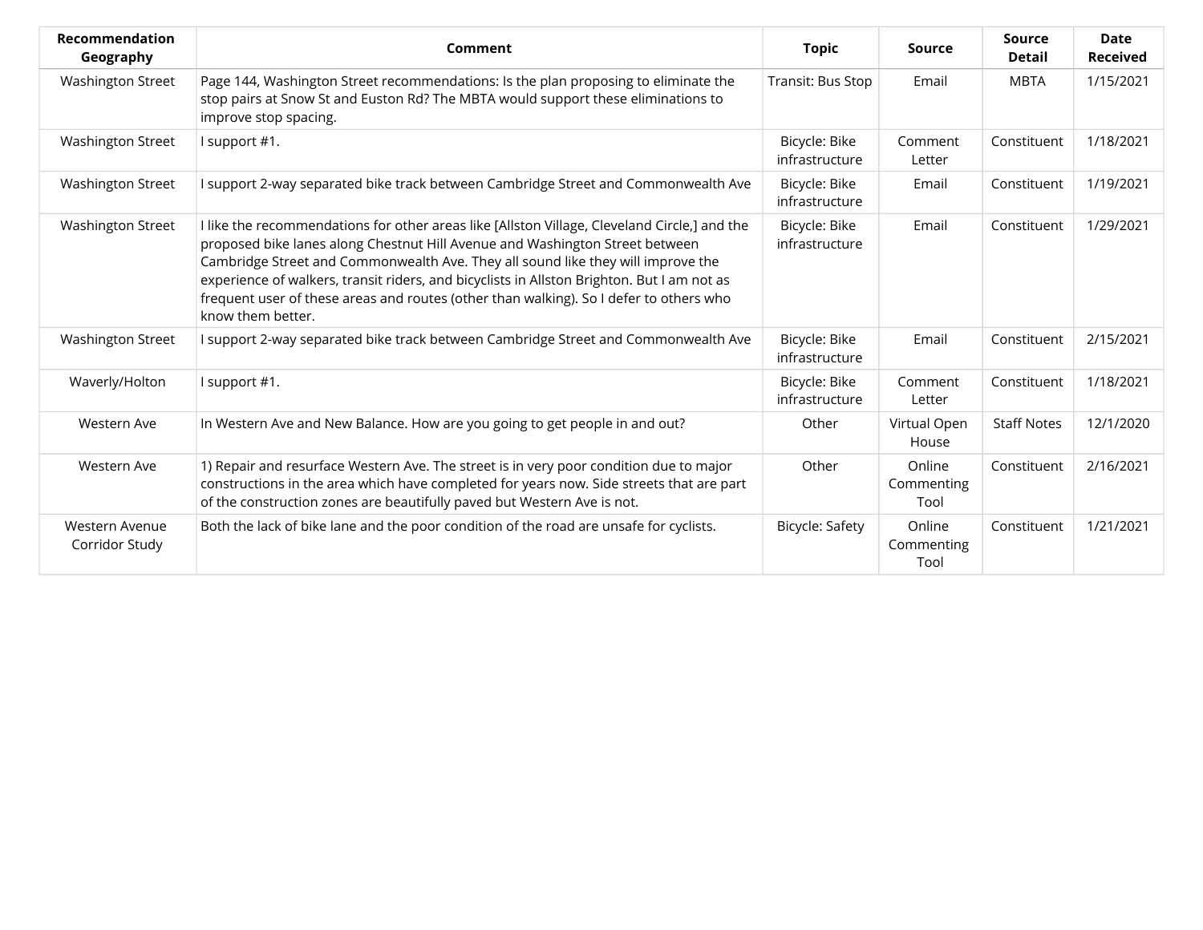| Recommendation Geography | Comment | Topic | Source | Source Detail | Date Received |
|---|---|---|---|---|---|
| Washington Street | Page 144, Washington Street recommendations: Is the plan proposing to eliminate the stop pairs at Snow St and Euston Rd? The MBTA would support these eliminations to improve stop spacing. | Transit: Bus Stop | Email | MBTA | 1/15/2021 |
| Washington Street | I support #1. | Bicycle: Bike infrastructure | Comment Letter | Constituent | 1/18/2021 |
| Washington Street | I support 2-way separated bike track between Cambridge Street and Commonwealth Ave | Bicycle: Bike infrastructure | Email | Constituent | 1/19/2021 |
| Washington Street | I like the recommendations for other areas like [Allston Village, Cleveland Circle,] and the proposed bike lanes along Chestnut Hill Avenue and Washington Street between Cambridge Street and Commonwealth Ave. They all sound like they will improve the experience of walkers, transit riders, and bicyclists in Allston Brighton. But I am not as frequent user of these areas and routes (other than walking). So I defer to others who know them better. | Bicycle: Bike infrastructure | Email | Constituent | 1/29/2021 |
| Washington Street | I support 2-way separated bike track between Cambridge Street and Commonwealth Ave | Bicycle: Bike infrastructure | Email | Constituent | 2/15/2021 |
| Waverly/Holton | I support #1. | Bicycle: Bike infrastructure | Comment Letter | Constituent | 1/18/2021 |
| Western Ave | In Western Ave and New Balance. How are you going to get people in and out? | Other | Virtual Open House | Staff Notes | 12/1/2020 |
| Western Ave | 1) Repair and resurface Western Ave. The street is in very poor condition due to major constructions in the area which have completed for years now. Side streets that are part of the construction zones are beautifully paved but Western Ave is not. | Other | Online Commenting Tool | Constituent | 2/16/2021 |
| Western Avenue Corridor Study | Both the lack of bike lane and the poor condition of the road are unsafe for cyclists. | Bicycle: Safety | Online Commenting Tool | Constituent | 1/21/2021 |